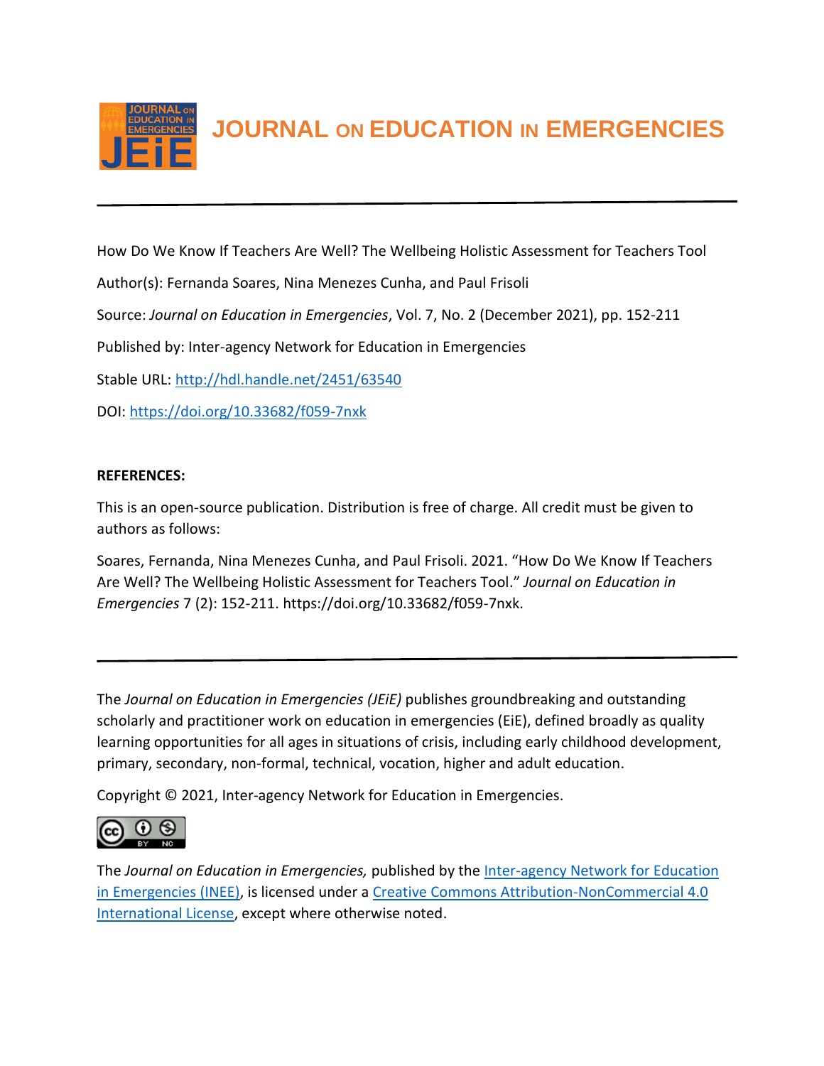# JOURNAL ON EDUCATION IN EMERGENCIES

How Do We Know If Teachers Are Well? The Wellbeing Holistic Assessment for Teachers Tool

Author(s): Fernanda Soares, Nina Menezes Cunha, and Paul Frisoli

Source: *Journal on Education in Emergencies*, Vol. 7, No. 2 (December 2021), pp. 152-211

Published by: Inter-agency Network for Education in Emergencies

Stable URL: http://hdl.handle.net/2451/63540

DOI: https://doi.org/10.33682/f059-7nxk

**REFERENCES:**

This is an open-source publication. Distribution is free of charge. All credit must be given to authors as follows:

Soares, Fernanda, Nina Menezes Cunha, and Paul Frisoli. 2021. "How Do We Know If Teachers Are Well? The Wellbeing Holistic Assessment for Teachers Tool." *Journal on Education in Emergencies* 7 (2): 152-211. https://doi.org/10.33682/f059-7nxk.

---

The *Journal on Education in Emergencies (JEiE)* publishes groundbreaking and outstanding scholarly and practitioner work on education in emergencies (EiE), defined broadly as quality learning opportunities for all ages in situations of crisis, including early childhood development, primary, secondary, non-formal, technical, vocation, higher and adult education.

Copyright © 2021, Inter-agency Network for Education in Emergencies.

The *Journal on Education in Emergencies,* published by the Inter-agency Network for Education in Emergencies (INEE), is licensed under a Creative Commons Attribution-NonCommercial 4.0 International License, except where otherwise noted.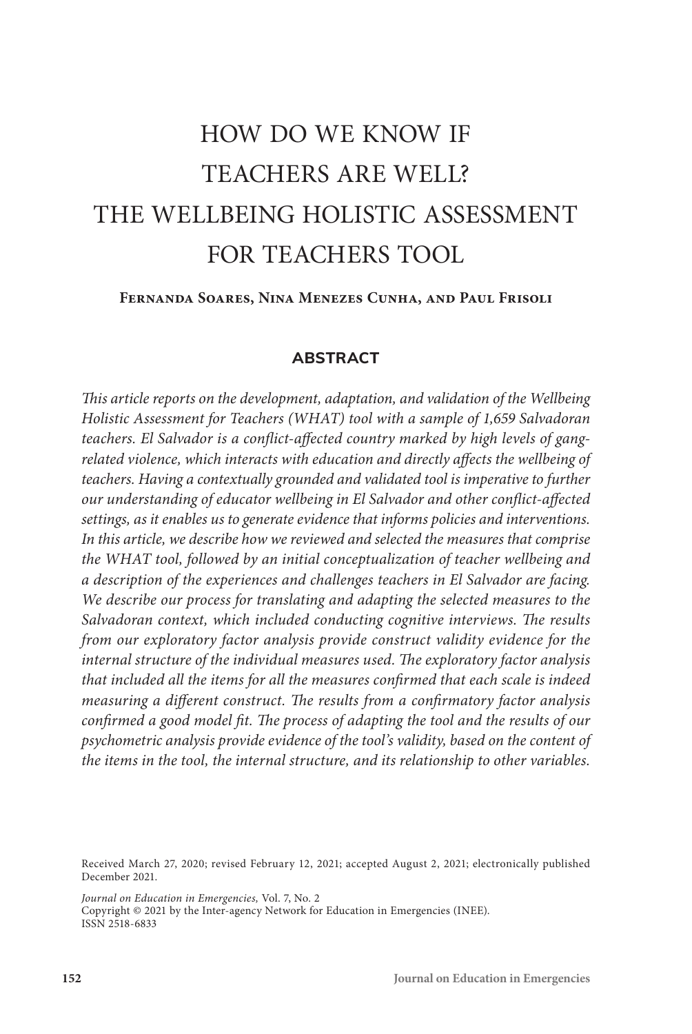# HOW DO WE KNOW IF TEACHERS ARE WELL? THE WELLBEING HOLISTIC ASSESSMENT FOR TEACHERS TOOL

**Fernanda Soares, Nina Menezes Cunha, and Paul Frisoli**

## ABSTRACT

*This article reports on the development, adaptation, and validation of the Wellbeing Holistic Assessment for Teachers (WHAT) tool with a sample of 1,659 Salvadoran teachers. El Salvador is a conflict-affected country marked by high levels of gang-related violence, which interacts with education and directly affects the wellbeing of teachers. Having a contextually grounded and validated tool is imperative to further our understanding of educator wellbeing in El Salvador and other conflict-affected settings, as it enables us to generate evidence that informs policies and interventions. In this article, we describe how we reviewed and selected the measures that comprise the WHAT tool, followed by an initial conceptualization of teacher wellbeing and a description of the experiences and challenges teachers in El Salvador are facing. We describe our process for translating and adapting the selected measures to the Salvadoran context, which included conducting cognitive interviews. The results from our exploratory factor analysis provide construct validity evidence for the internal structure of the individual measures used. The exploratory factor analysis that included all the items for all the measures confirmed that each scale is indeed measuring a different construct. The results from a confirmatory factor analysis confirmed a good model fit. The process of adapting the tool and the results of our psychometric analysis provide evidence of the tool's validity, based on the content of the items in the tool, the internal structure, and its relationship to other variables.*

Received March 27, 2020; revised February 12, 2021; accepted August 2, 2021; electronically published December 2021.

*Journal on Education in Emergencies,* Vol. 7, No. 2
Copyright © 2021 by the Inter-agency Network for Education in Emergencies (INEE).
ISSN 2518-6833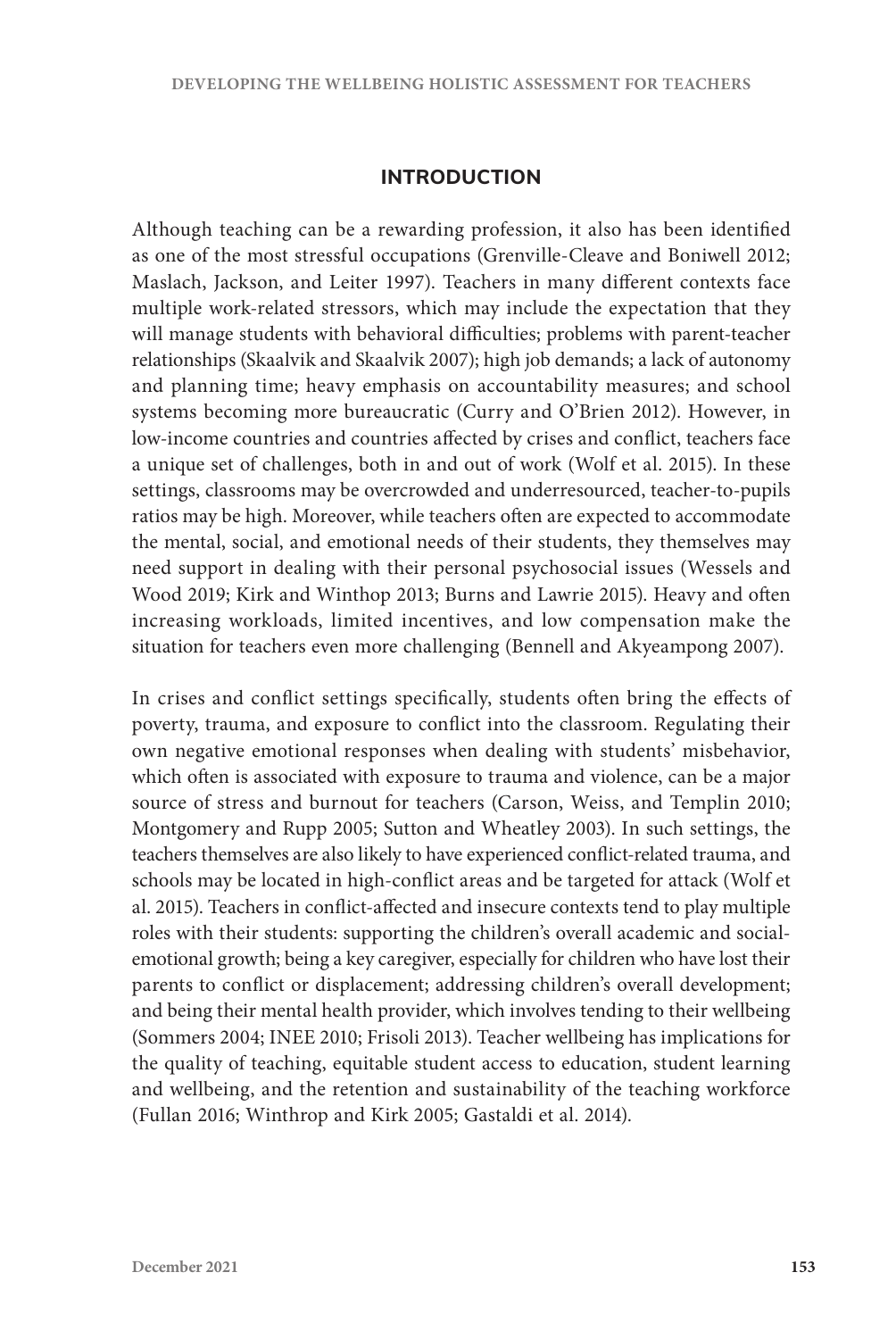## INTRODUCTION

Although teaching can be a rewarding profession, it also has been identified as one of the most stressful occupations (Grenville-Cleave and Boniwell 2012; Maslach, Jackson, and Leiter 1997). Teachers in many different contexts face multiple work-related stressors, which may include the expectation that they will manage students with behavioral difficulties; problems with parent-teacher relationships (Skaalvik and Skaalvik 2007); high job demands; a lack of autonomy and planning time; heavy emphasis on accountability measures; and school systems becoming more bureaucratic (Curry and O'Brien 2012). However, in low-income countries and countries affected by crises and conflict, teachers face a unique set of challenges, both in and out of work (Wolf et al. 2015). In these settings, classrooms may be overcrowded and underresourced, teacher-to-pupils ratios may be high. Moreover, while teachers often are expected to accommodate the mental, social, and emotional needs of their students, they themselves may need support in dealing with their personal psychosocial issues (Wessels and Wood 2019; Kirk and Winthop 2013; Burns and Lawrie 2015). Heavy and often increasing workloads, limited incentives, and low compensation make the situation for teachers even more challenging (Bennell and Akyeampong 2007).

In crises and conflict settings specifically, students often bring the effects of poverty, trauma, and exposure to conflict into the classroom. Regulating their own negative emotional responses when dealing with students' misbehavior, which often is associated with exposure to trauma and violence, can be a major source of stress and burnout for teachers (Carson, Weiss, and Templin 2010; Montgomery and Rupp 2005; Sutton and Wheatley 2003). In such settings, the teachers themselves are also likely to have experienced conflict-related trauma, and schools may be located in high-conflict areas and be targeted for attack (Wolf et al. 2015). Teachers in conflict-affected and insecure contexts tend to play multiple roles with their students: supporting the children's overall academic and social-emotional growth; being a key caregiver, especially for children who have lost their parents to conflict or displacement; addressing children's overall development; and being their mental health provider, which involves tending to their wellbeing (Sommers 2004; INEE 2010; Frisoli 2013). Teacher wellbeing has implications for the quality of teaching, equitable student access to education, student learning and wellbeing, and the retention and sustainability of the teaching workforce (Fullan 2016; Winthrop and Kirk 2005; Gastaldi et al. 2014).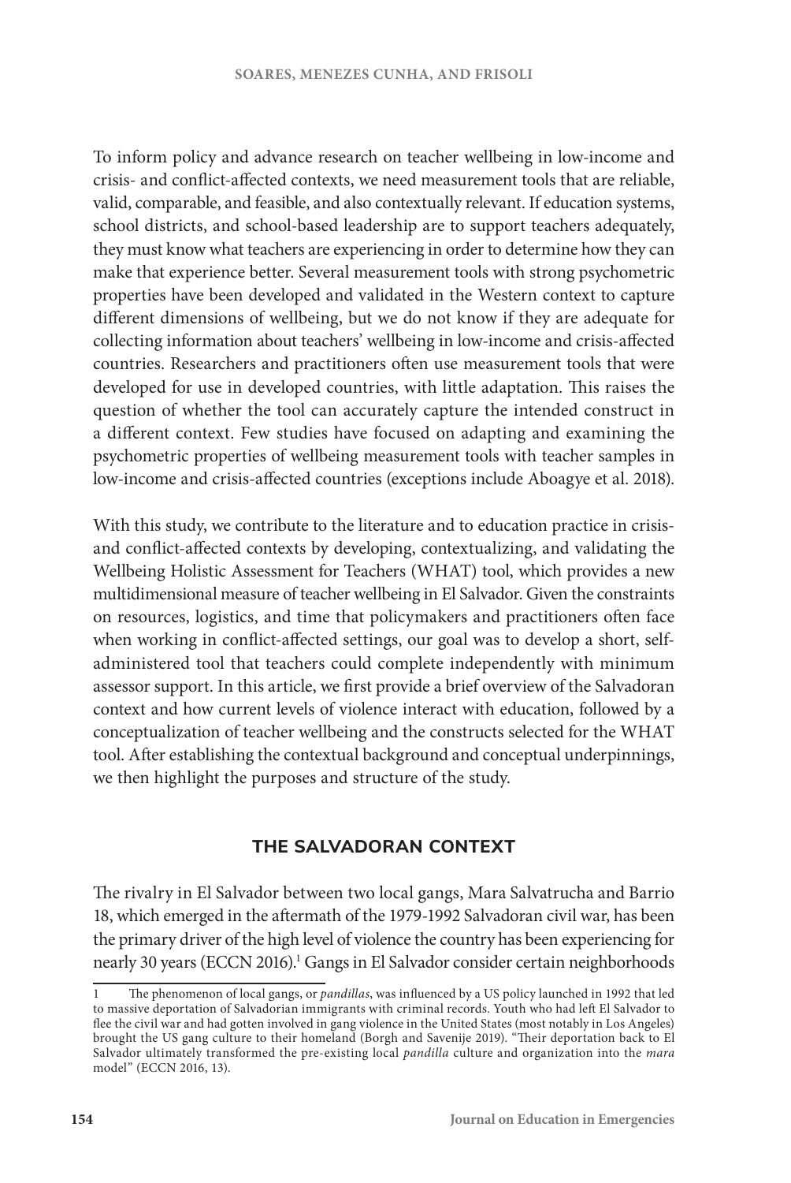To inform policy and advance research on teacher wellbeing in low-income and crisis- and conflict-affected contexts, we need measurement tools that are reliable, valid, comparable, and feasible, and also contextually relevant. If education systems, school districts, and school-based leadership are to support teachers adequately, they must know what teachers are experiencing in order to determine how they can make that experience better. Several measurement tools with strong psychometric properties have been developed and validated in the Western context to capture different dimensions of wellbeing, but we do not know if they are adequate for collecting information about teachers' wellbeing in low-income and crisis-affected countries. Researchers and practitioners often use measurement tools that were developed for use in developed countries, with little adaptation. This raises the question of whether the tool can accurately capture the intended construct in a different context. Few studies have focused on adapting and examining the psychometric properties of wellbeing measurement tools with teacher samples in low-income and crisis-affected countries (exceptions include Aboagye et al. 2018).

With this study, we contribute to the literature and to education practice in crisis- and conflict-affected contexts by developing, contextualizing, and validating the Wellbeing Holistic Assessment for Teachers (WHAT) tool, which provides a new multidimensional measure of teacher wellbeing in El Salvador. Given the constraints on resources, logistics, and time that policymakers and practitioners often face when working in conflict-affected settings, our goal was to develop a short, self-administered tool that teachers could complete independently with minimum assessor support. In this article, we first provide a brief overview of the Salvadoran context and how current levels of violence interact with education, followed by a conceptualization of teacher wellbeing and the constructs selected for the WHAT tool. After establishing the contextual background and conceptual underpinnings, we then highlight the purposes and structure of the study.

## THE SALVADORAN CONTEXT

The rivalry in El Salvador between two local gangs, Mara Salvatrucha and Barrio 18, which emerged in the aftermath of the 1979-1992 Salvadoran civil war, has been the primary driver of the high level of violence the country has been experiencing for nearly 30 years (ECCN 2016).[1] Gangs in El Salvador consider certain neighborhoods

---

1 The phenomenon of local gangs, or *pandillas*, was influenced by a US policy launched in 1992 that led to massive deportation of Salvadorian immigrants with criminal records. Youth who had left El Salvador to flee the civil war and had gotten involved in gang violence in the United States (most notably in Los Angeles) brought the US gang culture to their homeland (Borgh and Savenije 2019). "Their deportation back to El Salvador ultimately transformed the pre-existing local *pandilla* culture and organization into the *mara* model" (ECCN 2016, 13).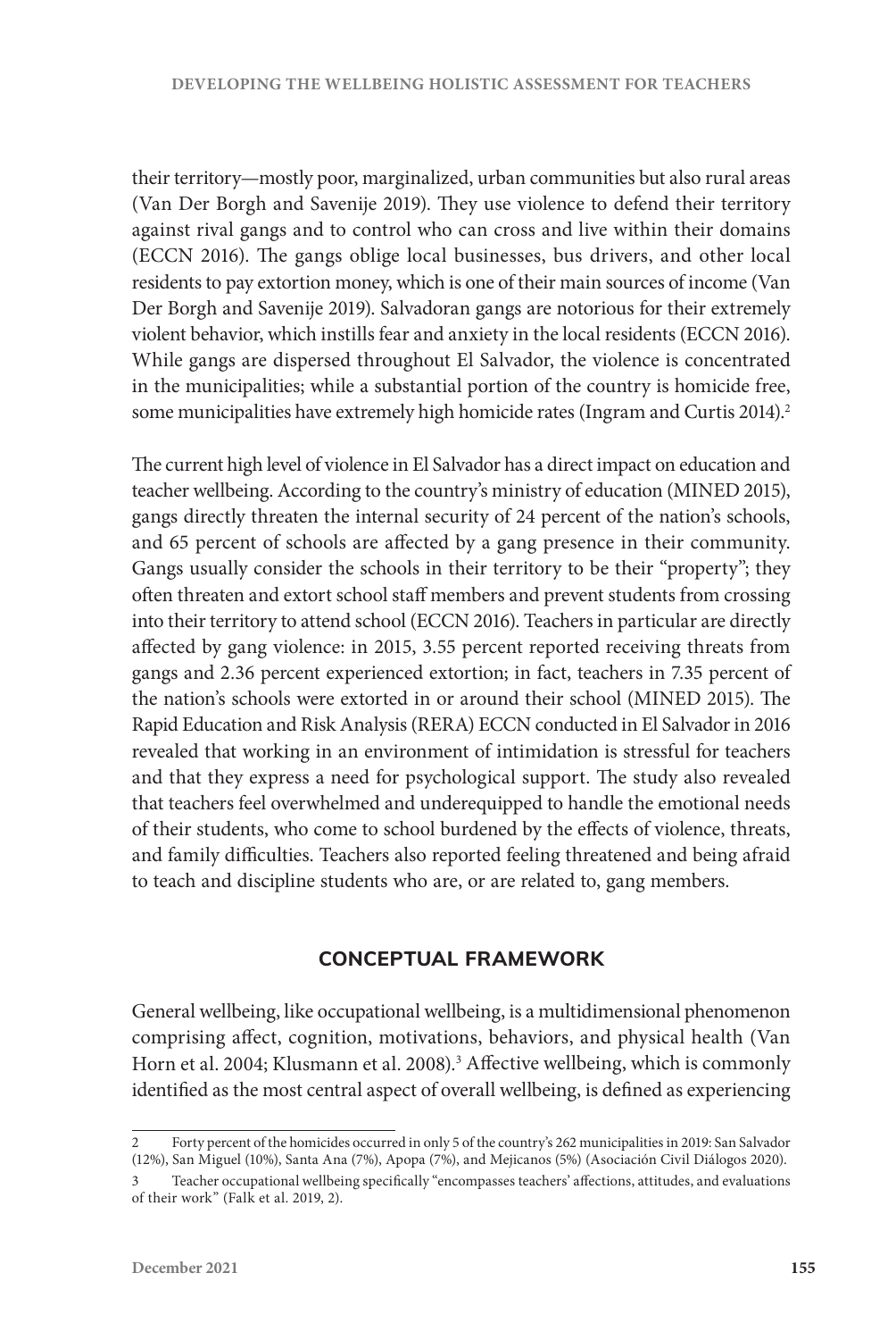their territory—mostly poor, marginalized, urban communities but also rural areas (Van Der Borgh and Savenije 2019). They use violence to defend their territory against rival gangs and to control who can cross and live within their domains (ECCN 2016). The gangs oblige local businesses, bus drivers, and other local residents to pay extortion money, which is one of their main sources of income (Van Der Borgh and Savenije 2019). Salvadoran gangs are notorious for their extremely violent behavior, which instills fear and anxiety in the local residents (ECCN 2016). While gangs are dispersed throughout El Salvador, the violence is concentrated in the municipalities; while a substantial portion of the country is homicide free, some municipalities have extremely high homicide rates (Ingram and Curtis 2014).[2]

The current high level of violence in El Salvador has a direct impact on education and teacher wellbeing. According to the country's ministry of education (MINED 2015), gangs directly threaten the internal security of 24 percent of the nation's schools, and 65 percent of schools are affected by a gang presence in their community. Gangs usually consider the schools in their territory to be their "property"; they often threaten and extort school staff members and prevent students from crossing into their territory to attend school (ECCN 2016). Teachers in particular are directly affected by gang violence: in 2015, 3.55 percent reported receiving threats from gangs and 2.36 percent experienced extortion; in fact, teachers in 7.35 percent of the nation's schools were extorted in or around their school (MINED 2015). The Rapid Education and Risk Analysis (RERA) ECCN conducted in El Salvador in 2016 revealed that working in an environment of intimidation is stressful for teachers and that they express a need for psychological support. The study also revealed that teachers feel overwhelmed and underequipped to handle the emotional needs of their students, who come to school burdened by the effects of violence, threats, and family difficulties. Teachers also reported feeling threatened and being afraid to teach and discipline students who are, or are related to, gang members.

## CONCEPTUAL FRAMEWORK

General wellbeing, like occupational wellbeing, is a multidimensional phenomenon comprising affect, cognition, motivations, behaviors, and physical health (Van Horn et al. 2004; Klusmann et al. 2008).[3] Affective wellbeing, which is commonly identified as the most central aspect of overall wellbeing, is defined as experiencing

---

2 Forty percent of the homicides occurred in only 5 of the country's 262 municipalities in 2019: San Salvador (12%), San Miguel (10%), Santa Ana (7%), Apopa (7%), and Mejicanos (5%) (Asociación Civil Diálogos 2020).

3 Teacher occupational wellbeing specifically "encompasses teachers' affections, attitudes, and evaluations of their work" (Falk et al. 2019, 2).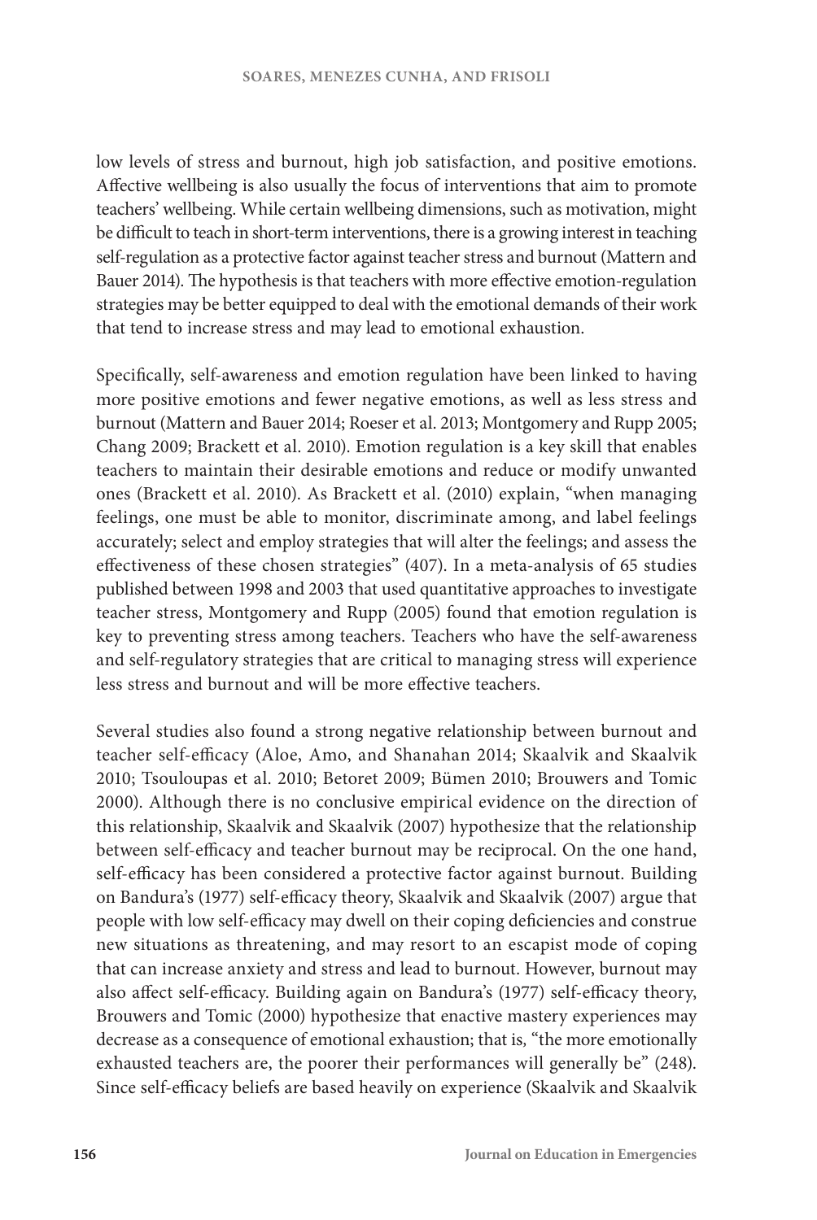low levels of stress and burnout, high job satisfaction, and positive emotions. Affective wellbeing is also usually the focus of interventions that aim to promote teachers' wellbeing. While certain wellbeing dimensions, such as motivation, might be difficult to teach in short-term interventions, there is a growing interest in teaching self-regulation as a protective factor against teacher stress and burnout (Mattern and Bauer 2014). The hypothesis is that teachers with more effective emotion-regulation strategies may be better equipped to deal with the emotional demands of their work that tend to increase stress and may lead to emotional exhaustion.

Specifically, self-awareness and emotion regulation have been linked to having more positive emotions and fewer negative emotions, as well as less stress and burnout (Mattern and Bauer 2014; Roeser et al. 2013; Montgomery and Rupp 2005; Chang 2009; Brackett et al. 2010). Emotion regulation is a key skill that enables teachers to maintain their desirable emotions and reduce or modify unwanted ones (Brackett et al. 2010). As Brackett et al. (2010) explain, "when managing feelings, one must be able to monitor, discriminate among, and label feelings accurately; select and employ strategies that will alter the feelings; and assess the effectiveness of these chosen strategies" (407). In a meta-analysis of 65 studies published between 1998 and 2003 that used quantitative approaches to investigate teacher stress, Montgomery and Rupp (2005) found that emotion regulation is key to preventing stress among teachers. Teachers who have the self-awareness and self-regulatory strategies that are critical to managing stress will experience less stress and burnout and will be more effective teachers.

Several studies also found a strong negative relationship between burnout and teacher self-efficacy (Aloe, Amo, and Shanahan 2014; Skaalvik and Skaalvik 2010; Tsouloupas et al. 2010; Betoret 2009; Bümen 2010; Brouwers and Tomic 2000). Although there is no conclusive empirical evidence on the direction of this relationship, Skaalvik and Skaalvik (2007) hypothesize that the relationship between self-efficacy and teacher burnout may be reciprocal. On the one hand, self-efficacy has been considered a protective factor against burnout. Building on Bandura's (1977) self-efficacy theory, Skaalvik and Skaalvik (2007) argue that people with low self-efficacy may dwell on their coping deficiencies and construe new situations as threatening, and may resort to an escapist mode of coping that can increase anxiety and stress and lead to burnout. However, burnout may also affect self-efficacy. Building again on Bandura's (1977) self-efficacy theory, Brouwers and Tomic (2000) hypothesize that enactive mastery experiences may decrease as a consequence of emotional exhaustion; that is, "the more emotionally exhausted teachers are, the poorer their performances will generally be" (248). Since self-efficacy beliefs are based heavily on experience (Skaalvik and Skaalvik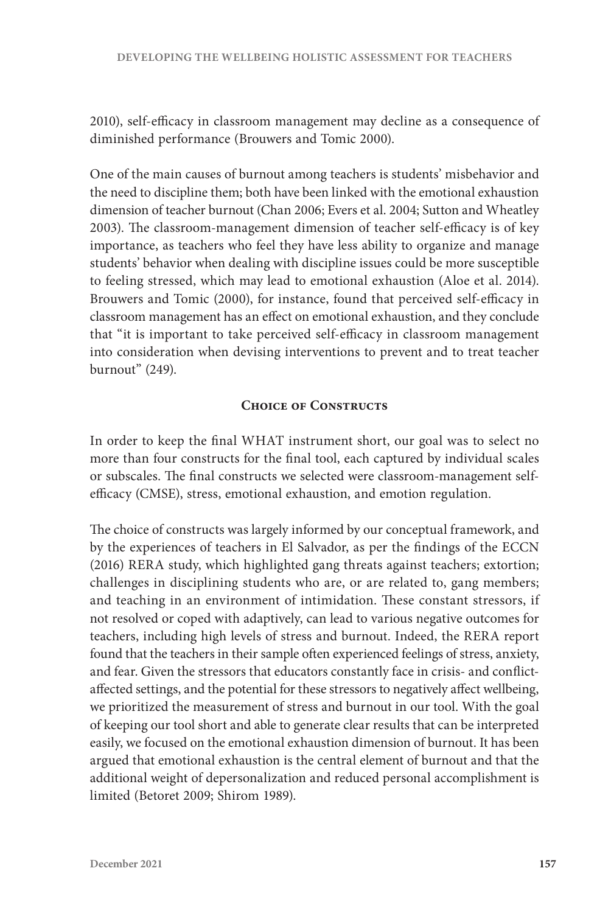2010), self-efficacy in classroom management may decline as a consequence of diminished performance (Brouwers and Tomic 2000).

One of the main causes of burnout among teachers is students' misbehavior and the need to discipline them; both have been linked with the emotional exhaustion dimension of teacher burnout (Chan 2006; Evers et al. 2004; Sutton and Wheatley 2003). The classroom-management dimension of teacher self-efficacy is of key importance, as teachers who feel they have less ability to organize and manage students' behavior when dealing with discipline issues could be more susceptible to feeling stressed, which may lead to emotional exhaustion (Aloe et al. 2014). Brouwers and Tomic (2000), for instance, found that perceived self-efficacy in classroom management has an effect on emotional exhaustion, and they conclude that "it is important to take perceived self-efficacy in classroom management into consideration when devising interventions to prevent and to treat teacher burnout" (249).

## Choice of Constructs

In order to keep the final WHAT instrument short, our goal was to select no more than four constructs for the final tool, each captured by individual scales or subscales. The final constructs we selected were classroom-management self-efficacy (CMSE), stress, emotional exhaustion, and emotion regulation.

The choice of constructs was largely informed by our conceptual framework, and by the experiences of teachers in El Salvador, as per the findings of the ECCN (2016) RERA study, which highlighted gang threats against teachers; extortion; challenges in disciplining students who are, or are related to, gang members; and teaching in an environment of intimidation. These constant stressors, if not resolved or coped with adaptively, can lead to various negative outcomes for teachers, including high levels of stress and burnout. Indeed, the RERA report found that the teachers in their sample often experienced feelings of stress, anxiety, and fear. Given the stressors that educators constantly face in crisis- and conflict-affected settings, and the potential for these stressors to negatively affect wellbeing, we prioritized the measurement of stress and burnout in our tool. With the goal of keeping our tool short and able to generate clear results that can be interpreted easily, we focused on the emotional exhaustion dimension of burnout. It has been argued that emotional exhaustion is the central element of burnout and that the additional weight of depersonalization and reduced personal accomplishment is limited (Betoret 2009; Shirom 1989).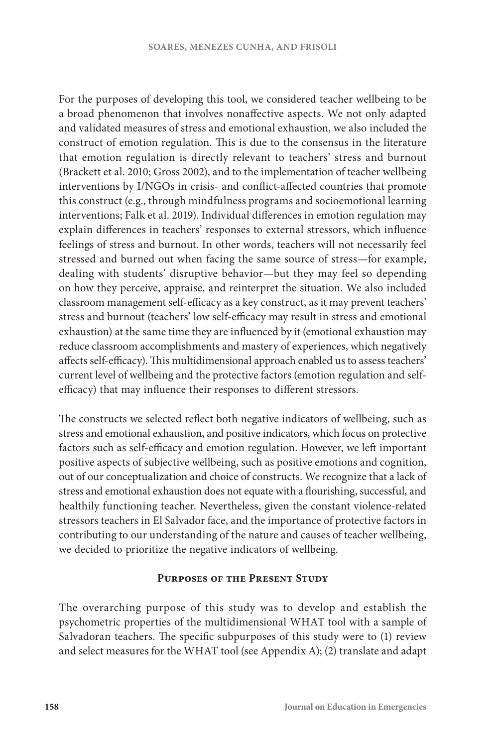For the purposes of developing this tool, we considered teacher wellbeing to be a broad phenomenon that involves nonaffective aspects. We not only adapted and validated measures of stress and emotional exhaustion, we also included the construct of emotion regulation. This is due to the consensus in the literature that emotion regulation is directly relevant to teachers' stress and burnout (Brackett et al. 2010; Gross 2002), and to the implementation of teacher wellbeing interventions by I/NGOs in crisis- and conflict-affected countries that promote this construct (e.g., through mindfulness programs and socioemotional learning interventions; Falk et al. 2019). Individual differences in emotion regulation may explain differences in teachers' responses to external stressors, which influence feelings of stress and burnout. In other words, teachers will not necessarily feel stressed and burned out when facing the same source of stress—for example, dealing with students' disruptive behavior—but they may feel so depending on how they perceive, appraise, and reinterpret the situation. We also included classroom management self-efficacy as a key construct, as it may prevent teachers' stress and burnout (teachers' low self-efficacy may result in stress and emotional exhaustion) at the same time they are influenced by it (emotional exhaustion may reduce classroom accomplishments and mastery of experiences, which negatively affects self-efficacy). This multidimensional approach enabled us to assess teachers' current level of wellbeing and the protective factors (emotion regulation and self-efficacy) that may influence their responses to different stressors.

The constructs we selected reflect both negative indicators of wellbeing, such as stress and emotional exhaustion, and positive indicators, which focus on protective factors such as self-efficacy and emotion regulation. However, we left important positive aspects of subjective wellbeing, such as positive emotions and cognition, out of our conceptualization and choice of constructs. We recognize that a lack of stress and emotional exhaustion does not equate with a flourishing, successful, and healthily functioning teacher. Nevertheless, given the constant violence-related stressors teachers in El Salvador face, and the importance of protective factors in contributing to our understanding of the nature and causes of teacher wellbeing, we decided to prioritize the negative indicators of wellbeing.

## Purposes of the Present Study

The overarching purpose of this study was to develop and establish the psychometric properties of the multidimensional WHAT tool with a sample of Salvadoran teachers. The specific subpurposes of this study were to (1) review and select measures for the WHAT tool (see Appendix A); (2) translate and adapt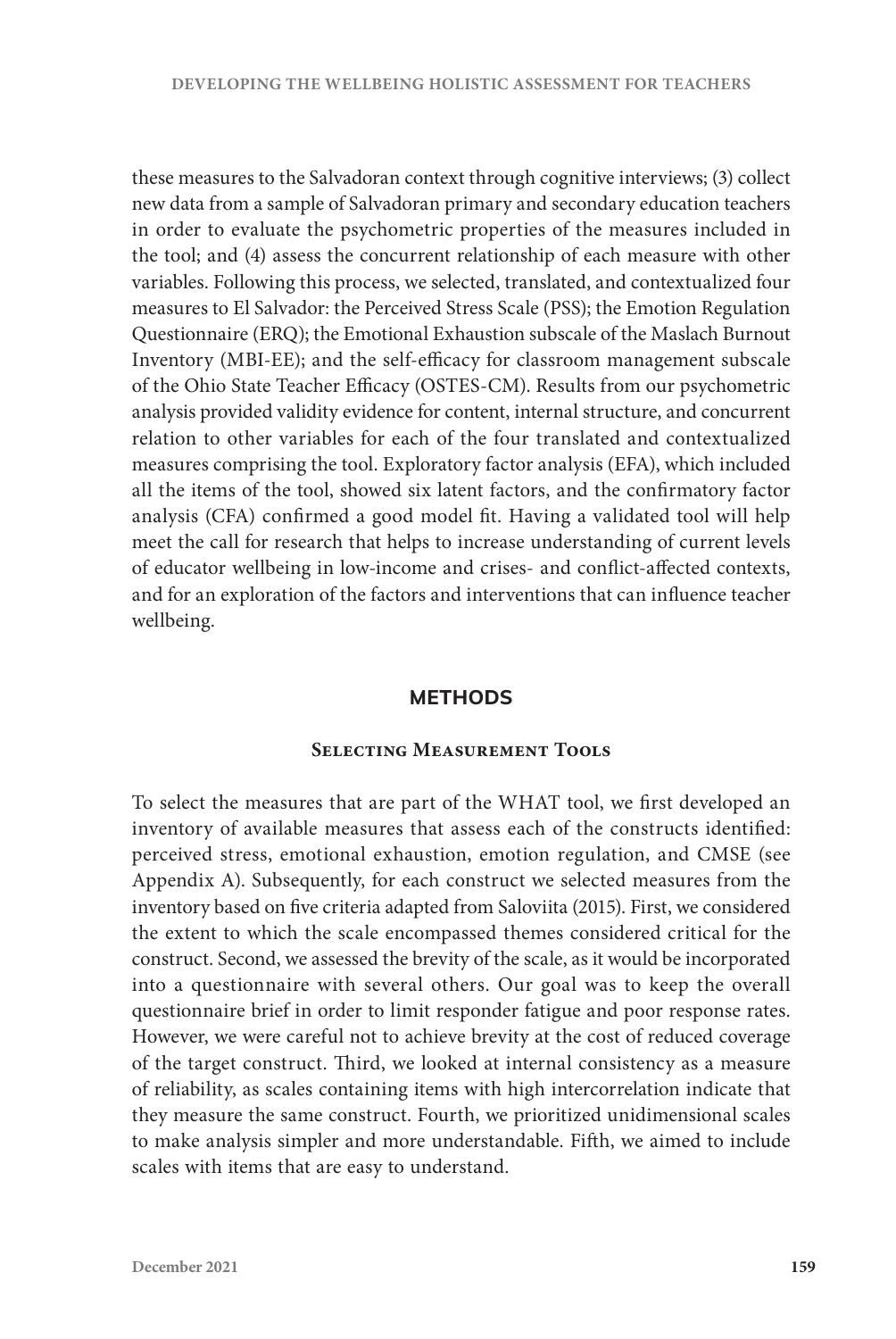these measures to the Salvadoran context through cognitive interviews; (3) collect new data from a sample of Salvadoran primary and secondary education teachers in order to evaluate the psychometric properties of the measures included in the tool; and (4) assess the concurrent relationship of each measure with other variables. Following this process, we selected, translated, and contextualized four measures to El Salvador: the Perceived Stress Scale (PSS); the Emotion Regulation Questionnaire (ERQ); the Emotional Exhaustion subscale of the Maslach Burnout Inventory (MBI-EE); and the self-efficacy for classroom management subscale of the Ohio State Teacher Efficacy (OSTES-CM). Results from our psychometric analysis provided validity evidence for content, internal structure, and concurrent relation to other variables for each of the four translated and contextualized measures comprising the tool. Exploratory factor analysis (EFA), which included all the items of the tool, showed six latent factors, and the confirmatory factor analysis (CFA) confirmed a good model fit. Having a validated tool will help meet the call for research that helps to increase understanding of current levels of educator wellbeing in low-income and crises- and conflict-affected contexts, and for an exploration of the factors and interventions that can influence teacher wellbeing.

## METHODS

### Selecting Measurement Tools

To select the measures that are part of the WHAT tool, we first developed an inventory of available measures that assess each of the constructs identified: perceived stress, emotional exhaustion, emotion regulation, and CMSE (see Appendix A). Subsequently, for each construct we selected measures from the inventory based on five criteria adapted from Saloviita (2015). First, we considered the extent to which the scale encompassed themes considered critical for the construct. Second, we assessed the brevity of the scale, as it would be incorporated into a questionnaire with several others. Our goal was to keep the overall questionnaire brief in order to limit responder fatigue and poor response rates. However, we were careful not to achieve brevity at the cost of reduced coverage of the target construct. Third, we looked at internal consistency as a measure of reliability, as scales containing items with high intercorrelation indicate that they measure the same construct. Fourth, we prioritized unidimensional scales to make analysis simpler and more understandable. Fifth, we aimed to include scales with items that are easy to understand.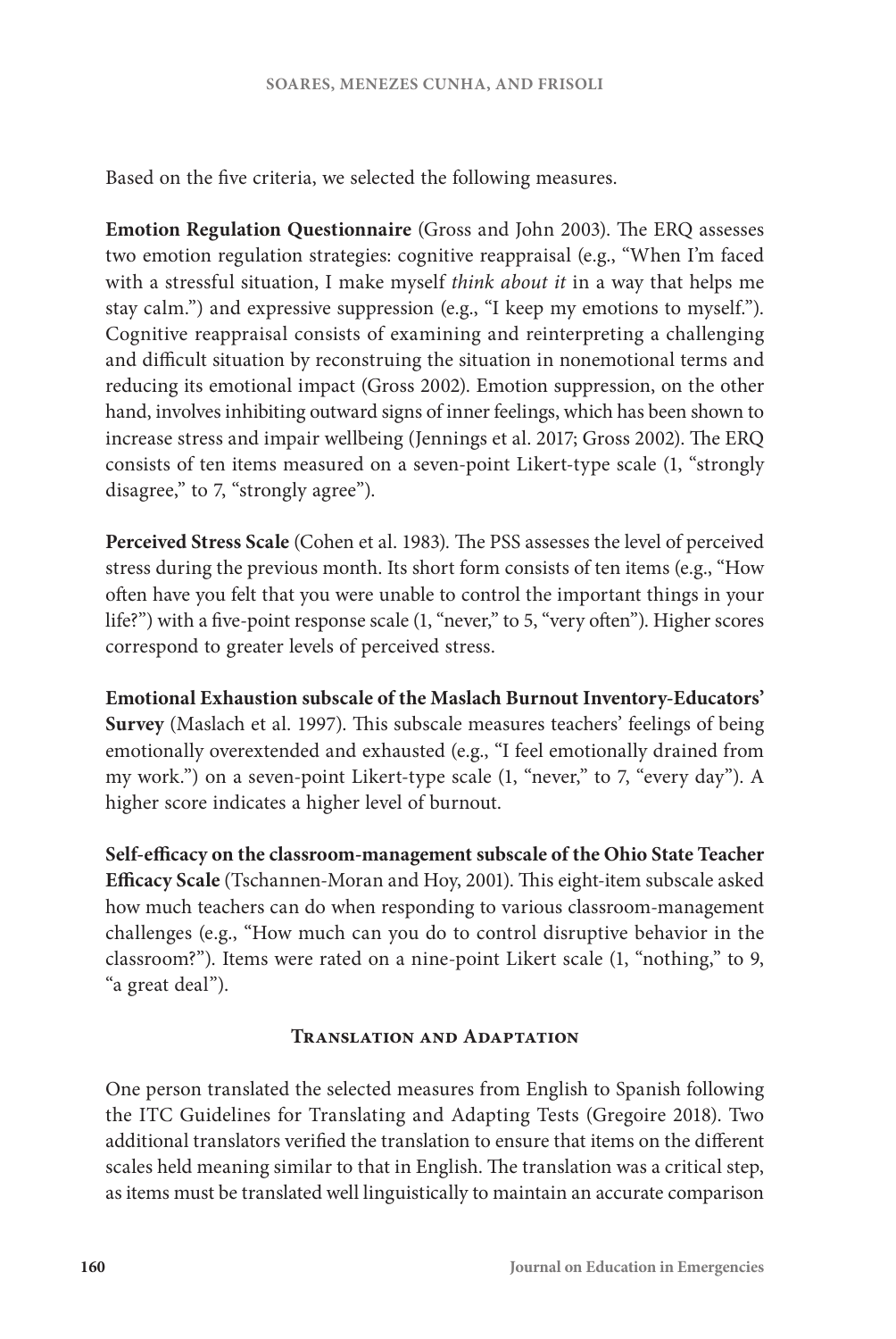Based on the five criteria, we selected the following measures.

**Emotion Regulation Questionnaire** (Gross and John 2003). The ERQ assesses two emotion regulation strategies: cognitive reappraisal (e.g., "When I'm faced with a stressful situation, I make myself *think about it* in a way that helps me stay calm.") and expressive suppression (e.g., "I keep my emotions to myself."). Cognitive reappraisal consists of examining and reinterpreting a challenging and difficult situation by reconstruing the situation in nonemotional terms and reducing its emotional impact (Gross 2002). Emotion suppression, on the other hand, involves inhibiting outward signs of inner feelings, which has been shown to increase stress and impair wellbeing (Jennings et al. 2017; Gross 2002). The ERQ consists of ten items measured on a seven-point Likert-type scale (1, "strongly disagree," to 7, "strongly agree").

**Perceived Stress Scale** (Cohen et al. 1983). The PSS assesses the level of perceived stress during the previous month. Its short form consists of ten items (e.g., "How often have you felt that you were unable to control the important things in your life?") with a five-point response scale (1, "never," to 5, "very often"). Higher scores correspond to greater levels of perceived stress.

**Emotional Exhaustion subscale of the Maslach Burnout Inventory-Educators' Survey** (Maslach et al. 1997). This subscale measures teachers' feelings of being emotionally overextended and exhausted (e.g., "I feel emotionally drained from my work.") on a seven-point Likert-type scale (1, "never," to 7, "every day"). A higher score indicates a higher level of burnout.

**Self-efficacy on the classroom-management subscale of the Ohio State Teacher Efficacy Scale** (Tschannen-Moran and Hoy, 2001). This eight-item subscale asked how much teachers can do when responding to various classroom-management challenges (e.g., "How much can you do to control disruptive behavior in the classroom?"). Items were rated on a nine-point Likert scale (1, "nothing," to 9, "a great deal").

## Translation and Adaptation

One person translated the selected measures from English to Spanish following the ITC Guidelines for Translating and Adapting Tests (Gregoire 2018). Two additional translators verified the translation to ensure that items on the different scales held meaning similar to that in English. The translation was a critical step, as items must be translated well linguistically to maintain an accurate comparison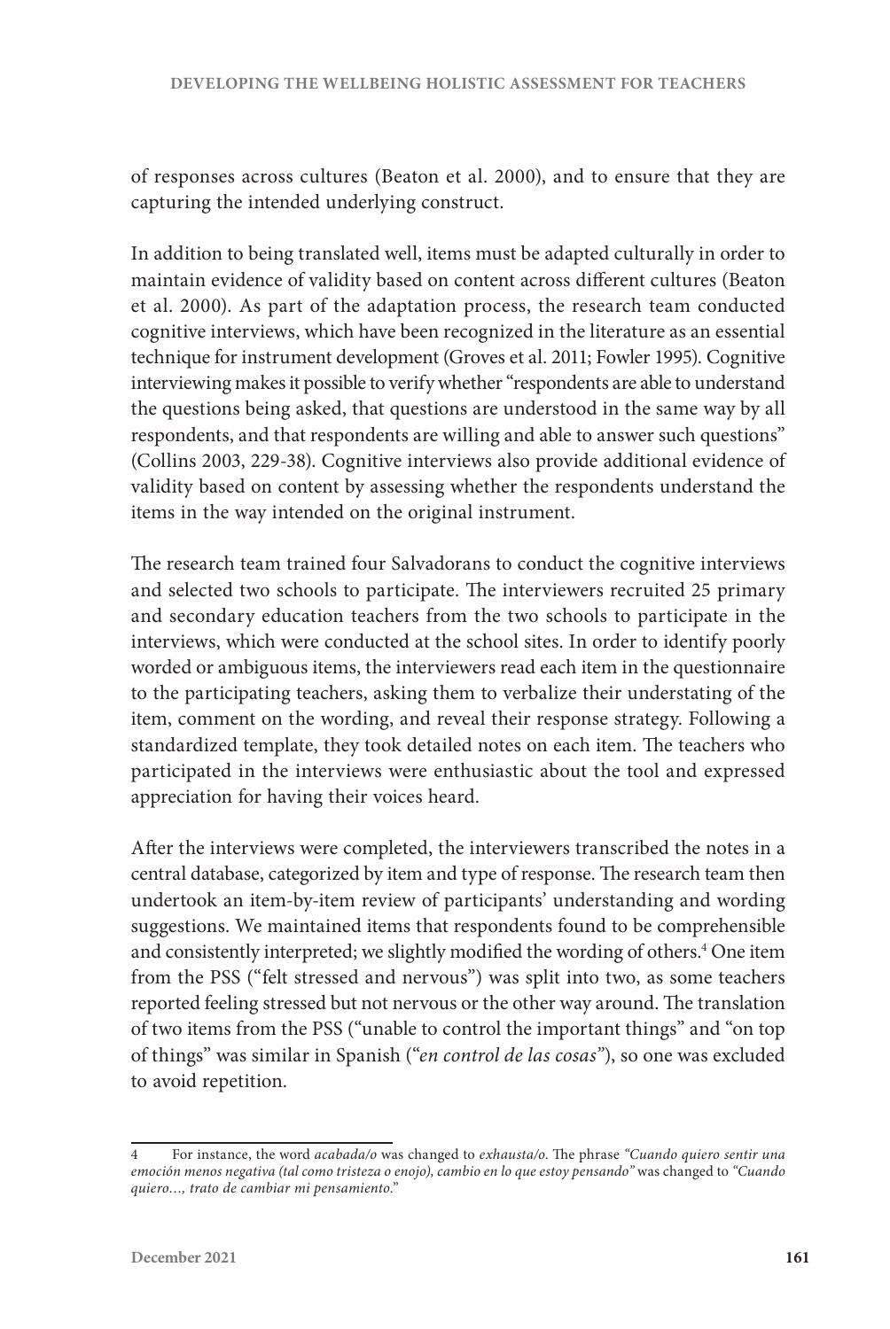of responses across cultures (Beaton et al. 2000), and to ensure that they are capturing the intended underlying construct.

In addition to being translated well, items must be adapted culturally in order to maintain evidence of validity based on content across different cultures (Beaton et al. 2000). As part of the adaptation process, the research team conducted cognitive interviews, which have been recognized in the literature as an essential technique for instrument development (Groves et al. 2011; Fowler 1995). Cognitive interviewing makes it possible to verify whether "respondents are able to understand the questions being asked, that questions are understood in the same way by all respondents, and that respondents are willing and able to answer such questions" (Collins 2003, 229-38). Cognitive interviews also provide additional evidence of validity based on content by assessing whether the respondents understand the items in the way intended on the original instrument.

The research team trained four Salvadorans to conduct the cognitive interviews and selected two schools to participate. The interviewers recruited 25 primary and secondary education teachers from the two schools to participate in the interviews, which were conducted at the school sites. In order to identify poorly worded or ambiguous items, the interviewers read each item in the questionnaire to the participating teachers, asking them to verbalize their understating of the item, comment on the wording, and reveal their response strategy. Following a standardized template, they took detailed notes on each item. The teachers who participated in the interviews were enthusiastic about the tool and expressed appreciation for having their voices heard.

After the interviews were completed, the interviewers transcribed the notes in a central database, categorized by item and type of response. The research team then undertook an item-by-item review of participants' understanding and wording suggestions. We maintained items that respondents found to be comprehensible and consistently interpreted; we slightly modified the wording of others.[4] One item from the PSS ("felt stressed and nervous") was split into two, as some teachers reported feeling stressed but not nervous or the other way around. The translation of two items from the PSS ("unable to control the important things" and "on top of things" was similar in Spanish ("*en control de las cosas*"), so one was excluded to avoid repetition.

---

4 For instance, the word *acabada/o* was changed to *exhausta/o*. The phrase *"Cuando quiero sentir una emoción menos negativa (tal como tristeza o enojo), cambio en lo que estoy pensando"* was changed to *"Cuando quiero…, trato de cambiar mi pensamiento."*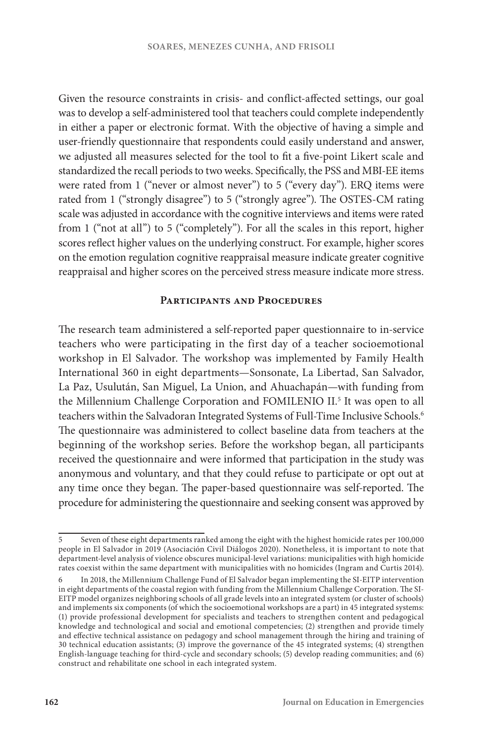Given the resource constraints in crisis- and conflict-affected settings, our goal was to develop a self-administered tool that teachers could complete independently in either a paper or electronic format. With the objective of having a simple and user-friendly questionnaire that respondents could easily understand and answer, we adjusted all measures selected for the tool to fit a five-point Likert scale and standardized the recall periods to two weeks. Specifically, the PSS and MBI-EE items were rated from 1 ("never or almost never") to 5 ("every day"). ERQ items were rated from 1 ("strongly disagree") to 5 ("strongly agree"). The OSTES-CM rating scale was adjusted in accordance with the cognitive interviews and items were rated from 1 ("not at all") to 5 ("completely"). For all the scales in this report, higher scores reflect higher values on the underlying construct. For example, higher scores on the emotion regulation cognitive reappraisal measure indicate greater cognitive reappraisal and higher scores on the perceived stress measure indicate more stress.

## Participants and Procedures

The research team administered a self-reported paper questionnaire to in-service teachers who were participating in the first day of a teacher socioemotional workshop in El Salvador. The workshop was implemented by Family Health International 360 in eight departments—Sonsonate, La Libertad, San Salvador, La Paz, Usulután, San Miguel, La Union, and Ahuachapán—with funding from the Millennium Challenge Corporation and FOMILENIO II.[5] It was open to all teachers within the Salvadoran Integrated Systems of Full-Time Inclusive Schools.[6] The questionnaire was administered to collect baseline data from teachers at the beginning of the workshop series. Before the workshop began, all participants received the questionnaire and were informed that participation in the study was anonymous and voluntary, and that they could refuse to participate or opt out at any time once they began. The paper-based questionnaire was self-reported. The procedure for administering the questionnaire and seeking consent was approved by

---

5 Seven of these eight departments ranked among the eight with the highest homicide rates per 100,000 people in El Salvador in 2019 (Asociación Civil Diálogos 2020). Nonetheless, it is important to note that department-level analysis of violence obscures municipal-level variations: municipalities with high homicide rates coexist within the same department with municipalities with no homicides (Ingram and Curtis 2014).

6 In 2018, the Millennium Challenge Fund of El Salvador began implementing the SI-EITP intervention in eight departments of the coastal region with funding from the Millennium Challenge Corporation. The SI-EITP model organizes neighboring schools of all grade levels into an integrated system (or cluster of schools) and implements six components (of which the socioemotional workshops are a part) in 45 integrated systems: (1) provide professional development for specialists and teachers to strengthen content and pedagogical knowledge and technological and social and emotional competencies; (2) strengthen and provide timely and effective technical assistance on pedagogy and school management through the hiring and training of 30 technical education assistants; (3) improve the governance of the 45 integrated systems; (4) strengthen English-language teaching for third-cycle and secondary schools; (5) develop reading communities; and (6) construct and rehabilitate one school in each integrated system.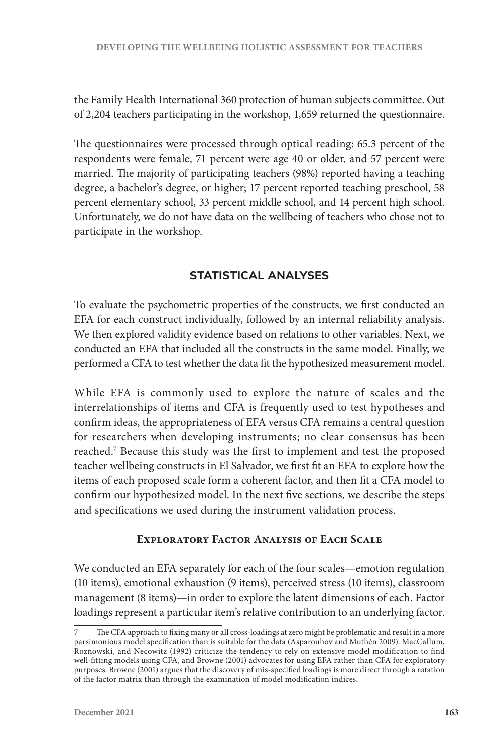the Family Health International 360 protection of human subjects committee. Out of 2,204 teachers participating in the workshop, 1,659 returned the questionnaire.

The questionnaires were processed through optical reading: 65.3 percent of the respondents were female, 71 percent were age 40 or older, and 57 percent were married. The majority of participating teachers (98%) reported having a teaching degree, a bachelor's degree, or higher; 17 percent reported teaching preschool, 58 percent elementary school, 33 percent middle school, and 14 percent high school. Unfortunately, we do not have data on the wellbeing of teachers who chose not to participate in the workshop.

## STATISTICAL ANALYSES

To evaluate the psychometric properties of the constructs, we first conducted an EFA for each construct individually, followed by an internal reliability analysis. We then explored validity evidence based on relations to other variables. Next, we conducted an EFA that included all the constructs in the same model. Finally, we performed a CFA to test whether the data fit the hypothesized measurement model.

While EFA is commonly used to explore the nature of scales and the interrelationships of items and CFA is frequently used to test hypotheses and confirm ideas, the appropriateness of EFA versus CFA remains a central question for researchers when developing instruments; no clear consensus has been reached.[7] Because this study was the first to implement and test the proposed teacher wellbeing constructs in El Salvador, we first fit an EFA to explore how the items of each proposed scale form a coherent factor, and then fit a CFA model to confirm our hypothesized model. In the next five sections, we describe the steps and specifications we used during the instrument validation process.

### Exploratory Factor Analysis of Each Scale

We conducted an EFA separately for each of the four scales—emotion regulation (10 items), emotional exhaustion (9 items), perceived stress (10 items), classroom management (8 items)—in order to explore the latent dimensions of each. Factor loadings represent a particular item's relative contribution to an underlying factor.

---

7 The CFA approach to fixing many or all cross-loadings at zero might be problematic and result in a more parsimonious model specification than is suitable for the data (Asparouhov and Muthén 2009). MacCallum, Roznowski, and Necowitz (1992) criticize the tendency to rely on extensive model modification to find well-fitting models using CFA, and Browne (2001) advocates for using EFA rather than CFA for exploratory purposes. Browne (2001) argues that the discovery of mis-specified loadings is more direct through a rotation of the factor matrix than through the examination of model modification indices.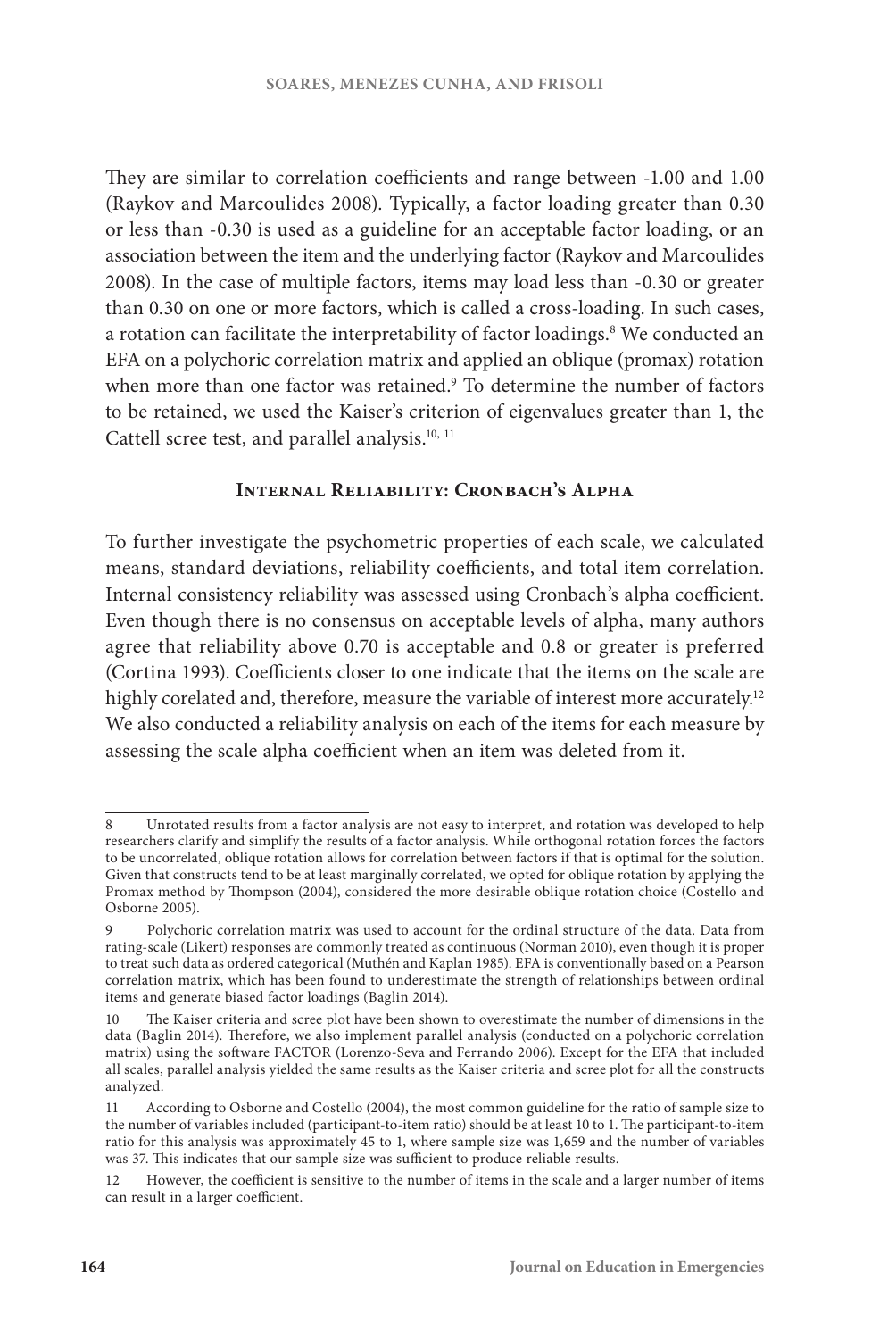They are similar to correlation coefficients and range between -1.00 and 1.00 (Raykov and Marcoulides 2008). Typically, a factor loading greater than 0.30 or less than -0.30 is used as a guideline for an acceptable factor loading, or an association between the item and the underlying factor (Raykov and Marcoulides 2008). In the case of multiple factors, items may load less than -0.30 or greater than 0.30 on one or more factors, which is called a cross-loading. In such cases, a rotation can facilitate the interpretability of factor loadings.[8] We conducted an EFA on a polychoric correlation matrix and applied an oblique (promax) rotation when more than one factor was retained.[9] To determine the number of factors to be retained, we used the Kaiser's criterion of eigenvalues greater than 1, the Cattell scree test, and parallel analysis.[10, 11]

## Internal Reliability: Cronbach's Alpha

To further investigate the psychometric properties of each scale, we calculated means, standard deviations, reliability coefficients, and total item correlation. Internal consistency reliability was assessed using Cronbach's alpha coefficient. Even though there is no consensus on acceptable levels of alpha, many authors agree that reliability above 0.70 is acceptable and 0.8 or greater is preferred (Cortina 1993). Coefficients closer to one indicate that the items on the scale are highly corelated and, therefore, measure the variable of interest more accurately.[12] We also conducted a reliability analysis on each of the items for each measure by assessing the scale alpha coefficient when an item was deleted from it.

---

8 Unrotated results from a factor analysis are not easy to interpret, and rotation was developed to help researchers clarify and simplify the results of a factor analysis. While orthogonal rotation forces the factors to be uncorrelated, oblique rotation allows for correlation between factors if that is optimal for the solution. Given that constructs tend to be at least marginally correlated, we opted for oblique rotation by applying the Promax method by Thompson (2004), considered the more desirable oblique rotation choice (Costello and Osborne 2005).

9 Polychoric correlation matrix was used to account for the ordinal structure of the data. Data from rating-scale (Likert) responses are commonly treated as continuous (Norman 2010), even though it is proper to treat such data as ordered categorical (Muthén and Kaplan 1985). EFA is conventionally based on a Pearson correlation matrix, which has been found to underestimate the strength of relationships between ordinal items and generate biased factor loadings (Baglin 2014).

10 The Kaiser criteria and scree plot have been shown to overestimate the number of dimensions in the data (Baglin 2014). Therefore, we also implement parallel analysis (conducted on a polychoric correlation matrix) using the software FACTOR (Lorenzo-Seva and Ferrando 2006). Except for the EFA that included all scales, parallel analysis yielded the same results as the Kaiser criteria and scree plot for all the constructs analyzed.

11 According to Osborne and Costello (2004), the most common guideline for the ratio of sample size to the number of variables included (participant-to-item ratio) should be at least 10 to 1. The participant-to-item ratio for this analysis was approximately 45 to 1, where sample size was 1,659 and the number of variables was 37. This indicates that our sample size was sufficient to produce reliable results.

12 However, the coefficient is sensitive to the number of items in the scale and a larger number of items can result in a larger coefficient.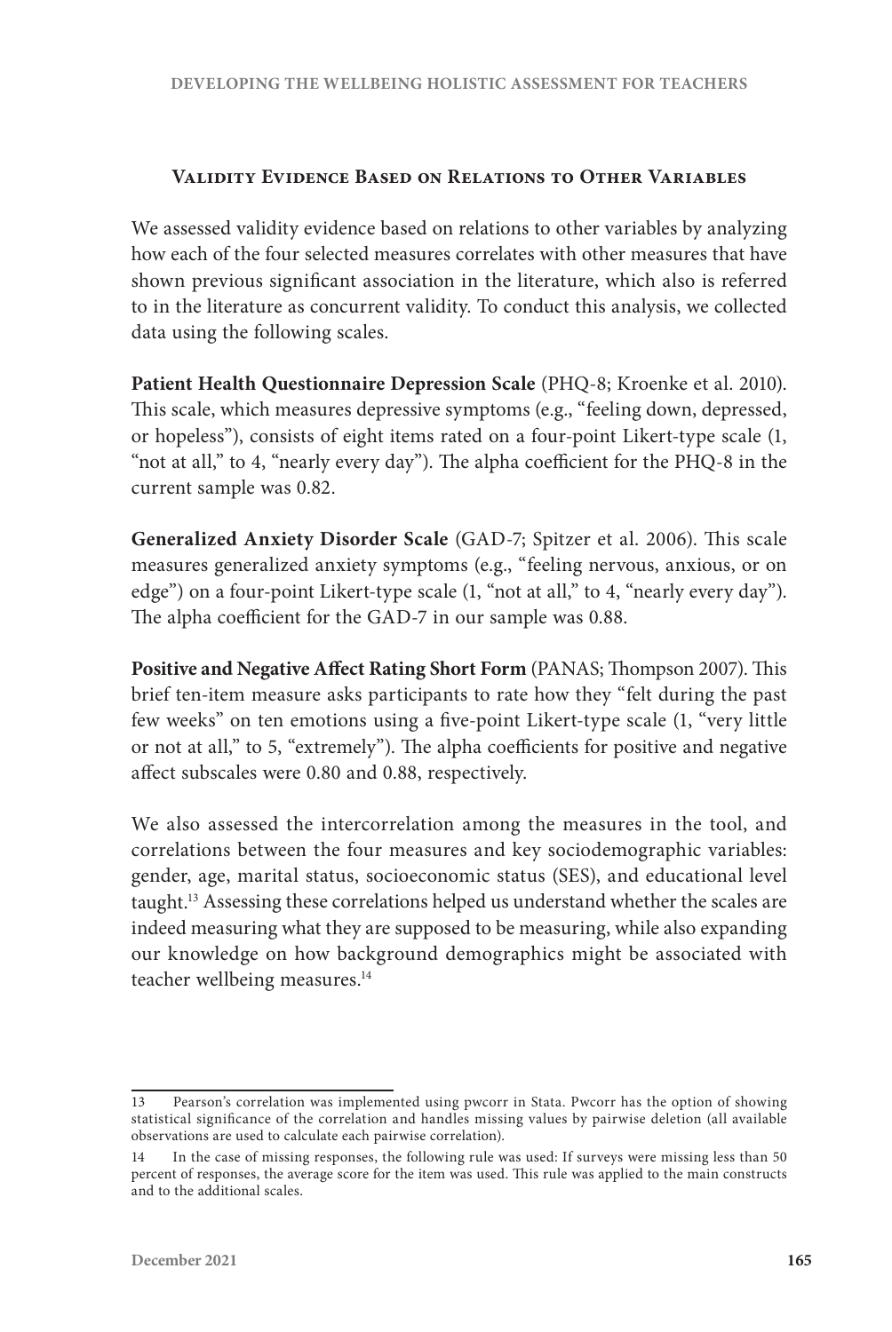### Validity Evidence Based on Relations to Other Variables

We assessed validity evidence based on relations to other variables by analyzing how each of the four selected measures correlates with other measures that have shown previous significant association in the literature, which also is referred to in the literature as concurrent validity. To conduct this analysis, we collected data using the following scales.

**Patient Health Questionnaire Depression Scale** (PHQ-8; Kroenke et al. 2010). This scale, which measures depressive symptoms (e.g., "feeling down, depressed, or hopeless"), consists of eight items rated on a four-point Likert-type scale (1, "not at all," to 4, "nearly every day"). The alpha coefficient for the PHQ-8 in the current sample was 0.82.

**Generalized Anxiety Disorder Scale** (GAD-7; Spitzer et al. 2006). This scale measures generalized anxiety symptoms (e.g., "feeling nervous, anxious, or on edge") on a four-point Likert-type scale (1, "not at all," to 4, "nearly every day"). The alpha coefficient for the GAD-7 in our sample was 0.88.

**Positive and Negative Affect Rating Short Form** (PANAS; Thompson 2007). This brief ten-item measure asks participants to rate how they "felt during the past few weeks" on ten emotions using a five-point Likert-type scale (1, "very little or not at all," to 5, "extremely"). The alpha coefficients for positive and negative affect subscales were 0.80 and 0.88, respectively.

We also assessed the intercorrelation among the measures in the tool, and correlations between the four measures and key sociodemographic variables: gender, age, marital status, socioeconomic status (SES), and educational level taught.[13] Assessing these correlations helped us understand whether the scales are indeed measuring what they are supposed to be measuring, while also expanding our knowledge on how background demographics might be associated with teacher wellbeing measures.[14]

---

13 Pearson's correlation was implemented using pwcorr in Stata. Pwcorr has the option of showing statistical significance of the correlation and handles missing values by pairwise deletion (all available observations are used to calculate each pairwise correlation).

14 In the case of missing responses, the following rule was used: If surveys were missing less than 50 percent of responses, the average score for the item was used. This rule was applied to the main constructs and to the additional scales.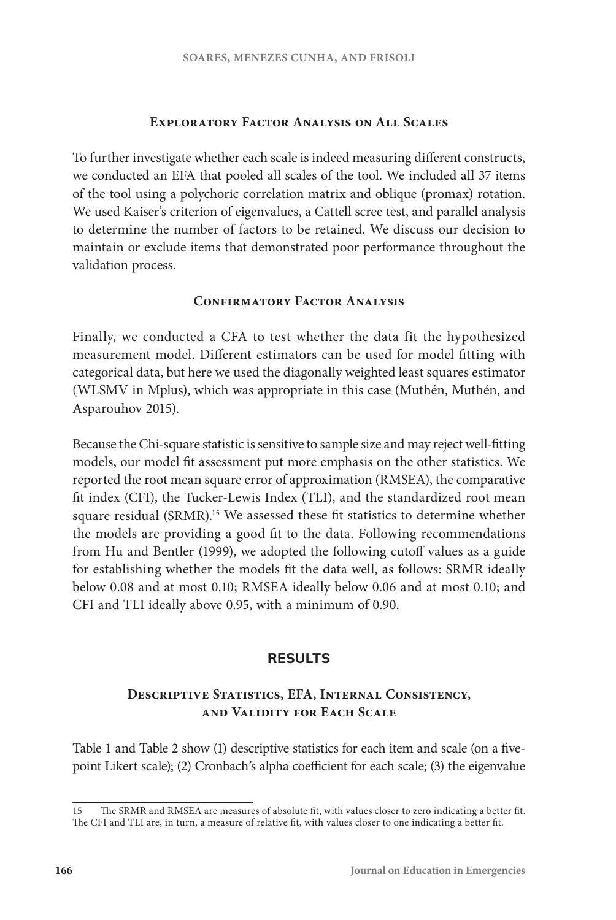### Exploratory Factor Analysis on All Scales

To further investigate whether each scale is indeed measuring different constructs, we conducted an EFA that pooled all scales of the tool. We included all 37 items of the tool using a polychoric correlation matrix and oblique (promax) rotation. We used Kaiser's criterion of eigenvalues, a Cattell scree test, and parallel analysis to determine the number of factors to be retained. We discuss our decision to maintain or exclude items that demonstrated poor performance throughout the validation process.

### Confirmatory Factor Analysis

Finally, we conducted a CFA to test whether the data fit the hypothesized measurement model. Different estimators can be used for model fitting with categorical data, but here we used the diagonally weighted least squares estimator (WLSMV in Mplus), which was appropriate in this case (Muthén, Muthén, and Asparouhov 2015).

Because the Chi-square statistic is sensitive to sample size and may reject well-fitting models, our model fit assessment put more emphasis on the other statistics. We reported the root mean square error of approximation (RMSEA), the comparative fit index (CFI), the Tucker-Lewis Index (TLI), and the standardized root mean square residual (SRMR).[15] We assessed these fit statistics to determine whether the models are providing a good fit to the data. Following recommendations from Hu and Bentler (1999), we adopted the following cutoff values as a guide for establishing whether the models fit the data well, as follows: SRMR ideally below 0.08 and at most 0.10; RMSEA ideally below 0.06 and at most 0.10; and CFI and TLI ideally above 0.95, with a minimum of 0.90.

## RESULTS

### Descriptive Statistics, EFA, Internal Consistency, and Validity for Each Scale

Table 1 and Table 2 show (1) descriptive statistics for each item and scale (on a five-point Likert scale); (2) Cronbach's alpha coefficient for each scale; (3) the eigenvalue

---

15 The SRMR and RMSEA are measures of absolute fit, with values closer to zero indicating a better fit. The CFI and TLI are, in turn, a measure of relative fit, with values closer to one indicating a better fit.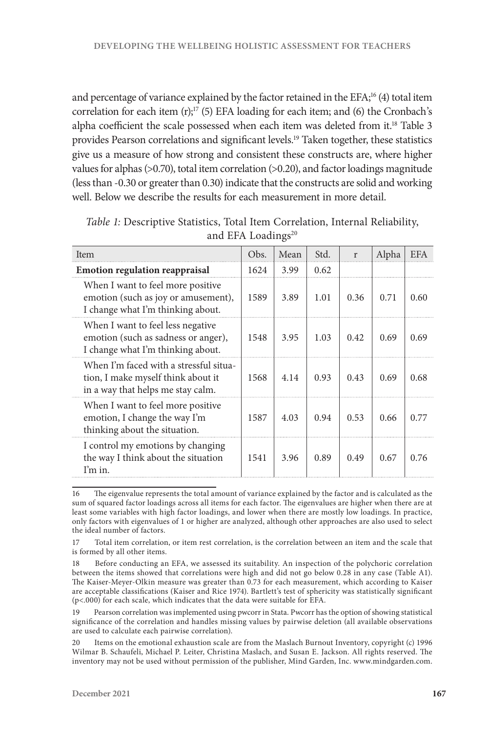and percentage of variance explained by the factor retained in the EFA;[16] (4) total item correlation for each item (r);[17] (5) EFA loading for each item; and (6) the Cronbach's alpha coefficient the scale possessed when each item was deleted from it.[18] Table 3 provides Pearson correlations and significant levels.[19] Taken together, these statistics give us a measure of how strong and consistent these constructs are, where higher values for alphas (>0.70), total item correlation (>0.20), and factor loadings magnitude (less than -0.30 or greater than 0.30) indicate that the constructs are solid and working well. Below we describe the results for each measurement in more detail.

*Table 1:* Descriptive Statistics, Total Item Correlation, Internal Reliability, and EFA Loadings[20]

| Item | Obs. | Mean | Std. | r | Alpha | EFA |
|---|---|---|---|---|---|---|
| **Emotion regulation reappraisal** | 1624 | 3.99 | 0.62 | | | |
| When I want to feel more positive emotion (such as joy or amusement), I change what I'm thinking about. | 1589 | 3.89 | 1.01 | 0.36 | 0.71 | 0.60 |
| When I want to feel less negative emotion (such as sadness or anger), I change what I'm thinking about. | 1548 | 3.95 | 1.03 | 0.42 | 0.69 | 0.69 |
| When I'm faced with a stressful situation, I make myself think about it in a way that helps me stay calm. | 1568 | 4.14 | 0.93 | 0.43 | 0.69 | 0.68 |
| When I want to feel more positive emotion, I change the way I'm thinking about the situation. | 1587 | 4.03 | 0.94 | 0.53 | 0.66 | 0.77 |
| I control my emotions by changing the way I think about the situation I'm in. | 1541 | 3.96 | 0.89 | 0.49 | 0.67 | 0.76 |

16 The eigenvalue represents the total amount of variance explained by the factor and is calculated as the sum of squared factor loadings across all items for each factor. The eigenvalues are higher when there are at least some variables with high factor loadings, and lower when there are mostly low loadings. In practice, only factors with eigenvalues of 1 or higher are analyzed, although other approaches are also used to select the ideal number of factors.

17 Total item correlation, or item rest correlation, is the correlation between an item and the scale that is formed by all other items.

18 Before conducting an EFA, we assessed its suitability. An inspection of the polychoric correlation between the items showed that correlations were high and did not go below 0.28 in any case (Table A1). The Kaiser-Meyer-Olkin measure was greater than 0.73 for each measurement, which according to Kaiser are acceptable classifications (Kaiser and Rice 1974). Bartlett's test of sphericity was statistically significant (p<.000) for each scale, which indicates that the data were suitable for EFA.

19 Pearson correlation was implemented using pwcorr in Stata. Pwcorr has the option of showing statistical significance of the correlation and handles missing values by pairwise deletion (all available observations are used to calculate each pairwise correlation).

20 Items on the emotional exhaustion scale are from the Maslach Burnout Inventory, copyright (c) 1996 Wilmar B. Schaufeli, Michael P. Leiter, Christina Maslach, and Susan E. Jackson. All rights reserved. The inventory may not be used without permission of the publisher, Mind Garden, Inc. www.mindgarden.com.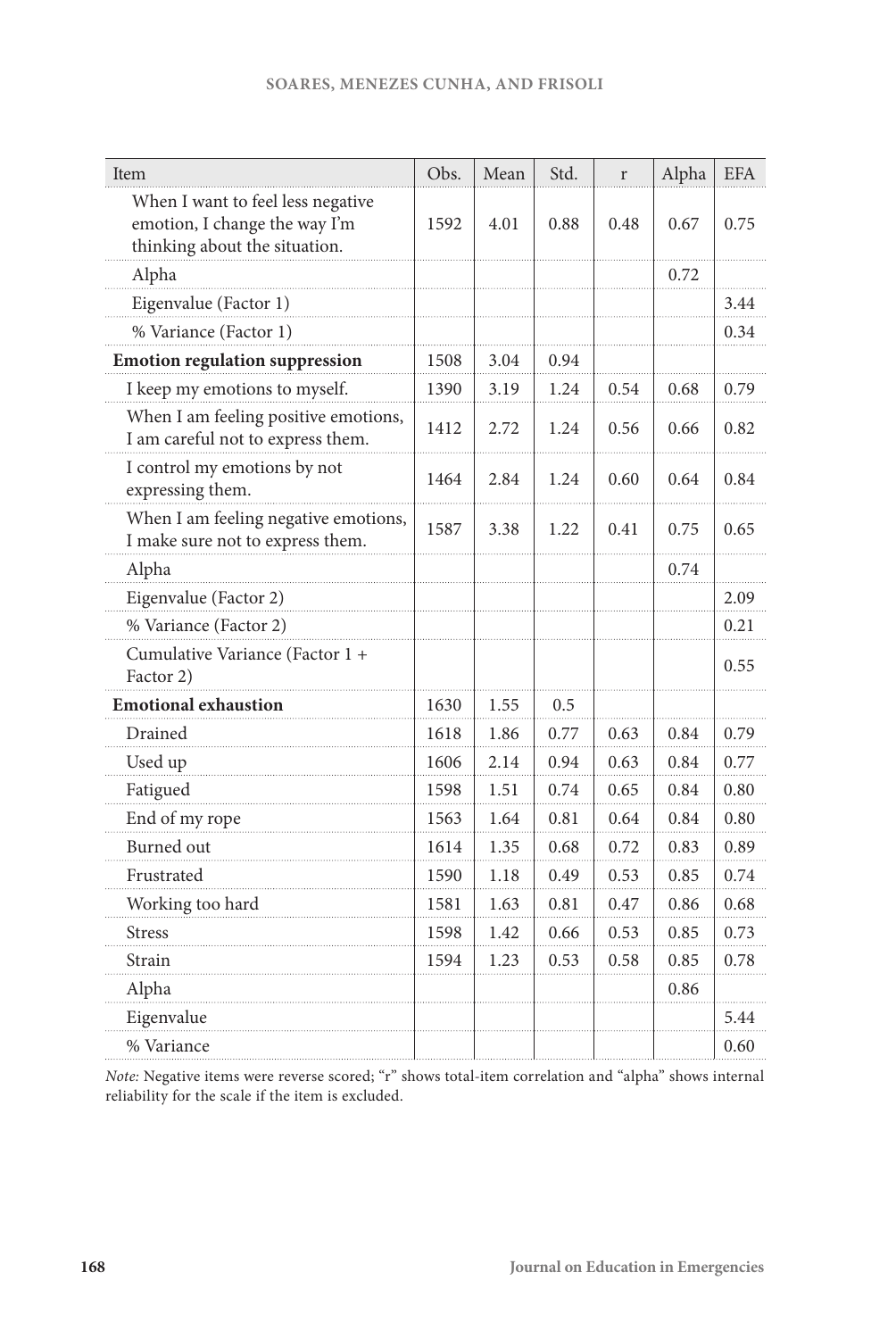| Item | Obs. | Mean | Std. | r | Alpha | EFA |
|---|---|---|---|---|---|---|
| When I want to feel less negative emotion, I change the way I'm thinking about the situation. | 1592 | 4.01 | 0.88 | 0.48 | 0.67 | 0.75 |
| Alpha | | | | | 0.72 | |
| Eigenvalue (Factor 1) | | | | | | 3.44 |
| % Variance (Factor 1) | | | | | | 0.34 |
| **Emotion regulation suppression** | 1508 | 3.04 | 0.94 | | | |
| I keep my emotions to myself. | 1390 | 3.19 | 1.24 | 0.54 | 0.68 | 0.79 |
| When I am feeling positive emotions, I am careful not to express them. | 1412 | 2.72 | 1.24 | 0.56 | 0.66 | 0.82 |
| I control my emotions by not expressing them. | 1464 | 2.84 | 1.24 | 0.60 | 0.64 | 0.84 |
| When I am feeling negative emotions, I make sure not to express them. | 1587 | 3.38 | 1.22 | 0.41 | 0.75 | 0.65 |
| Alpha | | | | | 0.74 | |
| Eigenvalue (Factor 2) | | | | | | 2.09 |
| % Variance (Factor 2) | | | | | | 0.21 |
| Cumulative Variance (Factor 1 + Factor 2) | | | | | | 0.55 |
| **Emotional exhaustion** | 1630 | 1.55 | 0.5 | | | |
| Drained | 1618 | 1.86 | 0.77 | 0.63 | 0.84 | 0.79 |
| Used up | 1606 | 2.14 | 0.94 | 0.63 | 0.84 | 0.77 |
| Fatigued | 1598 | 1.51 | 0.74 | 0.65 | 0.84 | 0.80 |
| End of my rope | 1563 | 1.64 | 0.81 | 0.64 | 0.84 | 0.80 |
| Burned out | 1614 | 1.35 | 0.68 | 0.72 | 0.83 | 0.89 |
| Frustrated | 1590 | 1.18 | 0.49 | 0.53 | 0.85 | 0.74 |
| Working too hard | 1581 | 1.63 | 0.81 | 0.47 | 0.86 | 0.68 |
| Stress | 1598 | 1.42 | 0.66 | 0.53 | 0.85 | 0.73 |
| Strain | 1594 | 1.23 | 0.53 | 0.58 | 0.85 | 0.78 |
| Alpha | | | | | 0.86 | |
| Eigenvalue | | | | | | 5.44 |
| % Variance | | | | | | 0.60 |

*Note:* Negative items were reverse scored; "r" shows total-item correlation and "alpha" shows internal reliability for the scale if the item is excluded.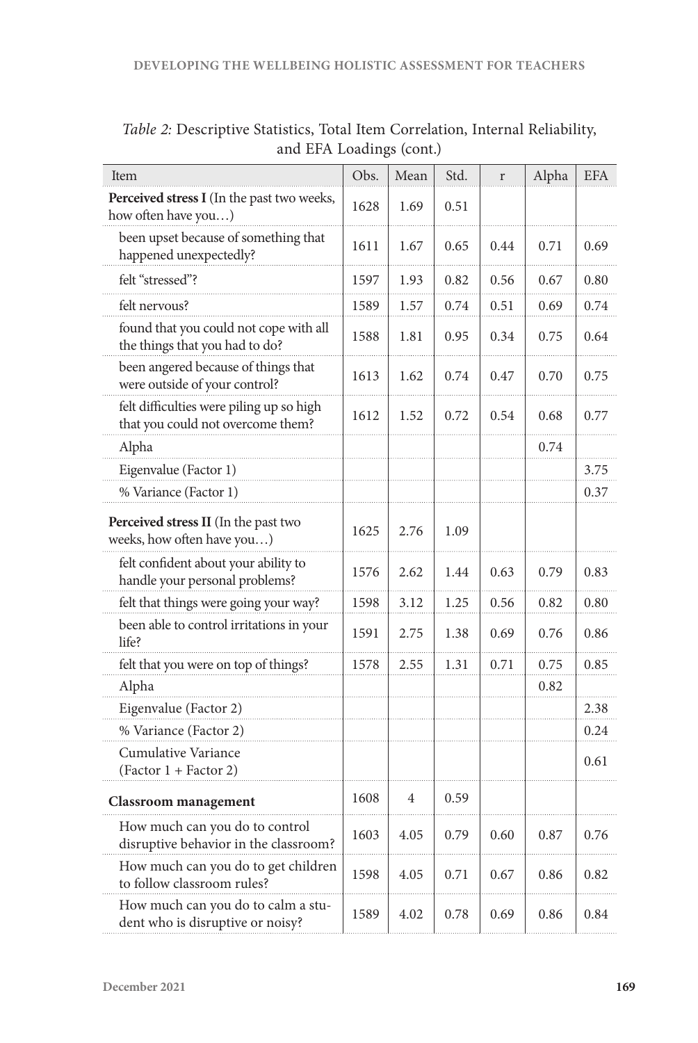*Table 2:* Descriptive Statistics, Total Item Correlation, Internal Reliability, and EFA Loadings (cont.)

| Item | Obs. | Mean | Std. | r | Alpha | EFA |
|---|---|---|---|---|---|---|
| **Perceived stress I** (In the past two weeks, how often have you…) | 1628 | 1.69 | 0.51 | | | |
| been upset because of something that happened unexpectedly? | 1611 | 1.67 | 0.65 | 0.44 | 0.71 | 0.69 |
| felt "stressed"? | 1597 | 1.93 | 0.82 | 0.56 | 0.67 | 0.80 |
| felt nervous? | 1589 | 1.57 | 0.74 | 0.51 | 0.69 | 0.74 |
| found that you could not cope with all the things that you had to do? | 1588 | 1.81 | 0.95 | 0.34 | 0.75 | 0.64 |
| been angered because of things that were outside of your control? | 1613 | 1.62 | 0.74 | 0.47 | 0.70 | 0.75 |
| felt difficulties were piling up so high that you could not overcome them? | 1612 | 1.52 | 0.72 | 0.54 | 0.68 | 0.77 |
| Alpha | | | | | 0.74 | |
| Eigenvalue (Factor 1) | | | | | | 3.75 |
| % Variance (Factor 1) | | | | | | 0.37 |
| **Perceived stress II** (In the past two weeks, how often have you…) | 1625 | 2.76 | 1.09 | | | |
| felt confident about your ability to handle your personal problems? | 1576 | 2.62 | 1.44 | 0.63 | 0.79 | 0.83 |
| felt that things were going your way? | 1598 | 3.12 | 1.25 | 0.56 | 0.82 | 0.80 |
| been able to control irritations in your life? | 1591 | 2.75 | 1.38 | 0.69 | 0.76 | 0.86 |
| felt that you were on top of things? | 1578 | 2.55 | 1.31 | 0.71 | 0.75 | 0.85 |
| Alpha | | | | | 0.82 | |
| Eigenvalue (Factor 2) | | | | | | 2.38 |
| % Variance (Factor 2) | | | | | | 0.24 |
| Cumulative Variance (Factor 1 + Factor 2) | | | | | | 0.61 |
| **Classroom management** | 1608 | 4 | 0.59 | | | |
| How much can you do to control disruptive behavior in the classroom? | 1603 | 4.05 | 0.79 | 0.60 | 0.87 | 0.76 |
| How much can you do to get children to follow classroom rules? | 1598 | 4.05 | 0.71 | 0.67 | 0.86 | 0.82 |
| How much can you do to calm a student who is disruptive or noisy? | 1589 | 4.02 | 0.78 | 0.69 | 0.86 | 0.84 |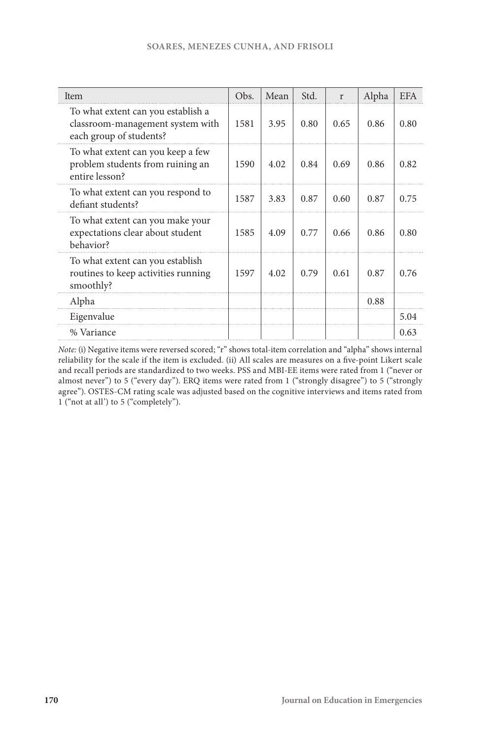| Item | Obs. | Mean | Std. | r | Alpha | EFA |
|---|---|---|---|---|---|---|
| To what extent can you establish a classroom-management system with each group of students? | 1581 | 3.95 | 0.80 | 0.65 | 0.86 | 0.80 |
| To what extent can you keep a few problem students from ruining an entire lesson? | 1590 | 4.02 | 0.84 | 0.69 | 0.86 | 0.82 |
| To what extent can you respond to defiant students? | 1587 | 3.83 | 0.87 | 0.60 | 0.87 | 0.75 |
| To what extent can you make your expectations clear about student behavior? | 1585 | 4.09 | 0.77 | 0.66 | 0.86 | 0.80 |
| To what extent can you establish routines to keep activities running smoothly? | 1597 | 4.02 | 0.79 | 0.61 | 0.87 | 0.76 |
| Alpha | | | | | 0.88 | |
| Eigenvalue | | | | | | 5.04 |
| % Variance | | | | | | 0.63 |

*Note:* (i) Negative items were reversed scored; "r" shows total-item correlation and "alpha" shows internal reliability for the scale if the item is excluded. (ii) All scales are measures on a five-point Likert scale and recall periods are standardized to two weeks. PSS and MBI-EE items were rated from 1 ("never or almost never") to 5 ("every day"). ERQ items were rated from 1 ("strongly disagree") to 5 ("strongly agree"). OSTES-CM rating scale was adjusted based on the cognitive interviews and items rated from 1 ("not at all') to 5 ("completely").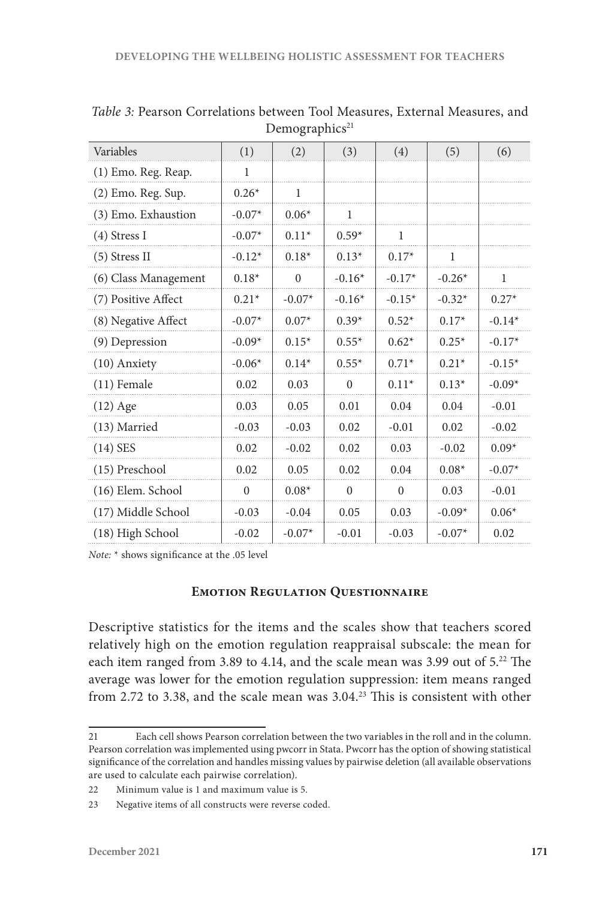*Table 3:* Pearson Correlations between Tool Measures, External Measures, and Demographics[21]

| Variables | (1) | (2) | (3) | (4) | (5) | (6) |
|---|---|---|---|---|---|---|
| (1) Emo. Reg. Reap. | 1 | | | | | |
| (2) Emo. Reg. Sup. | 0.26* | 1 | | | | |
| (3) Emo. Exhaustion | -0.07* | 0.06* | 1 | | | |
| (4) Stress I | -0.07* | 0.11* | 0.59* | 1 | | |
| (5) Stress II | -0.12* | 0.18* | 0.13* | 0.17* | 1 | |
| (6) Class Management | 0.18* | 0 | -0.16* | -0.17* | -0.26* | 1 |
| (7) Positive Affect | 0.21* | -0.07* | -0.16* | -0.15* | -0.32* | 0.27* |
| (8) Negative Affect | -0.07* | 0.07* | 0.39* | 0.52* | 0.17* | -0.14* |
| (9) Depression | -0.09* | 0.15* | 0.55* | 0.62* | 0.25* | -0.17* |
| (10) Anxiety | -0.06* | 0.14* | 0.55* | 0.71* | 0.21* | -0.15* |
| (11) Female | 0.02 | 0.03 | 0 | 0.11* | 0.13* | -0.09* |
| (12) Age | 0.03 | 0.05 | 0.01 | 0.04 | 0.04 | -0.01 |
| (13) Married | -0.03 | -0.03 | 0.02 | -0.01 | 0.02 | -0.02 |
| (14) SES | 0.02 | -0.02 | 0.02 | 0.03 | -0.02 | 0.09* |
| (15) Preschool | 0.02 | 0.05 | 0.02 | 0.04 | 0.08* | -0.07* |
| (16) Elem. School | 0 | 0.08* | 0 | 0 | 0.03 | -0.01 |
| (17) Middle School | -0.03 | -0.04 | 0.05 | 0.03 | -0.09* | 0.06* |
| (18) High School | -0.02 | -0.07* | -0.01 | -0.03 | -0.07* | 0.02 |

*Note:* * shows significance at the .05 level

### Emotion Regulation Questionnaire

Descriptive statistics for the items and the scales show that teachers scored relatively high on the emotion regulation reappraisal subscale: the mean for each item ranged from 3.89 to 4.14, and the scale mean was 3.99 out of 5.[22] The average was lower for the emotion regulation suppression: item means ranged from 2.72 to 3.38, and the scale mean was 3.04.[23] This is consistent with other

---

21 Each cell shows Pearson correlation between the two variables in the roll and in the column. Pearson correlation was implemented using pwcorr in Stata. Pwcorr has the option of showing statistical significance of the correlation and handles missing values by pairwise deletion (all available observations are used to calculate each pairwise correlation).

22 Minimum value is 1 and maximum value is 5.

23 Negative items of all constructs were reverse coded.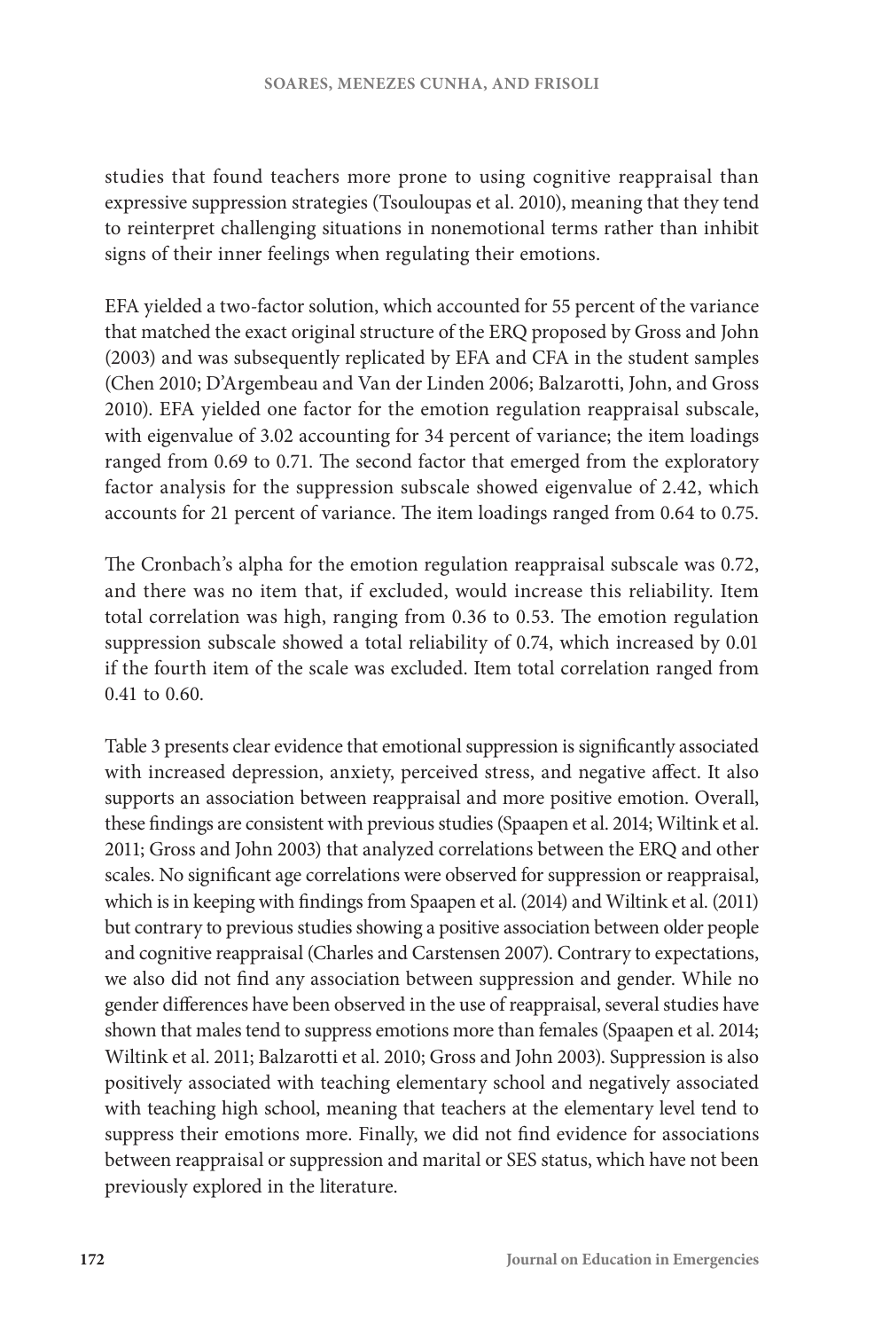studies that found teachers more prone to using cognitive reappraisal than expressive suppression strategies (Tsouloupas et al. 2010), meaning that they tend to reinterpret challenging situations in nonemotional terms rather than inhibit signs of their inner feelings when regulating their emotions.

EFA yielded a two-factor solution, which accounted for 55 percent of the variance that matched the exact original structure of the ERQ proposed by Gross and John (2003) and was subsequently replicated by EFA and CFA in the student samples (Chen 2010; D'Argembeau and Van der Linden 2006; Balzarotti, John, and Gross 2010). EFA yielded one factor for the emotion regulation reappraisal subscale, with eigenvalue of 3.02 accounting for 34 percent of variance; the item loadings ranged from 0.69 to 0.71. The second factor that emerged from the exploratory factor analysis for the suppression subscale showed eigenvalue of 2.42, which accounts for 21 percent of variance. The item loadings ranged from 0.64 to 0.75.

The Cronbach's alpha for the emotion regulation reappraisal subscale was 0.72, and there was no item that, if excluded, would increase this reliability. Item total correlation was high, ranging from 0.36 to 0.53. The emotion regulation suppression subscale showed a total reliability of 0.74, which increased by 0.01 if the fourth item of the scale was excluded. Item total correlation ranged from 0.41 to 0.60.

Table 3 presents clear evidence that emotional suppression is significantly associated with increased depression, anxiety, perceived stress, and negative affect. It also supports an association between reappraisal and more positive emotion. Overall, these findings are consistent with previous studies (Spaapen et al. 2014; Wiltink et al. 2011; Gross and John 2003) that analyzed correlations between the ERQ and other scales. No significant age correlations were observed for suppression or reappraisal, which is in keeping with findings from Spaapen et al. (2014) and Wiltink et al. (2011) but contrary to previous studies showing a positive association between older people and cognitive reappraisal (Charles and Carstensen 2007). Contrary to expectations, we also did not find any association between suppression and gender. While no gender differences have been observed in the use of reappraisal, several studies have shown that males tend to suppress emotions more than females (Spaapen et al. 2014; Wiltink et al. 2011; Balzarotti et al. 2010; Gross and John 2003). Suppression is also positively associated with teaching elementary school and negatively associated with teaching high school, meaning that teachers at the elementary level tend to suppress their emotions more. Finally, we did not find evidence for associations between reappraisal or suppression and marital or SES status, which have not been previously explored in the literature.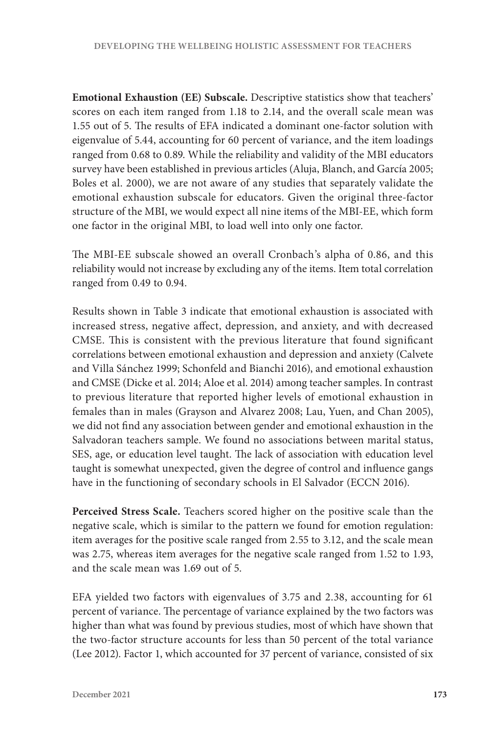**Emotional Exhaustion (EE) Subscale.** Descriptive statistics show that teachers' scores on each item ranged from 1.18 to 2.14, and the overall scale mean was 1.55 out of 5. The results of EFA indicated a dominant one-factor solution with eigenvalue of 5.44, accounting for 60 percent of variance, and the item loadings ranged from 0.68 to 0.89. While the reliability and validity of the MBI educators survey have been established in previous articles (Aluja, Blanch, and García 2005; Boles et al. 2000), we are not aware of any studies that separately validate the emotional exhaustion subscale for educators. Given the original three-factor structure of the MBI, we would expect all nine items of the MBI-EE, which form one factor in the original MBI, to load well into only one factor.

The MBI-EE subscale showed an overall Cronbach's alpha of 0.86, and this reliability would not increase by excluding any of the items. Item total correlation ranged from 0.49 to 0.94.

Results shown in Table 3 indicate that emotional exhaustion is associated with increased stress, negative affect, depression, and anxiety, and with decreased CMSE. This is consistent with the previous literature that found significant correlations between emotional exhaustion and depression and anxiety (Calvete and Villa Sánchez 1999; Schonfeld and Bianchi 2016), and emotional exhaustion and CMSE (Dicke et al. 2014; Aloe et al. 2014) among teacher samples. In contrast to previous literature that reported higher levels of emotional exhaustion in females than in males (Grayson and Alvarez 2008; Lau, Yuen, and Chan 2005), we did not find any association between gender and emotional exhaustion in the Salvadoran teachers sample. We found no associations between marital status, SES, age, or education level taught. The lack of association with education level taught is somewhat unexpected, given the degree of control and influence gangs have in the functioning of secondary schools in El Salvador (ECCN 2016).

**Perceived Stress Scale.** Teachers scored higher on the positive scale than the negative scale, which is similar to the pattern we found for emotion regulation: item averages for the positive scale ranged from 2.55 to 3.12, and the scale mean was 2.75, whereas item averages for the negative scale ranged from 1.52 to 1.93, and the scale mean was 1.69 out of 5.

EFA yielded two factors with eigenvalues of 3.75 and 2.38, accounting for 61 percent of variance. The percentage of variance explained by the two factors was higher than what was found by previous studies, most of which have shown that the two-factor structure accounts for less than 50 percent of the total variance (Lee 2012). Factor 1, which accounted for 37 percent of variance, consisted of six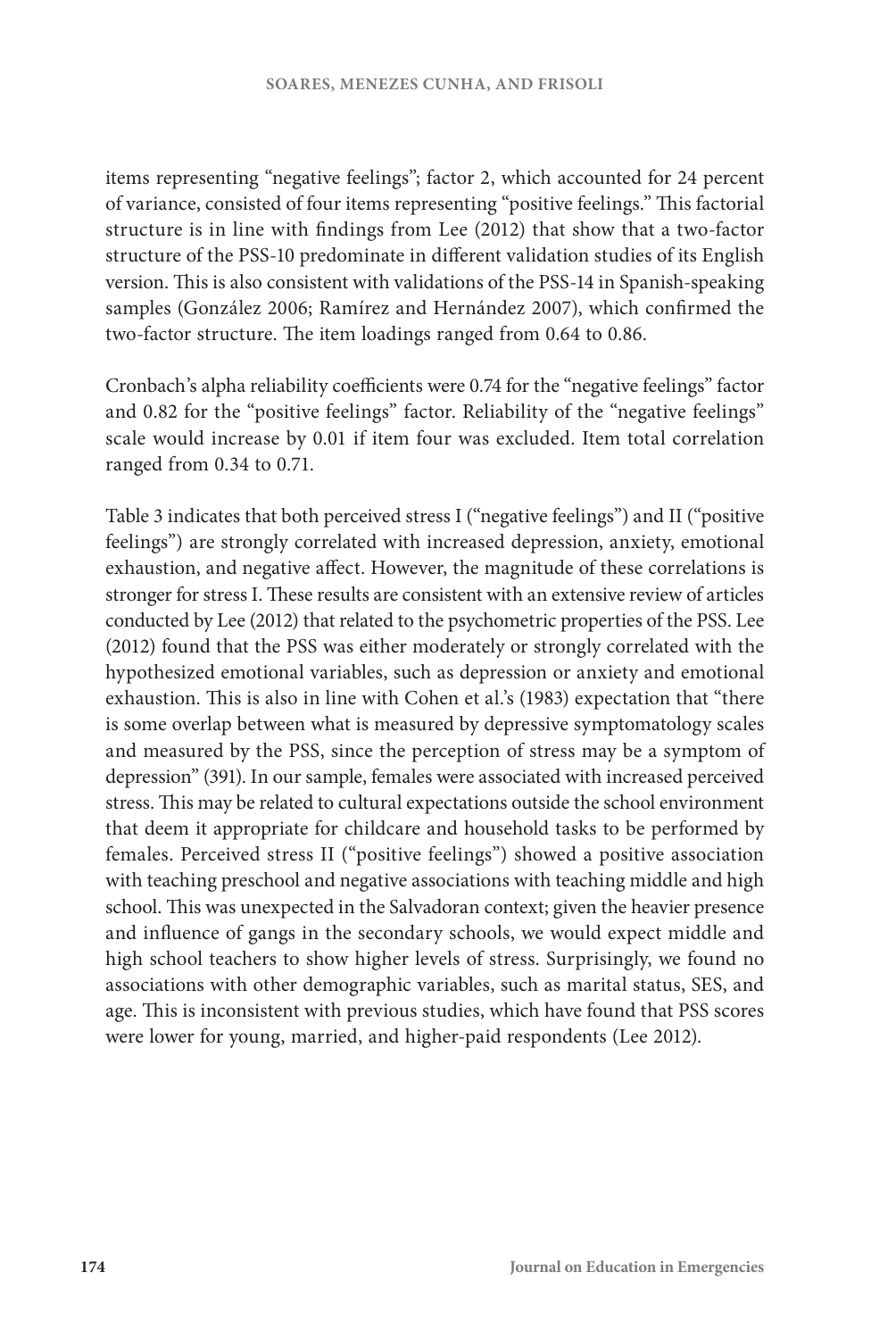items representing "negative feelings"; factor 2, which accounted for 24 percent of variance, consisted of four items representing "positive feelings." This factorial structure is in line with findings from Lee (2012) that show that a two-factor structure of the PSS-10 predominate in different validation studies of its English version. This is also consistent with validations of the PSS-14 in Spanish-speaking samples (González 2006; Ramírez and Hernández 2007), which confirmed the two-factor structure. The item loadings ranged from 0.64 to 0.86.

Cronbach's alpha reliability coefficients were 0.74 for the "negative feelings" factor and 0.82 for the "positive feelings" factor. Reliability of the "negative feelings" scale would increase by 0.01 if item four was excluded. Item total correlation ranged from 0.34 to 0.71.

Table 3 indicates that both perceived stress I ("negative feelings") and II ("positive feelings") are strongly correlated with increased depression, anxiety, emotional exhaustion, and negative affect. However, the magnitude of these correlations is stronger for stress I. These results are consistent with an extensive review of articles conducted by Lee (2012) that related to the psychometric properties of the PSS. Lee (2012) found that the PSS was either moderately or strongly correlated with the hypothesized emotional variables, such as depression or anxiety and emotional exhaustion. This is also in line with Cohen et al.'s (1983) expectation that "there is some overlap between what is measured by depressive symptomatology scales and measured by the PSS, since the perception of stress may be a symptom of depression" (391). In our sample, females were associated with increased perceived stress. This may be related to cultural expectations outside the school environment that deem it appropriate for childcare and household tasks to be performed by females. Perceived stress II ("positive feelings") showed a positive association with teaching preschool and negative associations with teaching middle and high school. This was unexpected in the Salvadoran context; given the heavier presence and influence of gangs in the secondary schools, we would expect middle and high school teachers to show higher levels of stress. Surprisingly, we found no associations with other demographic variables, such as marital status, SES, and age. This is inconsistent with previous studies, which have found that PSS scores were lower for young, married, and higher-paid respondents (Lee 2012).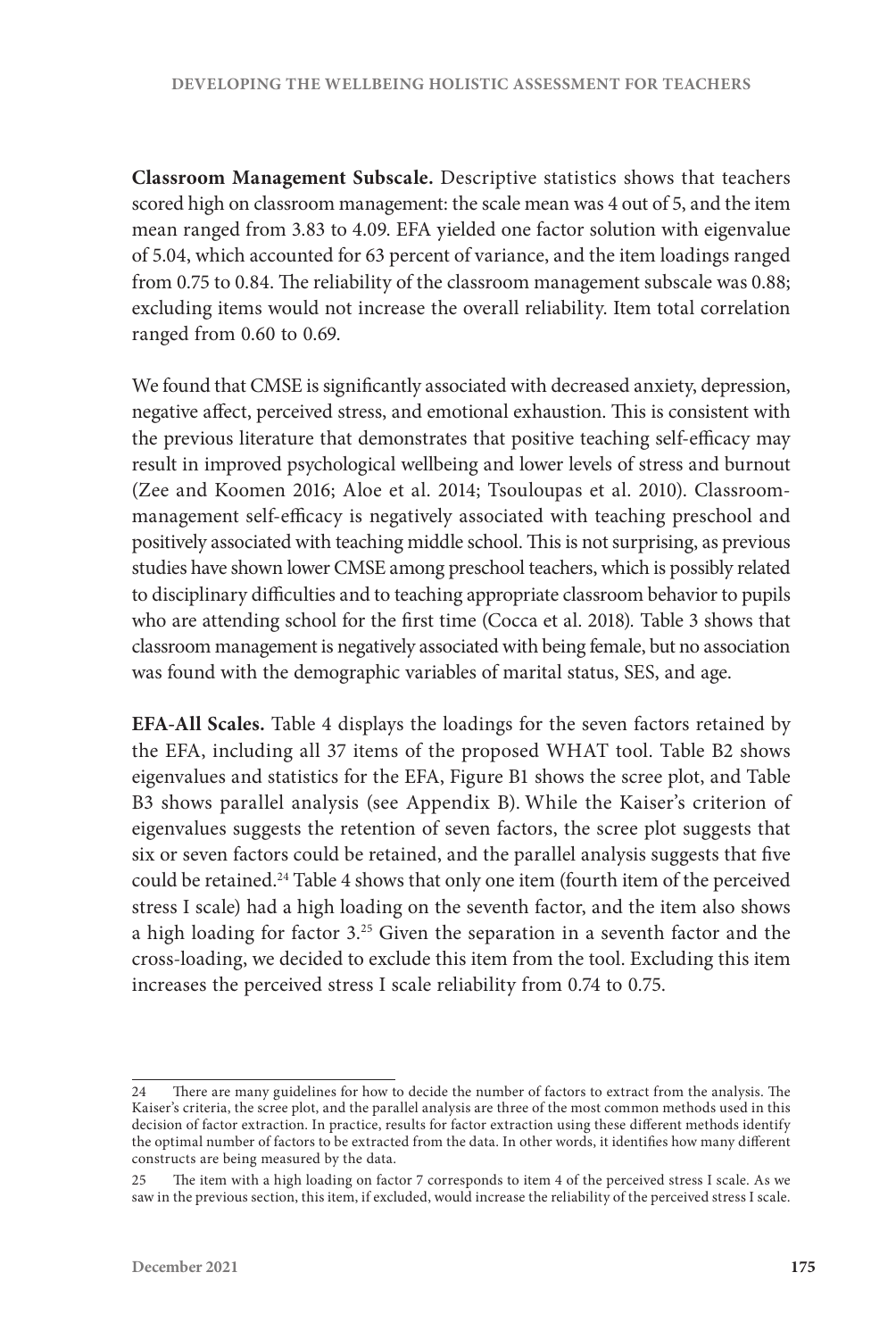**Classroom Management Subscale.** Descriptive statistics shows that teachers scored high on classroom management: the scale mean was 4 out of 5, and the item mean ranged from 3.83 to 4.09. EFA yielded one factor solution with eigenvalue of 5.04, which accounted for 63 percent of variance, and the item loadings ranged from 0.75 to 0.84. The reliability of the classroom management subscale was 0.88; excluding items would not increase the overall reliability. Item total correlation ranged from 0.60 to 0.69.

We found that CMSE is significantly associated with decreased anxiety, depression, negative affect, perceived stress, and emotional exhaustion. This is consistent with the previous literature that demonstrates that positive teaching self-efficacy may result in improved psychological wellbeing and lower levels of stress and burnout (Zee and Koomen 2016; Aloe et al. 2014; Tsouloupas et al. 2010). Classroom-management self-efficacy is negatively associated with teaching preschool and positively associated with teaching middle school. This is not surprising, as previous studies have shown lower CMSE among preschool teachers, which is possibly related to disciplinary difficulties and to teaching appropriate classroom behavior to pupils who are attending school for the first time (Cocca et al. 2018). Table 3 shows that classroom management is negatively associated with being female, but no association was found with the demographic variables of marital status, SES, and age.

**EFA-All Scales.** Table 4 displays the loadings for the seven factors retained by the EFA, including all 37 items of the proposed WHAT tool. Table B2 shows eigenvalues and statistics for the EFA, Figure B1 shows the scree plot, and Table B3 shows parallel analysis (see Appendix B). While the Kaiser's criterion of eigenvalues suggests the retention of seven factors, the scree plot suggests that six or seven factors could be retained, and the parallel analysis suggests that five could be retained.[24] Table 4 shows that only one item (fourth item of the perceived stress I scale) had a high loading on the seventh factor, and the item also shows a high loading for factor 3.[25] Given the separation in a seventh factor and the cross-loading, we decided to exclude this item from the tool. Excluding this item increases the perceived stress I scale reliability from 0.74 to 0.75.

---

24 There are many guidelines for how to decide the number of factors to extract from the analysis. The Kaiser's criteria, the scree plot, and the parallel analysis are three of the most common methods used in this decision of factor extraction. In practice, results for factor extraction using these different methods identify the optimal number of factors to be extracted from the data. In other words, it identifies how many different constructs are being measured by the data.

25 The item with a high loading on factor 7 corresponds to item 4 of the perceived stress I scale. As we saw in the previous section, this item, if excluded, would increase the reliability of the perceived stress I scale.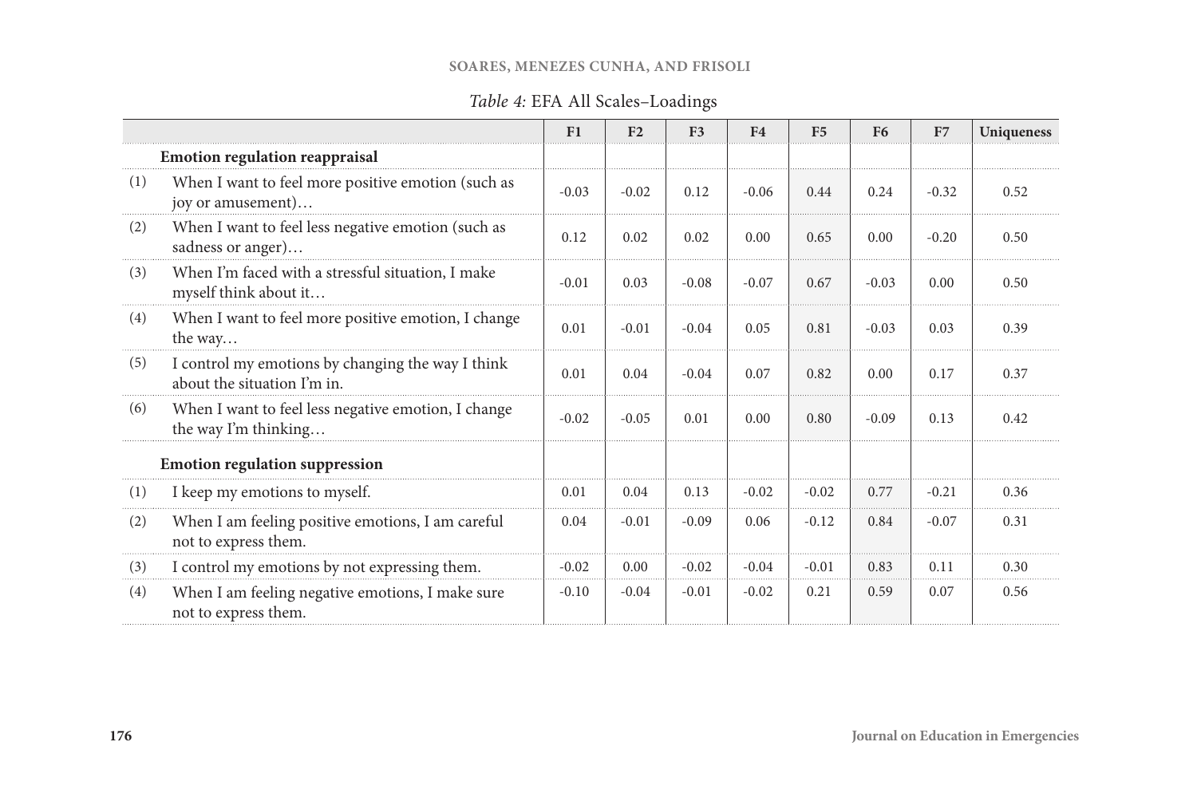*Table 4:* EFA All Scales–Loadings

| | | F1 | F2 | F3 | F4 | F5 | F6 | F7 | Uniqueness |
|---|---|---|---|---|---|---|---|---|---|
| | **Emotion regulation reappraisal** | | | | | | | | |
| (1) | When I want to feel more positive emotion (such as joy or amusement)… | -0.03 | -0.02 | 0.12 | -0.06 | 0.44 | 0.24 | -0.32 | 0.52 |
| (2) | When I want to feel less negative emotion (such as sadness or anger)… | 0.12 | 0.02 | 0.02 | 0.00 | 0.65 | 0.00 | -0.20 | 0.50 |
| (3) | When I'm faced with a stressful situation, I make myself think about it… | -0.01 | 0.03 | -0.08 | -0.07 | 0.67 | -0.03 | 0.00 | 0.50 |
| (4) | When I want to feel more positive emotion, I change the way… | 0.01 | -0.01 | -0.04 | 0.05 | 0.81 | -0.03 | 0.03 | 0.39 |
| (5) | I control my emotions by changing the way I think about the situation I'm in. | 0.01 | 0.04 | -0.04 | 0.07 | 0.82 | 0.00 | 0.17 | 0.37 |
| (6) | When I want to feel less negative emotion, I change the way I'm thinking… | -0.02 | -0.05 | 0.01 | 0.00 | 0.80 | -0.09 | 0.13 | 0.42 |
| | **Emotion regulation suppression** | | | | | | | | |
| (1) | I keep my emotions to myself. | 0.01 | 0.04 | 0.13 | -0.02 | -0.02 | 0.77 | -0.21 | 0.36 |
| (2) | When I am feeling positive emotions, I am careful not to express them. | 0.04 | -0.01 | -0.09 | 0.06 | -0.12 | 0.84 | -0.07 | 0.31 |
| (3) | I control my emotions by not expressing them. | -0.02 | 0.00 | -0.02 | -0.04 | -0.01 | 0.83 | 0.11 | 0.30 |
| (4) | When I am feeling negative emotions, I make sure not to express them. | -0.10 | -0.04 | -0.01 | -0.02 | 0.21 | 0.59 | 0.07 | 0.56 |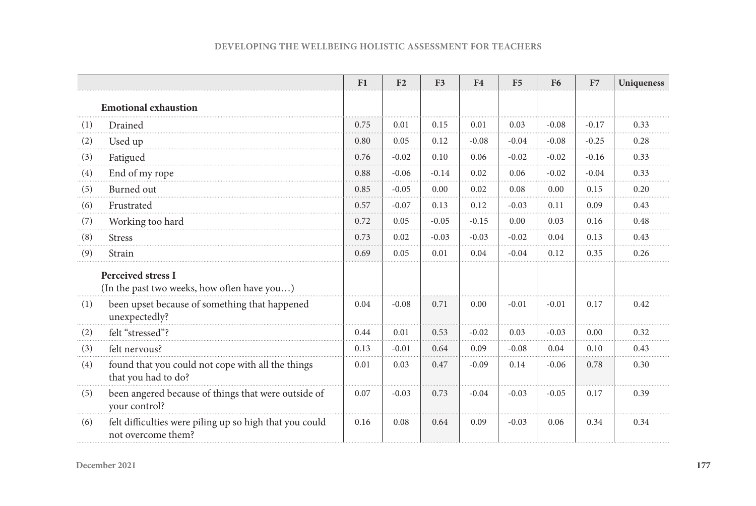| | | F1 | F2 | F3 | F4 | F5 | F6 | F7 | Uniqueness |
|---|---|---|---|---|---|---|---|---|---|
| | **Emotional exhaustion** | | | | | | | | |
| (1) | Drained | 0.75 | 0.01 | 0.15 | 0.01 | 0.03 | -0.08 | -0.17 | 0.33 |
| (2) | Used up | 0.80 | 0.05 | 0.12 | -0.08 | -0.04 | -0.08 | -0.25 | 0.28 |
| (3) | Fatigued | 0.76 | -0.02 | 0.10 | 0.06 | -0.02 | -0.02 | -0.16 | 0.33 |
| (4) | End of my rope | 0.88 | -0.06 | -0.14 | 0.02 | 0.06 | -0.02 | -0.04 | 0.33 |
| (5) | Burned out | 0.85 | -0.05 | 0.00 | 0.02 | 0.08 | 0.00 | 0.15 | 0.20 |
| (6) | Frustrated | 0.57 | -0.07 | 0.13 | 0.12 | -0.03 | 0.11 | 0.09 | 0.43 |
| (7) | Working too hard | 0.72 | 0.05 | -0.05 | -0.15 | 0.00 | 0.03 | 0.16 | 0.48 |
| (8) | Stress | 0.73 | 0.02 | -0.03 | -0.03 | -0.02 | 0.04 | 0.13 | 0.43 |
| (9) | Strain | 0.69 | 0.05 | 0.01 | 0.04 | -0.04 | 0.12 | 0.35 | 0.26 |
| | **Perceived stress I** (In the past two weeks, how often have you…) | | | | | | | | |
| (1) | been upset because of something that happened unexpectedly? | 0.04 | -0.08 | 0.71 | 0.00 | -0.01 | -0.01 | 0.17 | 0.42 |
| (2) | felt "stressed"? | 0.44 | 0.01 | 0.53 | -0.02 | 0.03 | -0.03 | 0.00 | 0.32 |
| (3) | felt nervous? | 0.13 | -0.01 | 0.64 | 0.09 | -0.08 | 0.04 | 0.10 | 0.43 |
| (4) | found that you could not cope with all the things that you had to do? | 0.01 | 0.03 | 0.47 | -0.09 | 0.14 | -0.06 | 0.78 | 0.30 |
| (5) | been angered because of things that were outside of your control? | 0.07 | -0.03 | 0.73 | -0.04 | -0.03 | -0.05 | 0.17 | 0.39 |
| (6) | felt difficulties were piling up so high that you could not overcome them? | 0.16 | 0.08 | 0.64 | 0.09 | -0.03 | 0.06 | 0.34 | 0.34 |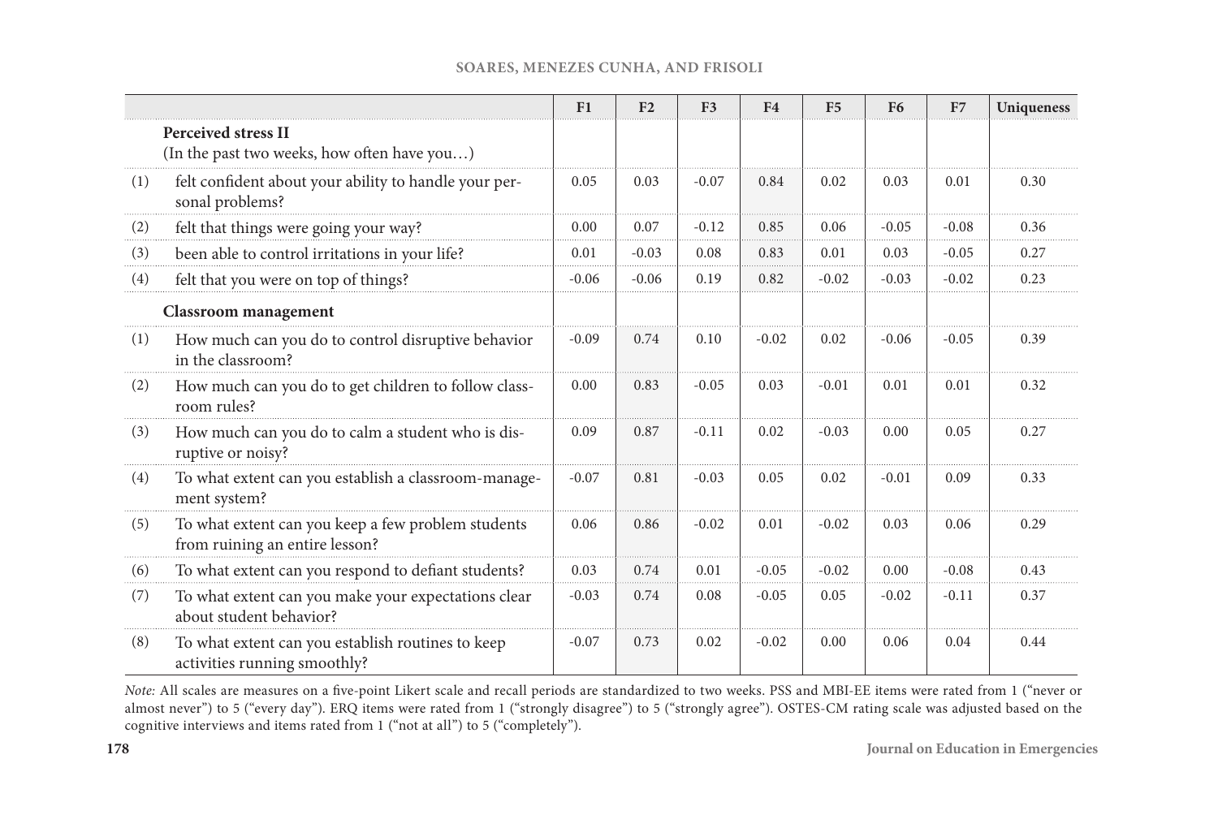| | | F1 | F2 | F3 | F4 | F5 | F6 | F7 | Uniqueness |
|---|---|---|---|---|---|---|---|---|---|
| | **Perceived stress II** (In the past two weeks, how often have you…) | | | | | | | | |
| (1) | felt confident about your ability to handle your personal problems? | 0.05 | 0.03 | -0.07 | 0.84 | 0.02 | 0.03 | 0.01 | 0.30 |
| (2) | felt that things were going your way? | 0.00 | 0.07 | -0.12 | 0.85 | 0.06 | -0.05 | -0.08 | 0.36 |
| (3) | been able to control irritations in your life? | 0.01 | -0.03 | 0.08 | 0.83 | 0.01 | 0.03 | -0.05 | 0.27 |
| (4) | felt that you were on top of things? | -0.06 | -0.06 | 0.19 | 0.82 | -0.02 | -0.03 | -0.02 | 0.23 |
| | **Classroom management** | | | | | | | | |
| (1) | How much can you do to control disruptive behavior in the classroom? | -0.09 | 0.74 | 0.10 | -0.02 | 0.02 | -0.06 | -0.05 | 0.39 |
| (2) | How much can you do to get children to follow classroom rules? | 0.00 | 0.83 | -0.05 | 0.03 | -0.01 | 0.01 | 0.01 | 0.32 |
| (3) | How much can you do to calm a student who is disruptive or noisy? | 0.09 | 0.87 | -0.11 | 0.02 | -0.03 | 0.00 | 0.05 | 0.27 |
| (4) | To what extent can you establish a classroom-management system? | -0.07 | 0.81 | -0.03 | 0.05 | 0.02 | -0.01 | 0.09 | 0.33 |
| (5) | To what extent can you keep a few problem students from ruining an entire lesson? | 0.06 | 0.86 | -0.02 | 0.01 | -0.02 | 0.03 | 0.06 | 0.29 |
| (6) | To what extent can you respond to defiant students? | 0.03 | 0.74 | 0.01 | -0.05 | -0.02 | 0.00 | -0.08 | 0.43 |
| (7) | To what extent can you make your expectations clear about student behavior? | -0.03 | 0.74 | 0.08 | -0.05 | 0.05 | -0.02 | -0.11 | 0.37 |
| (8) | To what extent can you establish routines to keep activities running smoothly? | -0.07 | 0.73 | 0.02 | -0.02 | 0.00 | 0.06 | 0.04 | 0.44 |

*Note:* All scales are measures on a five-point Likert scale and recall periods are standardized to two weeks. PSS and MBI-EE items were rated from 1 ("never or almost never") to 5 ("every day"). ERQ items were rated from 1 ("strongly disagree") to 5 ("strongly agree"). OSTES-CM rating scale was adjusted based on the cognitive interviews and items rated from 1 ("not at all") to 5 ("completely").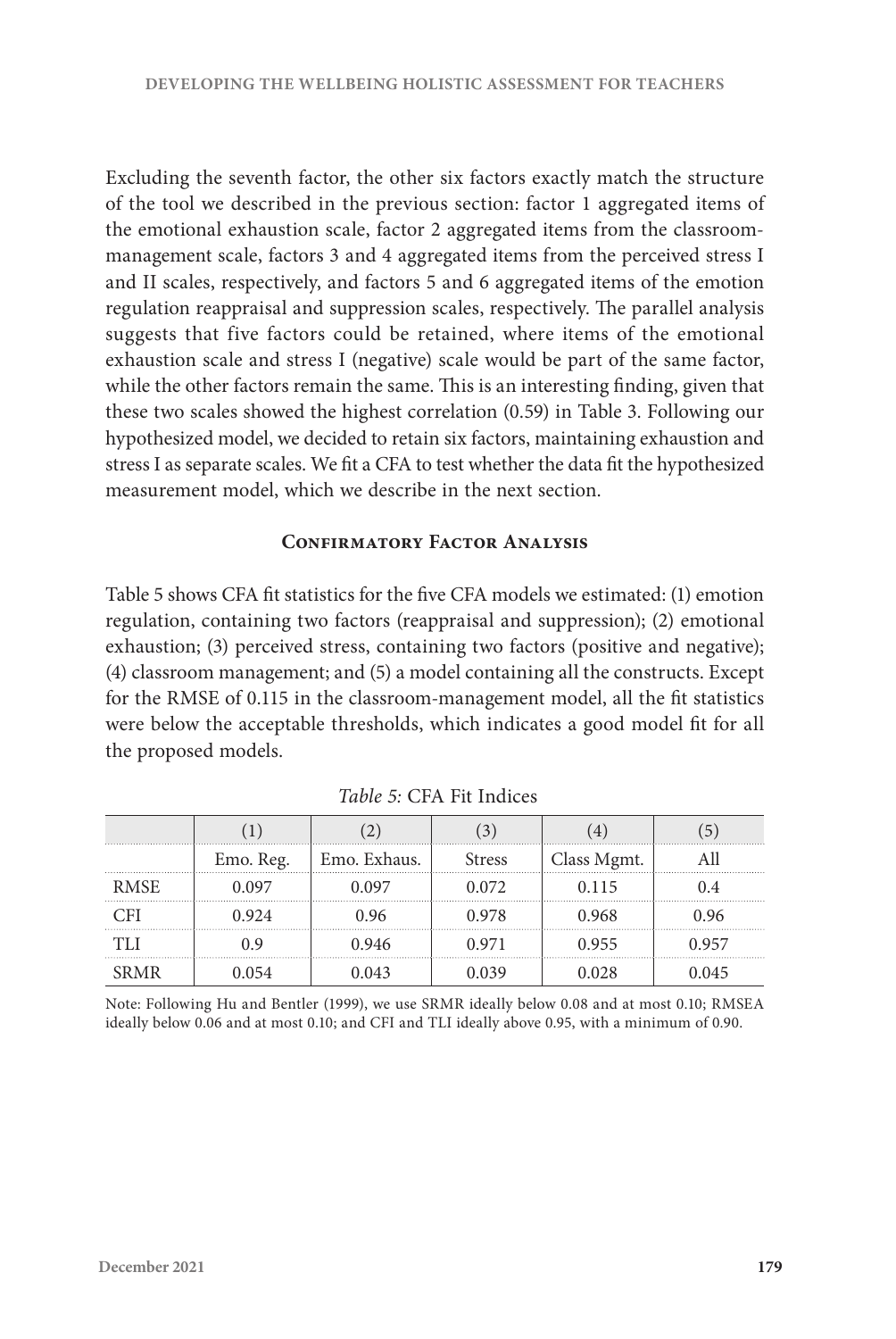Excluding the seventh factor, the other six factors exactly match the structure of the tool we described in the previous section: factor 1 aggregated items of the emotional exhaustion scale, factor 2 aggregated items from the classroom-management scale, factors 3 and 4 aggregated items from the perceived stress I and II scales, respectively, and factors 5 and 6 aggregated items of the emotion regulation reappraisal and suppression scales, respectively. The parallel analysis suggests that five factors could be retained, where items of the emotional exhaustion scale and stress I (negative) scale would be part of the same factor, while the other factors remain the same. This is an interesting finding, given that these two scales showed the highest correlation (0.59) in Table 3. Following our hypothesized model, we decided to retain six factors, maintaining exhaustion and stress I as separate scales. We fit a CFA to test whether the data fit the hypothesized measurement model, which we describe in the next section.

### Confirmatory Factor Analysis

Table 5 shows CFA fit statistics for the five CFA models we estimated: (1) emotion regulation, containing two factors (reappraisal and suppression); (2) emotional exhaustion; (3) perceived stress, containing two factors (positive and negative); (4) classroom management; and (5) a model containing all the constructs. Except for the RMSE of 0.115 in the classroom-management model, all the fit statistics were below the acceptable thresholds, which indicates a good model fit for all the proposed models.

*Table 5:* CFA Fit Indices

| | (1) | (2) | (3) | (4) | (5) |
|---|---|---|---|---|---|
| | Emo. Reg. | Emo. Exhaus. | Stress | Class Mgmt. | All |
| RMSE | 0.097 | 0.097 | 0.072 | 0.115 | 0.4 |
| CFI | 0.924 | 0.96 | 0.978 | 0.968 | 0.96 |
| TLI | 0.9 | 0.946 | 0.971 | 0.955 | 0.957 |
| SRMR | 0.054 | 0.043 | 0.039 | 0.028 | 0.045 |

Note: Following Hu and Bentler (1999), we use SRMR ideally below 0.08 and at most 0.10; RMSEA ideally below 0.06 and at most 0.10; and CFI and TLI ideally above 0.95, with a minimum of 0.90.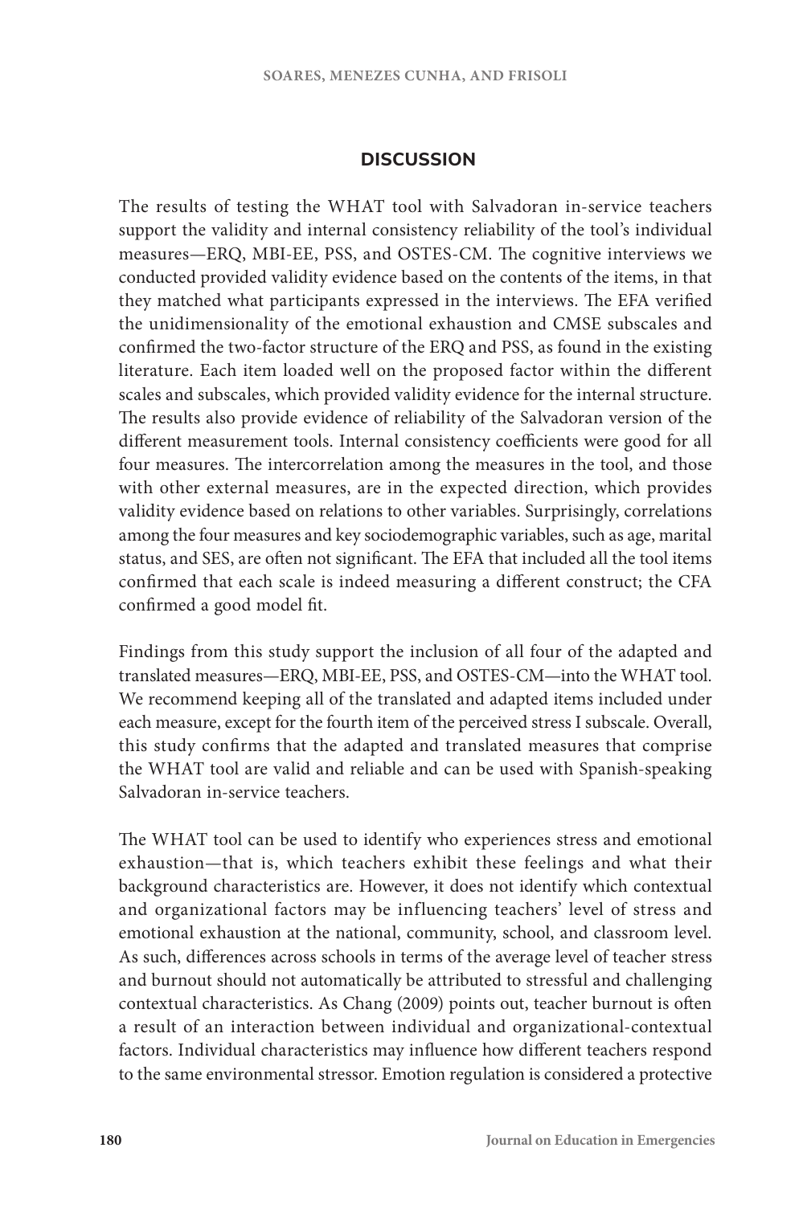## DISCUSSION

The results of testing the WHAT tool with Salvadoran in-service teachers support the validity and internal consistency reliability of the tool's individual measures—ERQ, MBI-EE, PSS, and OSTES-CM. The cognitive interviews we conducted provided validity evidence based on the contents of the items, in that they matched what participants expressed in the interviews. The EFA verified the unidimensionality of the emotional exhaustion and CMSE subscales and confirmed the two-factor structure of the ERQ and PSS, as found in the existing literature. Each item loaded well on the proposed factor within the different scales and subscales, which provided validity evidence for the internal structure. The results also provide evidence of reliability of the Salvadoran version of the different measurement tools. Internal consistency coefficients were good for all four measures. The intercorrelation among the measures in the tool, and those with other external measures, are in the expected direction, which provides validity evidence based on relations to other variables. Surprisingly, correlations among the four measures and key sociodemographic variables, such as age, marital status, and SES, are often not significant. The EFA that included all the tool items confirmed that each scale is indeed measuring a different construct; the CFA confirmed a good model fit.

Findings from this study support the inclusion of all four of the adapted and translated measures—ERQ, MBI-EE, PSS, and OSTES-CM—into the WHAT tool. We recommend keeping all of the translated and adapted items included under each measure, except for the fourth item of the perceived stress I subscale. Overall, this study confirms that the adapted and translated measures that comprise the WHAT tool are valid and reliable and can be used with Spanish-speaking Salvadoran in-service teachers.

The WHAT tool can be used to identify who experiences stress and emotional exhaustion—that is, which teachers exhibit these feelings and what their background characteristics are. However, it does not identify which contextual and organizational factors may be influencing teachers' level of stress and emotional exhaustion at the national, community, school, and classroom level. As such, differences across schools in terms of the average level of teacher stress and burnout should not automatically be attributed to stressful and challenging contextual characteristics. As Chang (2009) points out, teacher burnout is often a result of an interaction between individual and organizational-contextual factors. Individual characteristics may influence how different teachers respond to the same environmental stressor. Emotion regulation is considered a protective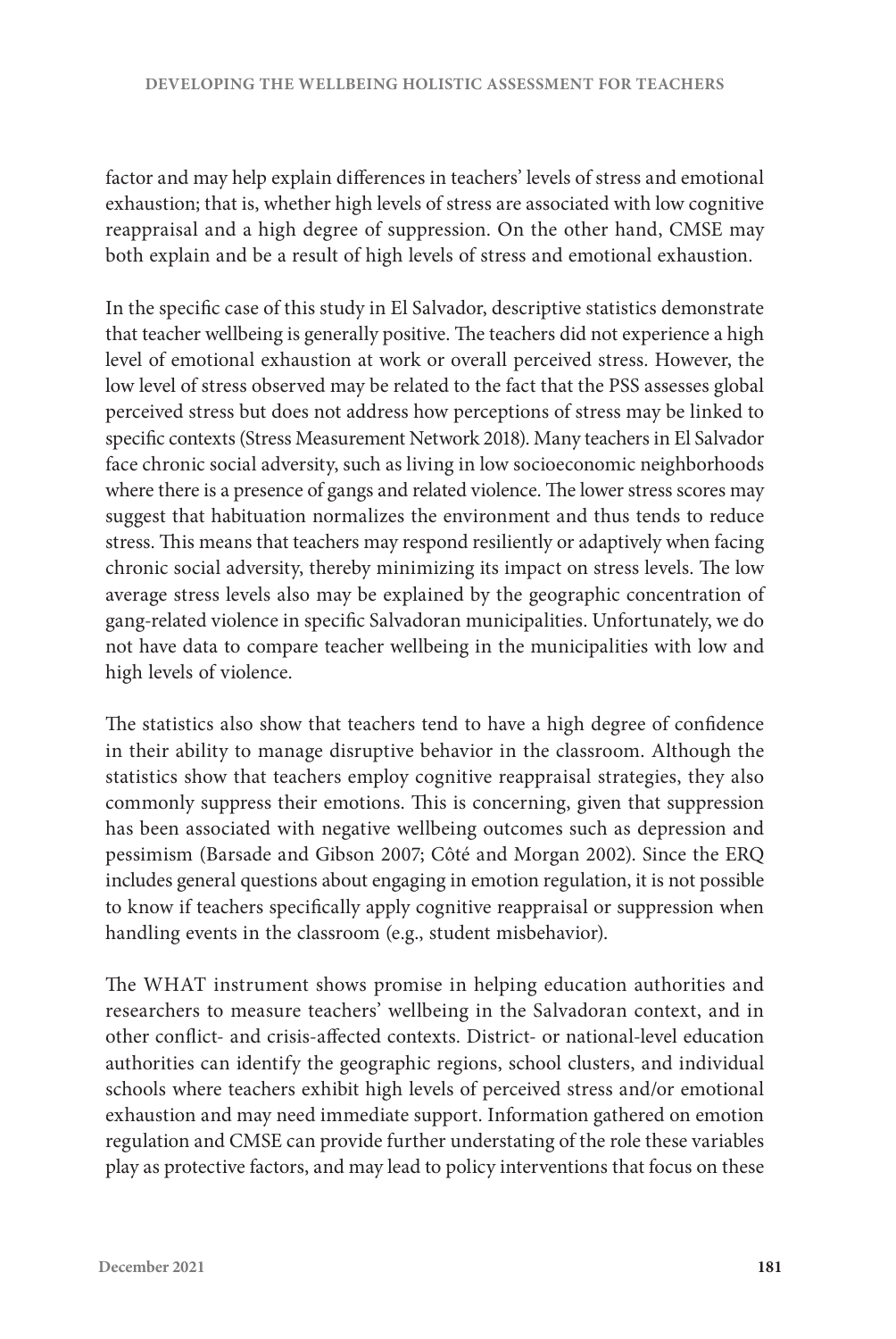factor and may help explain differences in teachers' levels of stress and emotional exhaustion; that is, whether high levels of stress are associated with low cognitive reappraisal and a high degree of suppression. On the other hand, CMSE may both explain and be a result of high levels of stress and emotional exhaustion.

In the specific case of this study in El Salvador, descriptive statistics demonstrate that teacher wellbeing is generally positive. The teachers did not experience a high level of emotional exhaustion at work or overall perceived stress. However, the low level of stress observed may be related to the fact that the PSS assesses global perceived stress but does not address how perceptions of stress may be linked to specific contexts (Stress Measurement Network 2018). Many teachers in El Salvador face chronic social adversity, such as living in low socioeconomic neighborhoods where there is a presence of gangs and related violence. The lower stress scores may suggest that habituation normalizes the environment and thus tends to reduce stress. This means that teachers may respond resiliently or adaptively when facing chronic social adversity, thereby minimizing its impact on stress levels. The low average stress levels also may be explained by the geographic concentration of gang-related violence in specific Salvadoran municipalities. Unfortunately, we do not have data to compare teacher wellbeing in the municipalities with low and high levels of violence.

The statistics also show that teachers tend to have a high degree of confidence in their ability to manage disruptive behavior in the classroom. Although the statistics show that teachers employ cognitive reappraisal strategies, they also commonly suppress their emotions. This is concerning, given that suppression has been associated with negative wellbeing outcomes such as depression and pessimism (Barsade and Gibson 2007; Côté and Morgan 2002). Since the ERQ includes general questions about engaging in emotion regulation, it is not possible to know if teachers specifically apply cognitive reappraisal or suppression when handling events in the classroom (e.g., student misbehavior).

The WHAT instrument shows promise in helping education authorities and researchers to measure teachers' wellbeing in the Salvadoran context, and in other conflict- and crisis-affected contexts. District- or national-level education authorities can identify the geographic regions, school clusters, and individual schools where teachers exhibit high levels of perceived stress and/or emotional exhaustion and may need immediate support. Information gathered on emotion regulation and CMSE can provide further understating of the role these variables play as protective factors, and may lead to policy interventions that focus on these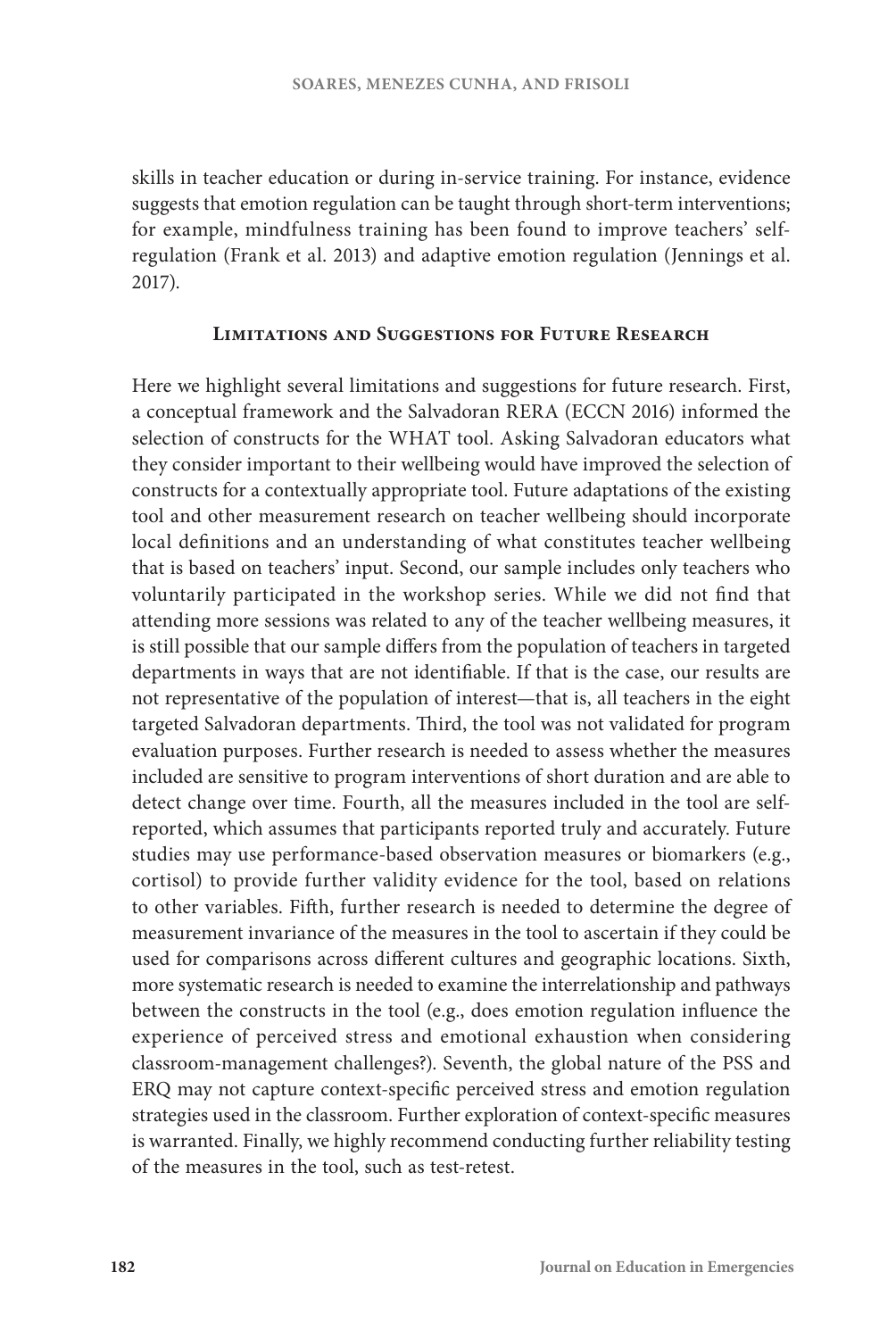skills in teacher education or during in-service training. For instance, evidence suggests that emotion regulation can be taught through short-term interventions; for example, mindfulness training has been found to improve teachers' self-regulation (Frank et al. 2013) and adaptive emotion regulation (Jennings et al. 2017).

## Limitations and Suggestions for Future Research

Here we highlight several limitations and suggestions for future research. First, a conceptual framework and the Salvadoran RERA (ECCN 2016) informed the selection of constructs for the WHAT tool. Asking Salvadoran educators what they consider important to their wellbeing would have improved the selection of constructs for a contextually appropriate tool. Future adaptations of the existing tool and other measurement research on teacher wellbeing should incorporate local definitions and an understanding of what constitutes teacher wellbeing that is based on teachers' input. Second, our sample includes only teachers who voluntarily participated in the workshop series. While we did not find that attending more sessions was related to any of the teacher wellbeing measures, it is still possible that our sample differs from the population of teachers in targeted departments in ways that are not identifiable. If that is the case, our results are not representative of the population of interest—that is, all teachers in the eight targeted Salvadoran departments. Third, the tool was not validated for program evaluation purposes. Further research is needed to assess whether the measures included are sensitive to program interventions of short duration and are able to detect change over time. Fourth, all the measures included in the tool are self-reported, which assumes that participants reported truly and accurately. Future studies may use performance-based observation measures or biomarkers (e.g., cortisol) to provide further validity evidence for the tool, based on relations to other variables. Fifth, further research is needed to determine the degree of measurement invariance of the measures in the tool to ascertain if they could be used for comparisons across different cultures and geographic locations. Sixth, more systematic research is needed to examine the interrelationship and pathways between the constructs in the tool (e.g., does emotion regulation influence the experience of perceived stress and emotional exhaustion when considering classroom-management challenges?). Seventh, the global nature of the PSS and ERQ may not capture context-specific perceived stress and emotion regulation strategies used in the classroom. Further exploration of context-specific measures is warranted. Finally, we highly recommend conducting further reliability testing of the measures in the tool, such as test-retest.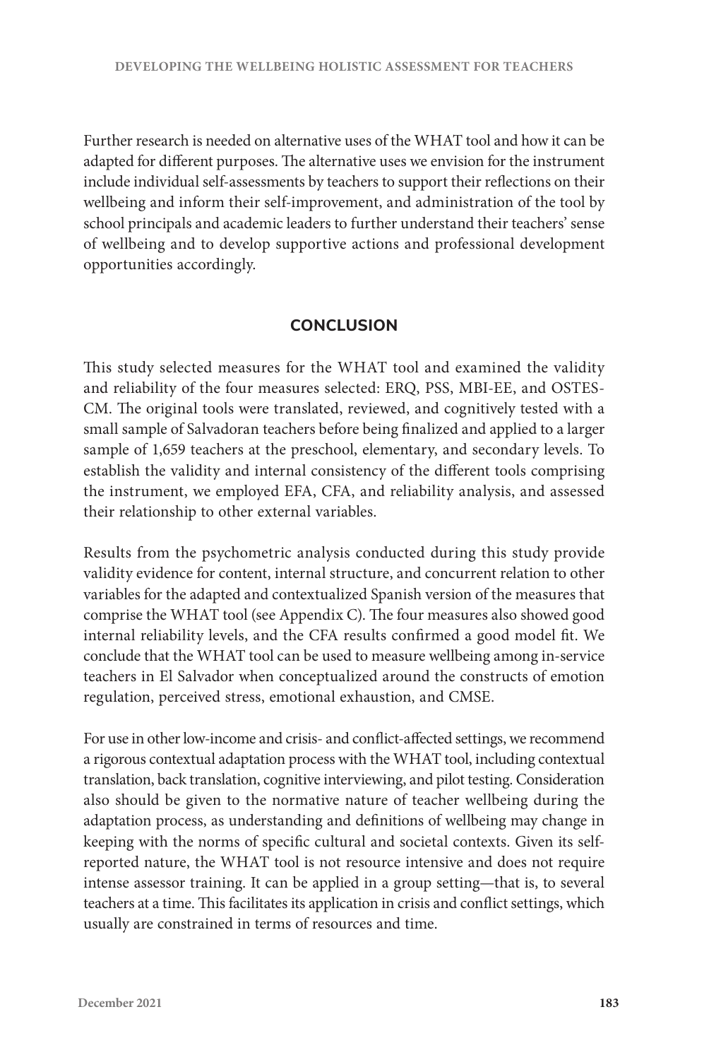Further research is needed on alternative uses of the WHAT tool and how it can be adapted for different purposes. The alternative uses we envision for the instrument include individual self-assessments by teachers to support their reflections on their wellbeing and inform their self-improvement, and administration of the tool by school principals and academic leaders to further understand their teachers' sense of wellbeing and to develop supportive actions and professional development opportunities accordingly.

## CONCLUSION

This study selected measures for the WHAT tool and examined the validity and reliability of the four measures selected: ERQ, PSS, MBI-EE, and OSTES-CM. The original tools were translated, reviewed, and cognitively tested with a small sample of Salvadoran teachers before being finalized and applied to a larger sample of 1,659 teachers at the preschool, elementary, and secondary levels. To establish the validity and internal consistency of the different tools comprising the instrument, we employed EFA, CFA, and reliability analysis, and assessed their relationship to other external variables.

Results from the psychometric analysis conducted during this study provide validity evidence for content, internal structure, and concurrent relation to other variables for the adapted and contextualized Spanish version of the measures that comprise the WHAT tool (see Appendix C). The four measures also showed good internal reliability levels, and the CFA results confirmed a good model fit. We conclude that the WHAT tool can be used to measure wellbeing among in-service teachers in El Salvador when conceptualized around the constructs of emotion regulation, perceived stress, emotional exhaustion, and CMSE.

For use in other low-income and crisis- and conflict-affected settings, we recommend a rigorous contextual adaptation process with the WHAT tool, including contextual translation, back translation, cognitive interviewing, and pilot testing. Consideration also should be given to the normative nature of teacher wellbeing during the adaptation process, as understanding and definitions of wellbeing may change in keeping with the norms of specific cultural and societal contexts. Given its self-reported nature, the WHAT tool is not resource intensive and does not require intense assessor training. It can be applied in a group setting—that is, to several teachers at a time. This facilitates its application in crisis and conflict settings, which usually are constrained in terms of resources and time.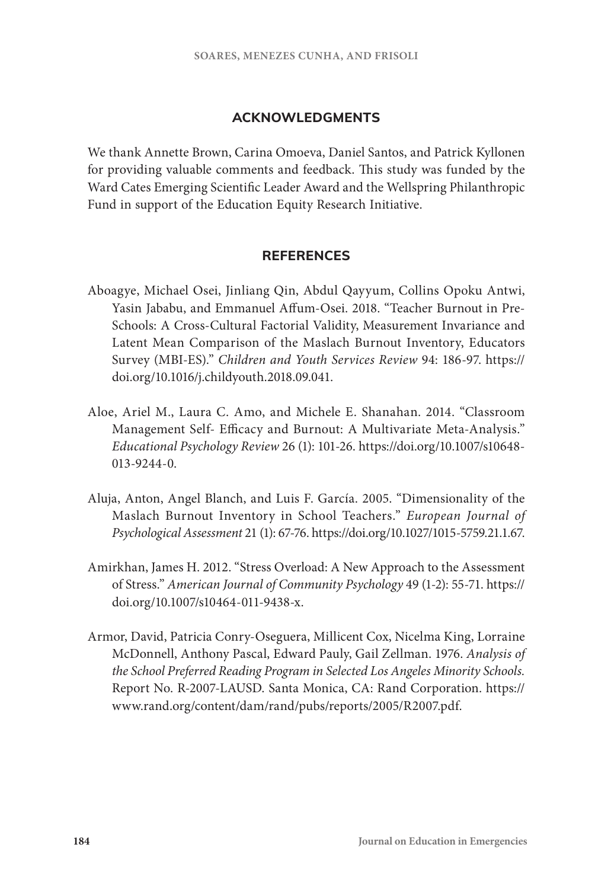## ACKNOWLEDGMENTS

We thank Annette Brown, Carina Omoeva, Daniel Santos, and Patrick Kyllonen for providing valuable comments and feedback. This study was funded by the Ward Cates Emerging Scientific Leader Award and the Wellspring Philanthropic Fund in support of the Education Equity Research Initiative.

## REFERENCES

Aboagye, Michael Osei, Jinliang Qin, Abdul Qayyum, Collins Opoku Antwi, Yasin Jababu, and Emmanuel Affum-Osei. 2018. "Teacher Burnout in Pre-Schools: A Cross-Cultural Factorial Validity, Measurement Invariance and Latent Mean Comparison of the Maslach Burnout Inventory, Educators Survey (MBI-ES)." *Children and Youth Services Review* 94: 186-97. https://doi.org/10.1016/j.childyouth.2018.09.041.

Aloe, Ariel M., Laura C. Amo, and Michele E. Shanahan. 2014. "Classroom Management Self- Efficacy and Burnout: A Multivariate Meta-Analysis." *Educational Psychology Review* 26 (1): 101-26. https://doi.org/10.1007/s10648-013-9244-0.

Aluja, Anton, Angel Blanch, and Luis F. García. 2005. "Dimensionality of the Maslach Burnout Inventory in School Teachers." *European Journal of Psychological Assessment* 21 (1): 67-76. https://doi.org/10.1027/1015-5759.21.1.67.

Amirkhan, James H. 2012. "Stress Overload: A New Approach to the Assessment of Stress." *American Journal of Community Psychology* 49 (1-2): 55-71. https://doi.org/10.1007/s10464-011-9438-x.

Armor, David, Patricia Conry-Oseguera, Millicent Cox, Nicelma King, Lorraine McDonnell, Anthony Pascal, Edward Pauly, Gail Zellman. 1976. *Analysis of the School Preferred Reading Program in Selected Los Angeles Minority Schools.* Report No. R-2007-LAUSD. Santa Monica, CA: Rand Corporation. https://www.rand.org/content/dam/rand/pubs/reports/2005/R2007.pdf.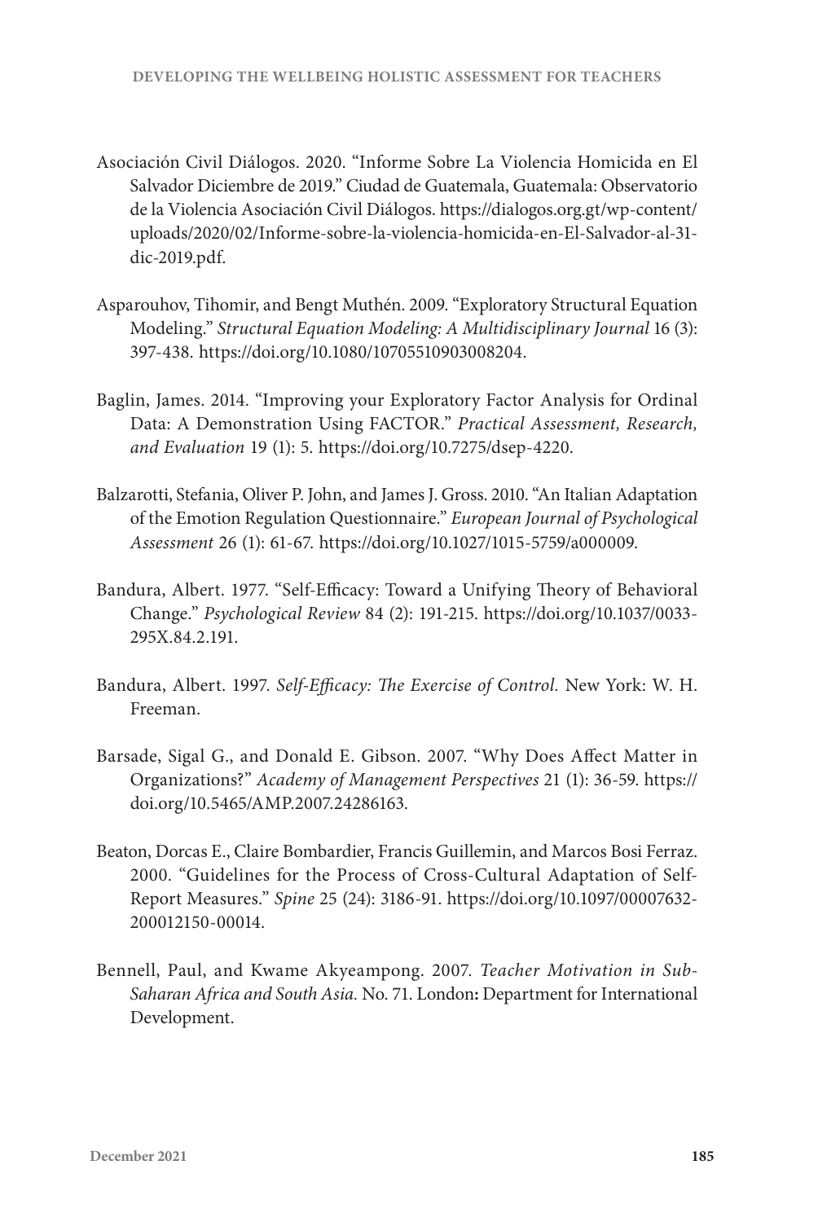Asociación Civil Diálogos. 2020. "Informe Sobre La Violencia Homicida en El Salvador Diciembre de 2019." Ciudad de Guatemala, Guatemala: Observatorio de la Violencia Asociación Civil Diálogos. https://dialogos.org.gt/wp-content/uploads/2020/02/Informe-sobre-la-violencia-homicida-en-El-Salvador-al-31-dic-2019.pdf.

Asparouhov, Tihomir, and Bengt Muthén. 2009. "Exploratory Structural Equation Modeling." *Structural Equation Modeling: A Multidisciplinary Journal* 16 (3): 397-438. https://doi.org/10.1080/10705510903008204.

Baglin, James. 2014. "Improving your Exploratory Factor Analysis for Ordinal Data: A Demonstration Using FACTOR." *Practical Assessment, Research, and Evaluation* 19 (1): 5. https://doi.org/10.7275/dsep-4220.

Balzarotti, Stefania, Oliver P. John, and James J. Gross. 2010. "An Italian Adaptation of the Emotion Regulation Questionnaire." *European Journal of Psychological Assessment* 26 (1): 61-67. https://doi.org/10.1027/1015-5759/a000009.

Bandura, Albert. 1977. "Self-Efficacy: Toward a Unifying Theory of Behavioral Change." *Psychological Review* 84 (2): 191-215. https://doi.org/10.1037/0033-295X.84.2.191.

Bandura, Albert. 1997. *Self-Efficacy: The Exercise of Control.* New York: W. H. Freeman.

Barsade, Sigal G., and Donald E. Gibson. 2007. "Why Does Affect Matter in Organizations?" *Academy of Management Perspectives* 21 (1): 36-59. https://doi.org/10.5465/AMP.2007.24286163.

Beaton, Dorcas E., Claire Bombardier, Francis Guillemin, and Marcos Bosi Ferraz. 2000. "Guidelines for the Process of Cross-Cultural Adaptation of Self-Report Measures." *Spine* 25 (24): 3186-91. https://doi.org/10.1097/00007632-200012150-00014.

Bennell, Paul, and Kwame Akyeampong. 2007. *Teacher Motivation in Sub-Saharan Africa and South Asia.* No. 71. London**:** Department for International Development.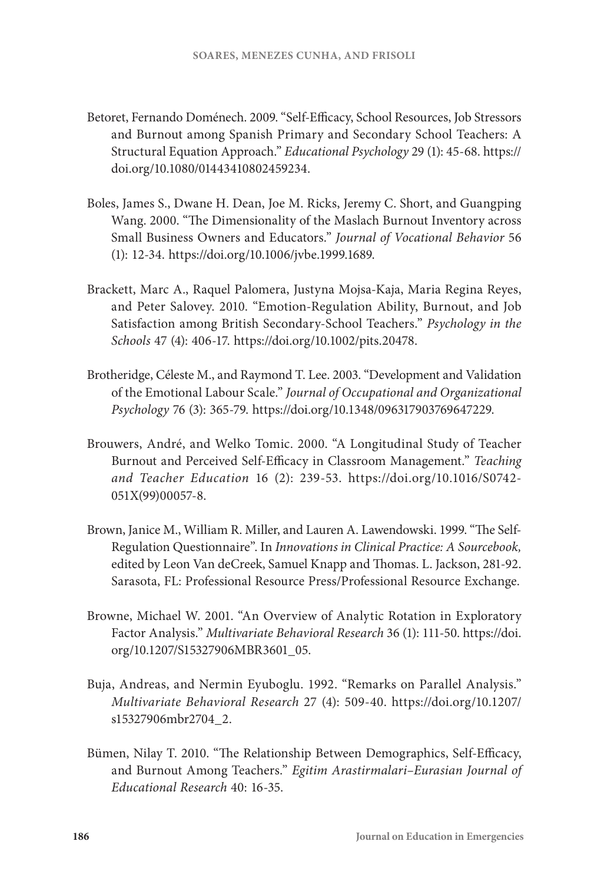Betoret, Fernando Doménech. 2009. "Self-Efficacy, School Resources, Job Stressors and Burnout among Spanish Primary and Secondary School Teachers: A Structural Equation Approach." *Educational Psychology* 29 (1): 45-68. https://doi.org/10.1080/01443410802459234.

Boles, James S., Dwane H. Dean, Joe M. Ricks, Jeremy C. Short, and Guangping Wang. 2000. "The Dimensionality of the Maslach Burnout Inventory across Small Business Owners and Educators." *Journal of Vocational Behavior* 56 (1): 12-34. https://doi.org/10.1006/jvbe.1999.1689.

Brackett, Marc A., Raquel Palomera, Justyna Mojsa-Kaja, Maria Regina Reyes, and Peter Salovey. 2010. "Emotion-Regulation Ability, Burnout, and Job Satisfaction among British Secondary-School Teachers." *Psychology in the Schools* 47 (4): 406-17. https://doi.org/10.1002/pits.20478.

Brotheridge, Céleste M., and Raymond T. Lee. 2003. "Development and Validation of the Emotional Labour Scale." *Journal of Occupational and Organizational Psychology* 76 (3): 365-79. https://doi.org/10.1348/096317903769647229.

Brouwers, André, and Welko Tomic. 2000. "A Longitudinal Study of Teacher Burnout and Perceived Self-Efficacy in Classroom Management." *Teaching and Teacher Education* 16 (2): 239-53. https://doi.org/10.1016/S0742-051X(99)00057-8.

Brown, Janice M., William R. Miller, and Lauren A. Lawendowski. 1999. "The Self-Regulation Questionnaire". In *Innovations in Clinical Practice: A Sourcebook,* edited by Leon Van deCreek, Samuel Knapp and Thomas. L. Jackson, 281-92. Sarasota, FL: Professional Resource Press/Professional Resource Exchange.

Browne, Michael W. 2001. "An Overview of Analytic Rotation in Exploratory Factor Analysis." *Multivariate Behavioral Research* 36 (1): 111-50. https://doi.org/10.1207/S15327906MBR3601_05.

Buja, Andreas, and Nermin Eyuboglu. 1992. "Remarks on Parallel Analysis." *Multivariate Behavioral Research* 27 (4): 509-40. https://doi.org/10.1207/s15327906mbr2704_2.

Bümen, Nilay T. 2010. "The Relationship Between Demographics, Self-Efficacy, and Burnout Among Teachers." *Egitim Arastirmalari–Eurasian Journal of Educational Research* 40: 16-35.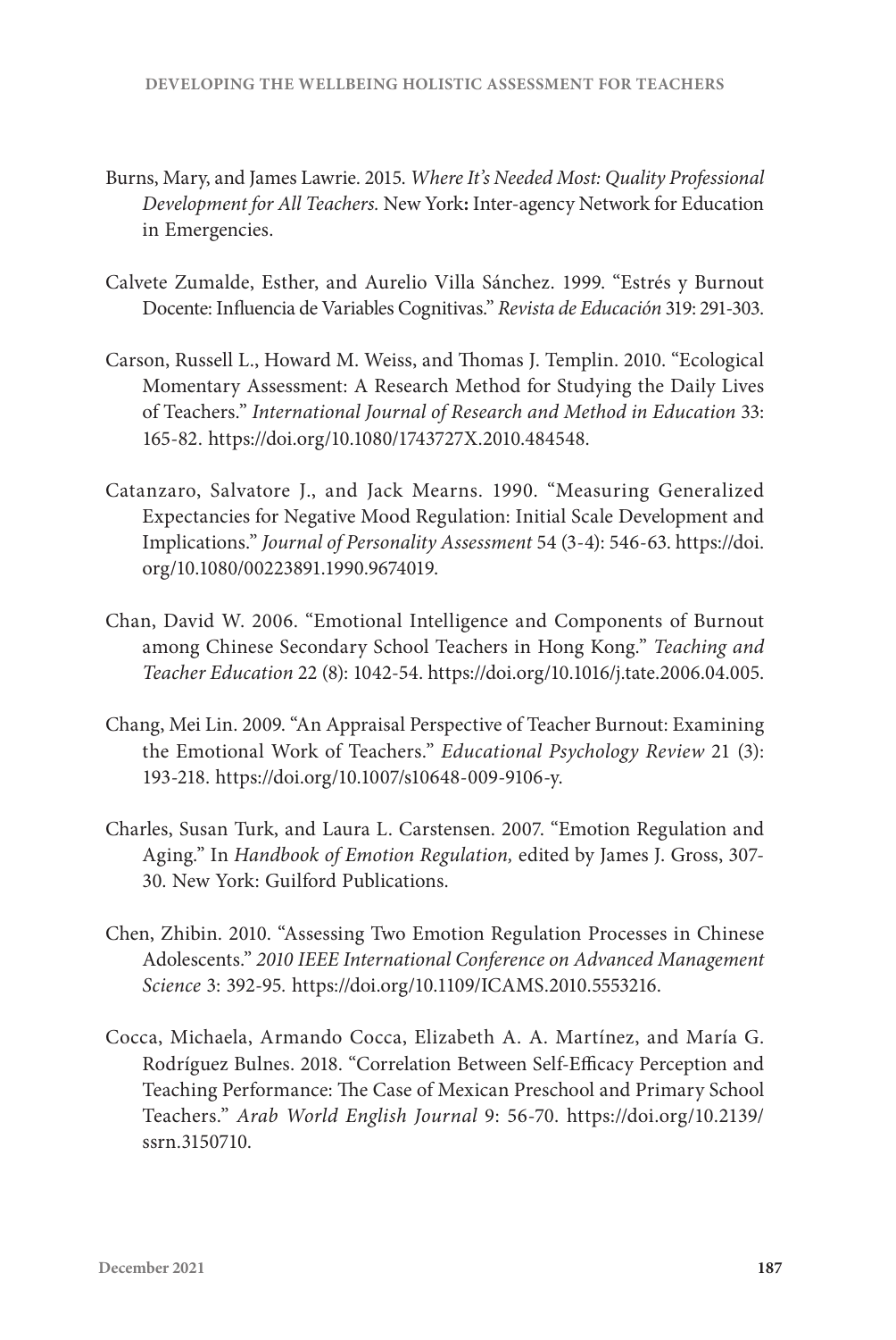Burns, Mary, and James Lawrie. 2015. *Where It's Needed Most: Quality Professional Development for All Teachers.* New York**:** Inter-agency Network for Education in Emergencies.

Calvete Zumalde, Esther, and Aurelio Villa Sánchez. 1999. "Estrés y Burnout Docente: Influencia de Variables Cognitivas." *Revista de Educación* 319: 291-303.

Carson, Russell L., Howard M. Weiss, and Thomas J. Templin. 2010. "Ecological Momentary Assessment: A Research Method for Studying the Daily Lives of Teachers." *International Journal of Research and Method in Education* 33: 165-82. https://doi.org/10.1080/1743727X.2010.484548.

Catanzaro, Salvatore J., and Jack Mearns. 1990. "Measuring Generalized Expectancies for Negative Mood Regulation: Initial Scale Development and Implications." *Journal of Personality Assessment* 54 (3-4): 546-63. https://doi.org/10.1080/00223891.1990.9674019.

Chan, David W. 2006. "Emotional Intelligence and Components of Burnout among Chinese Secondary School Teachers in Hong Kong." *Teaching and Teacher Education* 22 (8): 1042-54. https://doi.org/10.1016/j.tate.2006.04.005.

Chang, Mei Lin. 2009. "An Appraisal Perspective of Teacher Burnout: Examining the Emotional Work of Teachers." *Educational Psychology Review* 21 (3): 193-218. https://doi.org/10.1007/s10648-009-9106-y.

Charles, Susan Turk, and Laura L. Carstensen. 2007. "Emotion Regulation and Aging." In *Handbook of Emotion Regulation,* edited by James J. Gross, 307-30. New York: Guilford Publications.

Chen, Zhibin. 2010. "Assessing Two Emotion Regulation Processes in Chinese Adolescents." *2010 IEEE International Conference on Advanced Management Science* 3: 392-95. https://doi.org/10.1109/ICAMS.2010.5553216.

Cocca, Michaela, Armando Cocca, Elizabeth A. A. Martínez, and María G. Rodríguez Bulnes. 2018. "Correlation Between Self-Efficacy Perception and Teaching Performance: The Case of Mexican Preschool and Primary School Teachers." *Arab World English Journal* 9: 56-70. https://doi.org/10.2139/ssrn.3150710.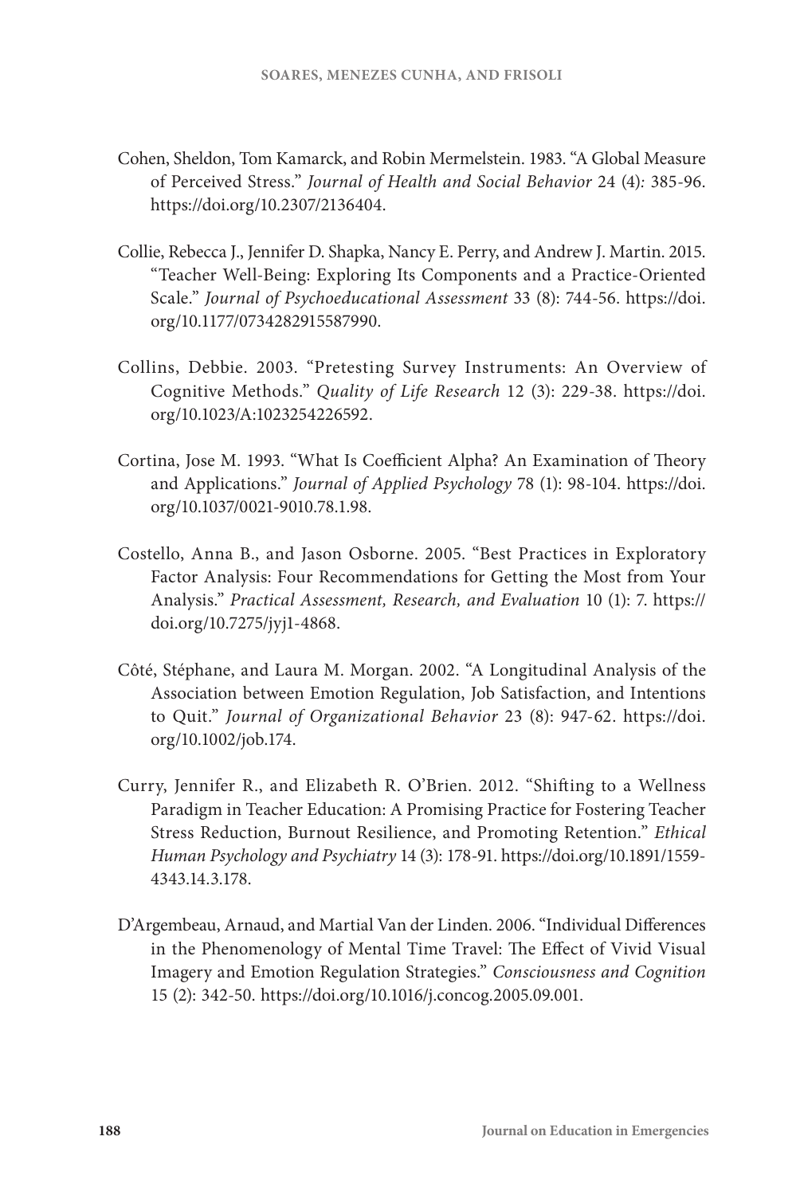Cohen, Sheldon, Tom Kamarck, and Robin Mermelstein. 1983. "A Global Measure of Perceived Stress." *Journal of Health and Social Behavior* 24 (4): 385-96. https://doi.org/10.2307/2136404.

Collie, Rebecca J., Jennifer D. Shapka, Nancy E. Perry, and Andrew J. Martin. 2015. "Teacher Well-Being: Exploring Its Components and a Practice-Oriented Scale." *Journal of Psychoeducational Assessment* 33 (8): 744-56. https://doi.org/10.1177/0734282915587990.

Collins, Debbie. 2003. "Pretesting Survey Instruments: An Overview of Cognitive Methods." *Quality of Life Research* 12 (3): 229-38. https://doi.org/10.1023/A:1023254226592.

Cortina, Jose M. 1993. "What Is Coefficient Alpha? An Examination of Theory and Applications." *Journal of Applied Psychology* 78 (1): 98-104. https://doi.org/10.1037/0021-9010.78.1.98.

Costello, Anna B., and Jason Osborne. 2005. "Best Practices in Exploratory Factor Analysis: Four Recommendations for Getting the Most from Your Analysis." *Practical Assessment, Research, and Evaluation* 10 (1): 7. https://doi.org/10.7275/jyj1-4868.

Côté, Stéphane, and Laura M. Morgan. 2002. "A Longitudinal Analysis of the Association between Emotion Regulation, Job Satisfaction, and Intentions to Quit." *Journal of Organizational Behavior* 23 (8): 947-62. https://doi.org/10.1002/job.174.

Curry, Jennifer R., and Elizabeth R. O'Brien. 2012. "Shifting to a Wellness Paradigm in Teacher Education: A Promising Practice for Fostering Teacher Stress Reduction, Burnout Resilience, and Promoting Retention." *Ethical Human Psychology and Psychiatry* 14 (3): 178-91. https://doi.org/10.1891/1559-4343.14.3.178.

D'Argembeau, Arnaud, and Martial Van der Linden. 2006. "Individual Differences in the Phenomenology of Mental Time Travel: The Effect of Vivid Visual Imagery and Emotion Regulation Strategies." *Consciousness and Cognition* 15 (2): 342-50. https://doi.org/10.1016/j.concog.2005.09.001.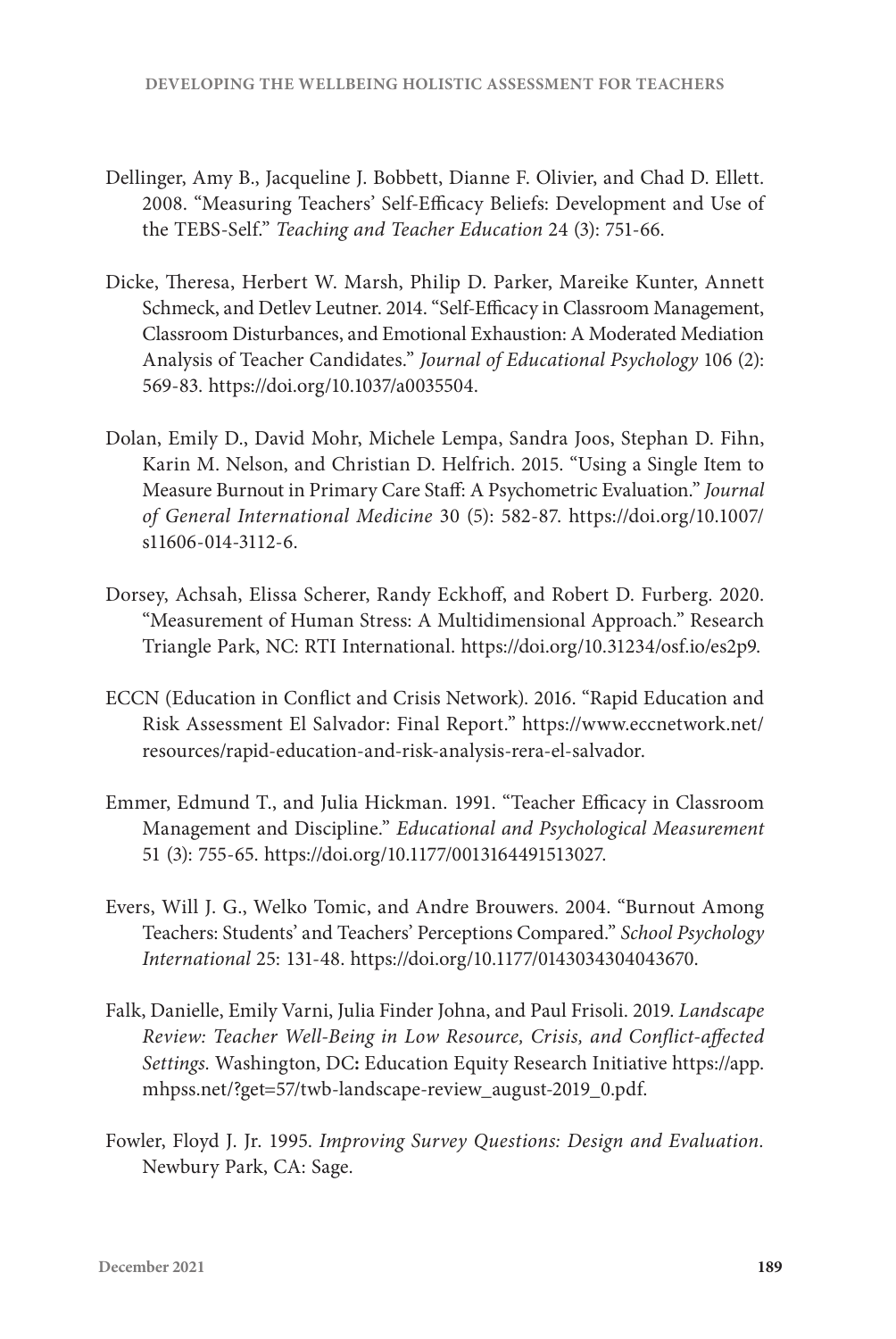Dellinger, Amy B., Jacqueline J. Bobbett, Dianne F. Olivier, and Chad D. Ellett. 2008. "Measuring Teachers' Self-Efficacy Beliefs: Development and Use of the TEBS-Self." *Teaching and Teacher Education* 24 (3): 751-66.

Dicke, Theresa, Herbert W. Marsh, Philip D. Parker, Mareike Kunter, Annett Schmeck, and Detlev Leutner. 2014. "Self-Efficacy in Classroom Management, Classroom Disturbances, and Emotional Exhaustion: A Moderated Mediation Analysis of Teacher Candidates." *Journal of Educational Psychology* 106 (2): 569-83. https://doi.org/10.1037/a0035504.

Dolan, Emily D., David Mohr, Michele Lempa, Sandra Joos, Stephan D. Fihn, Karin M. Nelson, and Christian D. Helfrich. 2015. "Using a Single Item to Measure Burnout in Primary Care Staff: A Psychometric Evaluation." *Journal of General International Medicine* 30 (5): 582-87. https://doi.org/10.1007/s11606-014-3112-6.

Dorsey, Achsah, Elissa Scherer, Randy Eckhoff, and Robert D. Furberg. 2020. "Measurement of Human Stress: A Multidimensional Approach." Research Triangle Park, NC: RTI International. https://doi.org/10.31234/osf.io/es2p9.

ECCN (Education in Conflict and Crisis Network). 2016. "Rapid Education and Risk Assessment El Salvador: Final Report." https://www.eccnetwork.net/resources/rapid-education-and-risk-analysis-rera-el-salvador.

Emmer, Edmund T., and Julia Hickman. 1991. "Teacher Efficacy in Classroom Management and Discipline." *Educational and Psychological Measurement* 51 (3): 755-65. https://doi.org/10.1177/0013164491513027.

Evers, Will J. G., Welko Tomic, and Andre Brouwers. 2004. "Burnout Among Teachers: Students' and Teachers' Perceptions Compared." *School Psychology International* 25: 131-48. https://doi.org/10.1177/0143034304043670.

Falk, Danielle, Emily Varni, Julia Finder Johna, and Paul Frisoli. 2019. *Landscape Review: Teacher Well-Being in Low Resource, Crisis, and Conflict-affected Settings.* Washington, DC**:** Education Equity Research Initiative https://app.mhpss.net/?get=57/twb-landscape-review_august-2019_0.pdf.

Fowler, Floyd J. Jr. 1995. *Improving Survey Questions: Design and Evaluation.* Newbury Park, CA: Sage.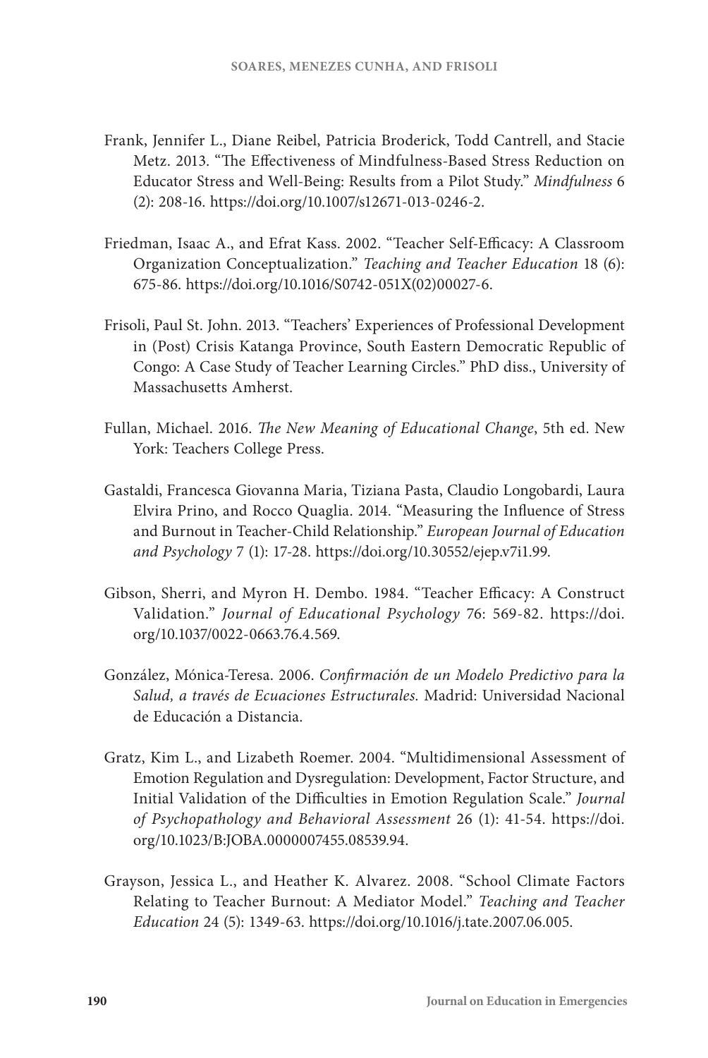Frank, Jennifer L., Diane Reibel, Patricia Broderick, Todd Cantrell, and Stacie Metz. 2013. "The Effectiveness of Mindfulness-Based Stress Reduction on Educator Stress and Well-Being: Results from a Pilot Study." *Mindfulness* 6 (2): 208-16. https://doi.org/10.1007/s12671-013-0246-2.

Friedman, Isaac A., and Efrat Kass. 2002. "Teacher Self-Efficacy: A Classroom Organization Conceptualization." *Teaching and Teacher Education* 18 (6): 675-86. https://doi.org/10.1016/S0742-051X(02)00027-6.

Frisoli, Paul St. John. 2013. "Teachers' Experiences of Professional Development in (Post) Crisis Katanga Province, South Eastern Democratic Republic of Congo: A Case Study of Teacher Learning Circles." PhD diss., University of Massachusetts Amherst.

Fullan, Michael. 2016. *The New Meaning of Educational Change*, 5th ed. New York: Teachers College Press.

Gastaldi, Francesca Giovanna Maria, Tiziana Pasta, Claudio Longobardi, Laura Elvira Prino, and Rocco Quaglia. 2014. "Measuring the Influence of Stress and Burnout in Teacher-Child Relationship." *European Journal of Education and Psychology* 7 (1): 17-28. https://doi.org/10.30552/ejep.v7i1.99.

Gibson, Sherri, and Myron H. Dembo. 1984. "Teacher Efficacy: A Construct Validation." *Journal of Educational Psychology* 76: 569-82. https://doi.org/10.1037/0022-0663.76.4.569.

González, Mónica-Teresa. 2006. *Confirmación de un Modelo Predictivo para la Salud, a través de Ecuaciones Estructurales.* Madrid: Universidad Nacional de Educación a Distancia.

Gratz, Kim L., and Lizabeth Roemer. 2004. "Multidimensional Assessment of Emotion Regulation and Dysregulation: Development, Factor Structure, and Initial Validation of the Difficulties in Emotion Regulation Scale." *Journal of Psychopathology and Behavioral Assessment* 26 (1): 41-54. https://doi.org/10.1023/B:JOBA.0000007455.08539.94.

Grayson, Jessica L., and Heather K. Alvarez. 2008. "School Climate Factors Relating to Teacher Burnout: A Mediator Model." *Teaching and Teacher Education* 24 (5): 1349-63. https://doi.org/10.1016/j.tate.2007.06.005.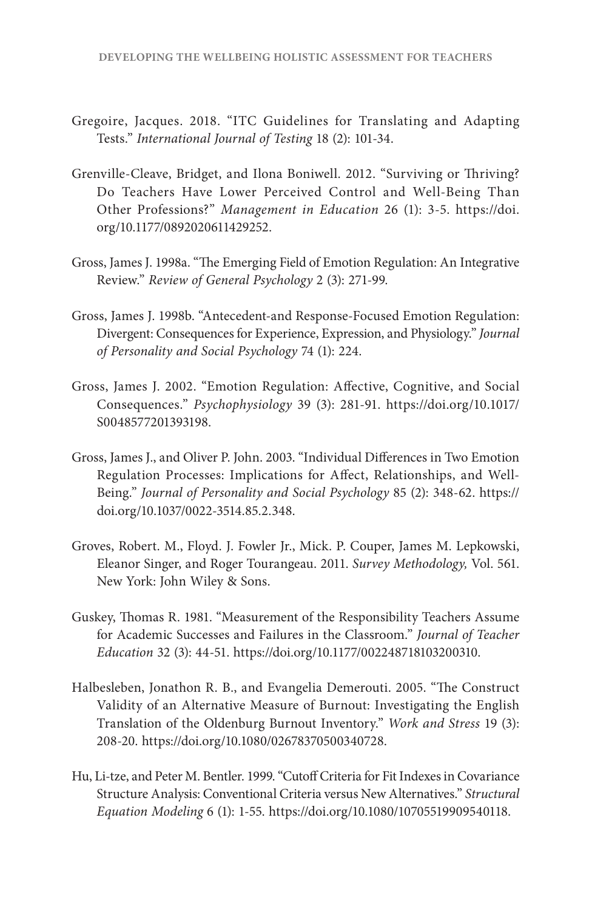Gregoire, Jacques. 2018. “ITC Guidelines for Translating and Adapting Tests.” *International Journal of Testing* 18 (2): 101-34.

Grenville-Cleave, Bridget, and Ilona Boniwell. 2012. “Surviving or Thriving? Do Teachers Have Lower Perceived Control and Well-Being Than Other Professions?” *Management in Education* 26 (1): 3-5. https://doi.org/10.1177/0892020611429252.

Gross, James J. 1998a. “The Emerging Field of Emotion Regulation: An Integrative Review.” *Review of General Psychology* 2 (3): 271-99.

Gross, James J. 1998b. “Antecedent-and Response-Focused Emotion Regulation: Divergent: Consequences for Experience, Expression, and Physiology.” *Journal of Personality and Social Psychology* 74 (1): 224.

Gross, James J. 2002. “Emotion Regulation: Affective, Cognitive, and Social Consequences.” *Psychophysiology* 39 (3): 281-91. https://doi.org/10.1017/S0048577201393198.

Gross, James J., and Oliver P. John. 2003. “Individual Differences in Two Emotion Regulation Processes: Implications for Affect, Relationships, and Well-Being.” *Journal of Personality and Social Psychology* 85 (2): 348-62. https://doi.org/10.1037/0022-3514.85.2.348.

Groves, Robert. M., Floyd. J. Fowler Jr., Mick. P. Couper, James M. Lepkowski, Eleanor Singer, and Roger Tourangeau. 2011. *Survey Methodology,* Vol. 561. New York: John Wiley & Sons.

Guskey, Thomas R. 1981. “Measurement of the Responsibility Teachers Assume for Academic Successes and Failures in the Classroom.” *Journal of Teacher Education* 32 (3): 44-51. https://doi.org/10.1177/002248718103200310.

Halbesleben, Jonathon R. B., and Evangelia Demerouti. 2005. “The Construct Validity of an Alternative Measure of Burnout: Investigating the English Translation of the Oldenburg Burnout Inventory.” *Work and Stress* 19 (3): 208-20. https://doi.org/10.1080/02678370500340728.

Hu, Li-tze, and Peter M. Bentler. 1999. “Cutoff Criteria for Fit Indexes in Covariance Structure Analysis: Conventional Criteria versus New Alternatives.” *Structural Equation Modeling* 6 (1): 1-55. https://doi.org/10.1080/10705519909540118.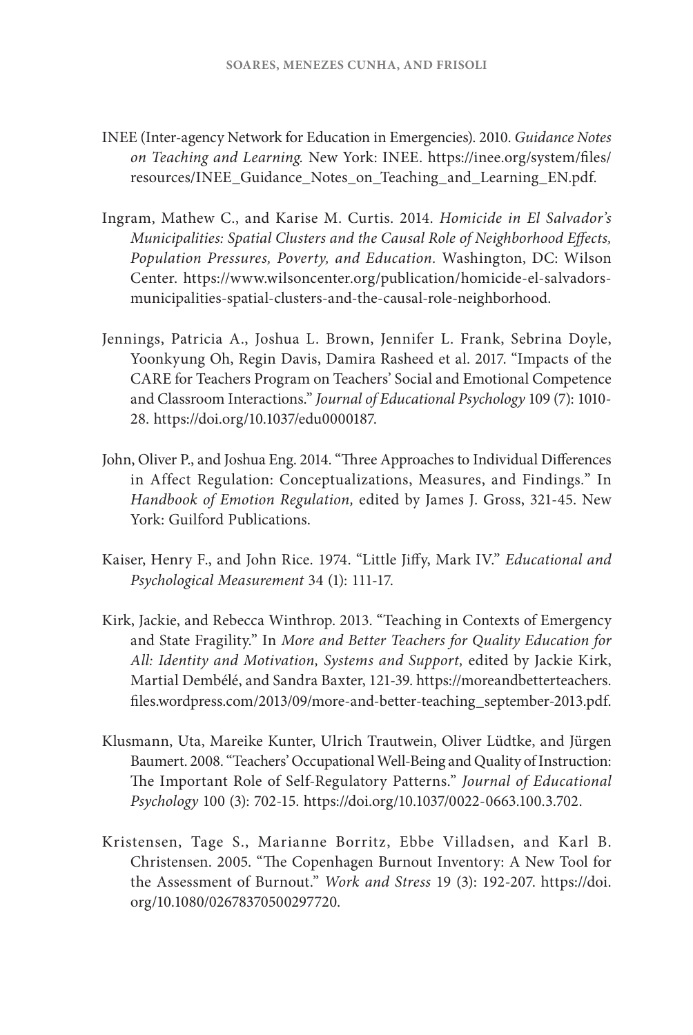INEE (Inter-agency Network for Education in Emergencies). 2010. *Guidance Notes on Teaching and Learning.* New York: INEE. https://inee.org/system/files/resources/INEE_Guidance_Notes_on_Teaching_and_Learning_EN.pdf.

Ingram, Mathew C., and Karise M. Curtis. 2014. *Homicide in El Salvador's Municipalities: Spatial Clusters and the Causal Role of Neighborhood Effects, Population Pressures, Poverty, and Education.* Washington, DC: Wilson Center. https://www.wilsoncenter.org/publication/homicide-el-salvadors-municipalities-spatial-clusters-and-the-causal-role-neighborhood.

Jennings, Patricia A., Joshua L. Brown, Jennifer L. Frank, Sebrina Doyle, Yoonkyung Oh, Regin Davis, Damira Rasheed et al. 2017. "Impacts of the CARE for Teachers Program on Teachers' Social and Emotional Competence and Classroom Interactions." *Journal of Educational Psychology* 109 (7): 1010-28. https://doi.org/10.1037/edu0000187.

John, Oliver P., and Joshua Eng. 2014. "Three Approaches to Individual Differences in Affect Regulation: Conceptualizations, Measures, and Findings." In *Handbook of Emotion Regulation,* edited by James J. Gross, 321-45. New York: Guilford Publications.

Kaiser, Henry F., and John Rice. 1974. "Little Jiffy, Mark IV." *Educational and Psychological Measurement* 34 (1): 111-17.

Kirk, Jackie, and Rebecca Winthrop. 2013. "Teaching in Contexts of Emergency and State Fragility." In *More and Better Teachers for Quality Education for All: Identity and Motivation, Systems and Support,* edited by Jackie Kirk, Martial Dembélé, and Sandra Baxter, 121-39. https://moreandbetterteachers.files.wordpress.com/2013/09/more-and-better-teaching_september-2013.pdf.

Klusmann, Uta, Mareike Kunter, Ulrich Trautwein, Oliver Lüdtke, and Jürgen Baumert. 2008. "Teachers' Occupational Well-Being and Quality of Instruction: The Important Role of Self-Regulatory Patterns." *Journal of Educational Psychology* 100 (3): 702-15. https://doi.org/10.1037/0022-0663.100.3.702.

Kristensen, Tage S., Marianne Borritz, Ebbe Villadsen, and Karl B. Christensen. 2005. "The Copenhagen Burnout Inventory: A New Tool for the Assessment of Burnout." *Work and Stress* 19 (3): 192-207. https://doi.org/10.1080/02678370500297720.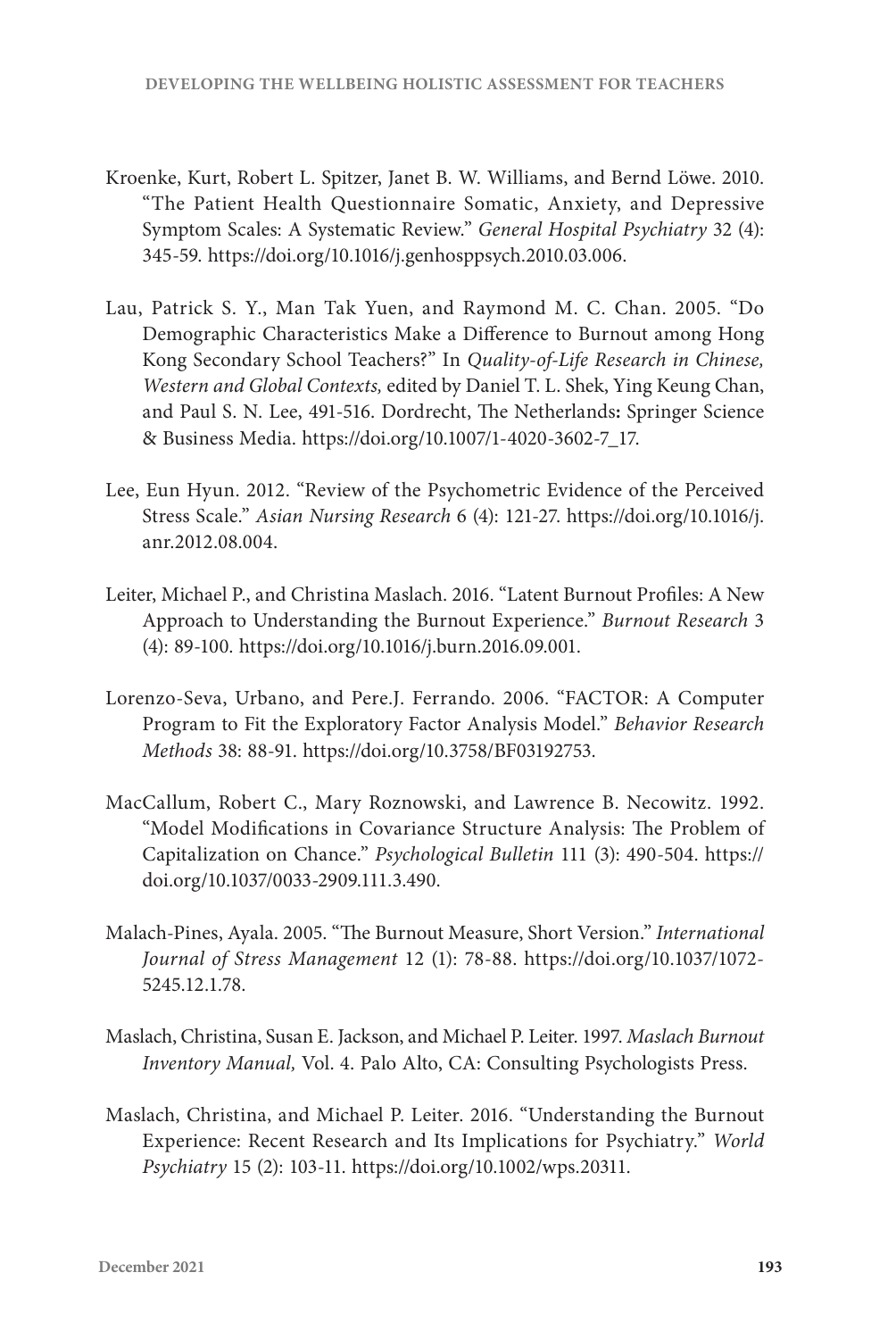Kroenke, Kurt, Robert L. Spitzer, Janet B. W. Williams, and Bernd Löwe. 2010. "The Patient Health Questionnaire Somatic, Anxiety, and Depressive Symptom Scales: A Systematic Review." *General Hospital Psychiatry* 32 (4): 345-59. https://doi.org/10.1016/j.genhosppsych.2010.03.006.

Lau, Patrick S. Y., Man Tak Yuen, and Raymond M. C. Chan. 2005. "Do Demographic Characteristics Make a Difference to Burnout among Hong Kong Secondary School Teachers?" In *Quality-of-Life Research in Chinese, Western and Global Contexts,* edited by Daniel T. L. Shek, Ying Keung Chan, and Paul S. N. Lee, 491-516. Dordrecht, The Netherlands**:** Springer Science & Business Media. https://doi.org/10.1007/1-4020-3602-7_17.

Lee, Eun Hyun. 2012. "Review of the Psychometric Evidence of the Perceived Stress Scale." *Asian Nursing Research* 6 (4): 121-27. https://doi.org/10.1016/j.anr.2012.08.004.

Leiter, Michael P., and Christina Maslach. 2016. "Latent Burnout Profiles: A New Approach to Understanding the Burnout Experience." *Burnout Research* 3 (4): 89-100. https://doi.org/10.1016/j.burn.2016.09.001.

Lorenzo-Seva, Urbano, and Pere.J. Ferrando. 2006. "FACTOR: A Computer Program to Fit the Exploratory Factor Analysis Model." *Behavior Research Methods* 38: 88-91. https://doi.org/10.3758/BF03192753.

MacCallum, Robert C., Mary Roznowski, and Lawrence B. Necowitz. 1992. "Model Modifications in Covariance Structure Analysis: The Problem of Capitalization on Chance." *Psychological Bulletin* 111 (3): 490-504. https://doi.org/10.1037/0033-2909.111.3.490.

Malach-Pines, Ayala. 2005. "The Burnout Measure, Short Version." *International Journal of Stress Management* 12 (1): 78-88. https://doi.org/10.1037/1072-5245.12.1.78.

Maslach, Christina, Susan E. Jackson, and Michael P. Leiter. 1997. *Maslach Burnout Inventory Manual,* Vol. 4. Palo Alto, CA: Consulting Psychologists Press.

Maslach, Christina, and Michael P. Leiter. 2016. "Understanding the Burnout Experience: Recent Research and Its Implications for Psychiatry." *World Psychiatry* 15 (2): 103-11. https://doi.org/10.1002/wps.20311.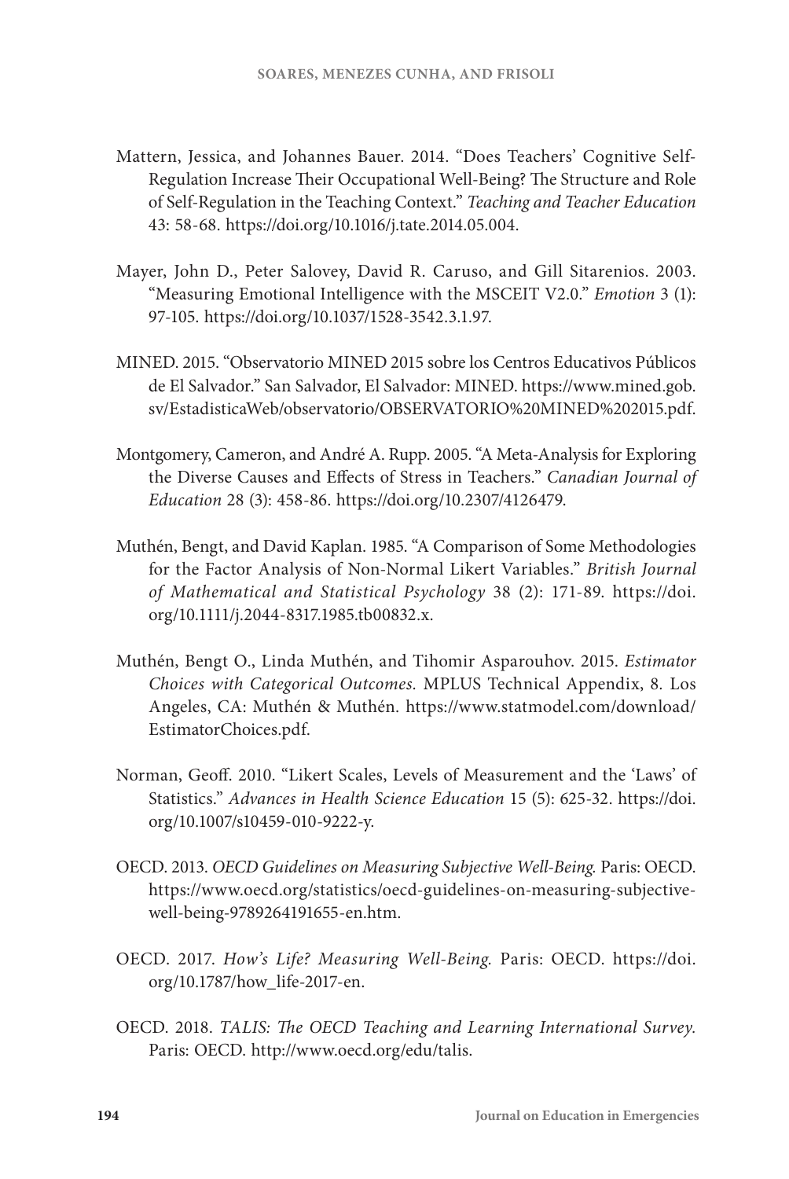Mattern, Jessica, and Johannes Bauer. 2014. "Does Teachers' Cognitive Self-Regulation Increase Their Occupational Well-Being? The Structure and Role of Self-Regulation in the Teaching Context." *Teaching and Teacher Education* 43: 58-68. https://doi.org/10.1016/j.tate.2014.05.004.

Mayer, John D., Peter Salovey, David R. Caruso, and Gill Sitarenios. 2003. "Measuring Emotional Intelligence with the MSCEIT V2.0." *Emotion* 3 (1): 97-105. https://doi.org/10.1037/1528-3542.3.1.97.

MINED. 2015. "Observatorio MINED 2015 sobre los Centros Educativos Públicos de El Salvador." San Salvador, El Salvador: MINED. https://www.mined.gob.sv/EstadisticaWeb/observatorio/OBSERVATORIO%20MINED%202015.pdf.

Montgomery, Cameron, and André A. Rupp. 2005. "A Meta-Analysis for Exploring the Diverse Causes and Effects of Stress in Teachers." *Canadian Journal of Education* 28 (3): 458-86. https://doi.org/10.2307/4126479.

Muthén, Bengt, and David Kaplan. 1985. "A Comparison of Some Methodologies for the Factor Analysis of Non-Normal Likert Variables." *British Journal of Mathematical and Statistical Psychology* 38 (2): 171-89. https://doi.org/10.1111/j.2044-8317.1985.tb00832.x.

Muthén, Bengt O., Linda Muthén, and Tihomir Asparouhov. 2015. *Estimator Choices with Categorical Outcomes.* MPLUS Technical Appendix, 8. Los Angeles, CA: Muthén & Muthén. https://www.statmodel.com/download/EstimatorChoices.pdf.

Norman, Geoff. 2010. "Likert Scales, Levels of Measurement and the 'Laws' of Statistics." *Advances in Health Science Education* 15 (5): 625-32. https://doi.org/10.1007/s10459-010-9222-y.

OECD. 2013. *OECD Guidelines on Measuring Subjective Well-Being.* Paris: OECD. https://www.oecd.org/statistics/oecd-guidelines-on-measuring-subjective-well-being-9789264191655-en.htm.

OECD. 2017. *How's Life? Measuring Well-Being.* Paris: OECD. https://doi.org/10.1787/how_life-2017-en.

OECD. 2018. *TALIS: The OECD Teaching and Learning International Survey.* Paris: OECD. http://www.oecd.org/edu/talis.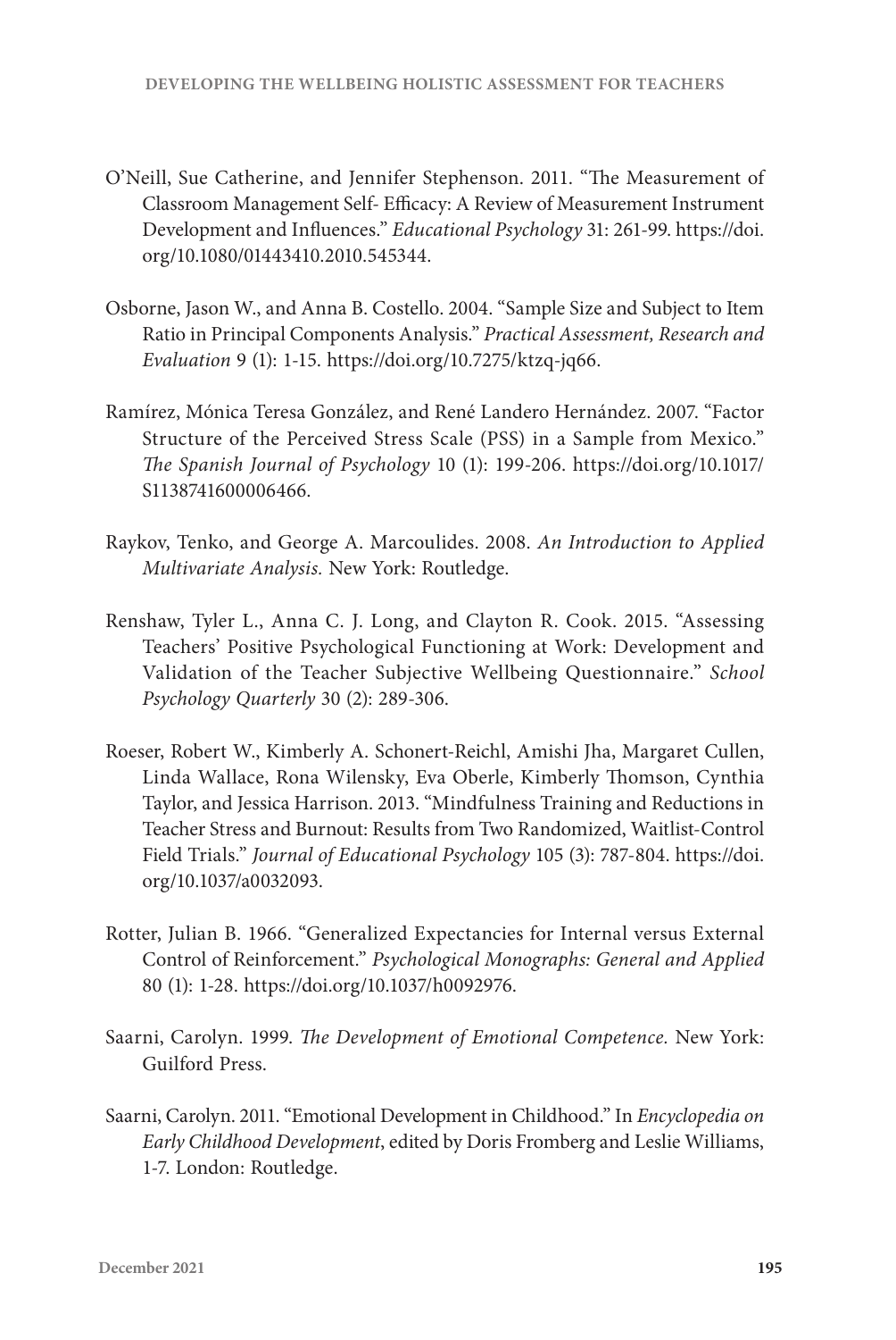O'Neill, Sue Catherine, and Jennifer Stephenson. 2011. "The Measurement of Classroom Management Self- Efficacy: A Review of Measurement Instrument Development and Influences." *Educational Psychology* 31: 261-99. https://doi.org/10.1080/01443410.2010.545344.

Osborne, Jason W., and Anna B. Costello. 2004. "Sample Size and Subject to Item Ratio in Principal Components Analysis." *Practical Assessment, Research and Evaluation* 9 (1): 1-15. https://doi.org/10.7275/ktzq-jq66.

Ramírez, Mónica Teresa González, and René Landero Hernández. 2007. "Factor Structure of the Perceived Stress Scale (PSS) in a Sample from Mexico." *The Spanish Journal of Psychology* 10 (1): 199-206. https://doi.org/10.1017/S1138741600006466.

Raykov, Tenko, and George A. Marcoulides. 2008. *An Introduction to Applied Multivariate Analysis.* New York: Routledge.

Renshaw, Tyler L., Anna C. J. Long, and Clayton R. Cook. 2015. "Assessing Teachers' Positive Psychological Functioning at Work: Development and Validation of the Teacher Subjective Wellbeing Questionnaire." *School Psychology Quarterly* 30 (2): 289-306.

Roeser, Robert W., Kimberly A. Schonert-Reichl, Amishi Jha, Margaret Cullen, Linda Wallace, Rona Wilensky, Eva Oberle, Kimberly Thomson, Cynthia Taylor, and Jessica Harrison. 2013. "Mindfulness Training and Reductions in Teacher Stress and Burnout: Results from Two Randomized, Waitlist-Control Field Trials." *Journal of Educational Psychology* 105 (3): 787-804. https://doi.org/10.1037/a0032093.

Rotter, Julian B. 1966. "Generalized Expectancies for Internal versus External Control of Reinforcement." *Psychological Monographs: General and Applied* 80 (1): 1-28. https://doi.org/10.1037/h0092976.

Saarni, Carolyn. 1999. *The Development of Emotional Competence.* New York: Guilford Press.

Saarni, Carolyn. 2011. "Emotional Development in Childhood." In *Encyclopedia on Early Childhood Development*, edited by Doris Fromberg and Leslie Williams, 1-7. London: Routledge.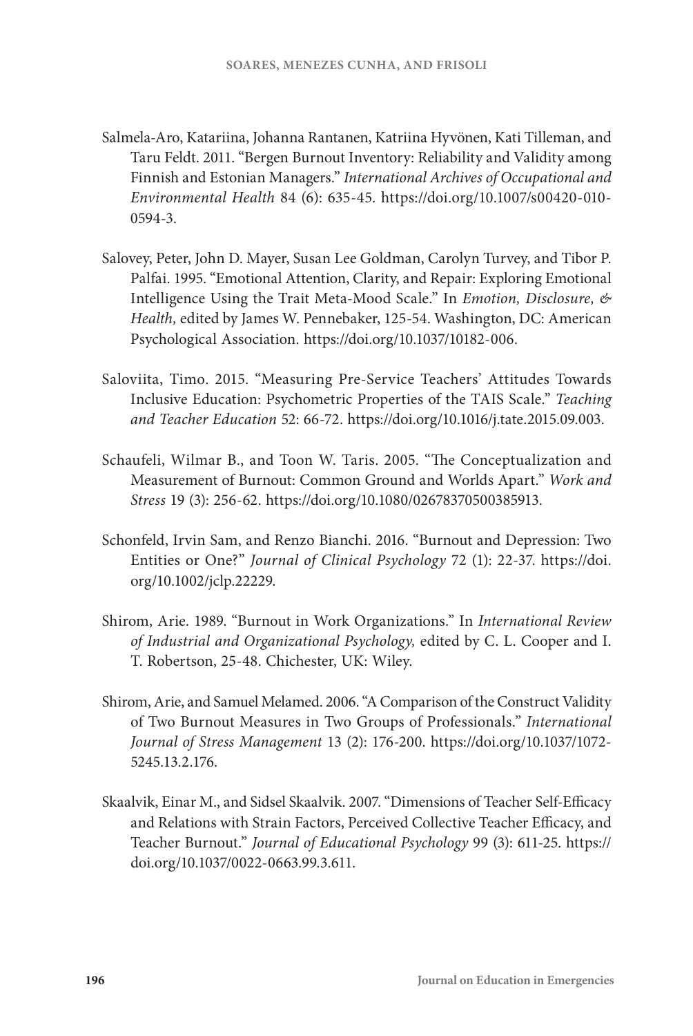Salmela-Aro, Katariina, Johanna Rantanen, Katriina Hyvönen, Kati Tilleman, and Taru Feldt. 2011. "Bergen Burnout Inventory: Reliability and Validity among Finnish and Estonian Managers." *International Archives of Occupational and Environmental Health* 84 (6): 635-45. https://doi.org/10.1007/s00420-010-0594-3.

Salovey, Peter, John D. Mayer, Susan Lee Goldman, Carolyn Turvey, and Tibor P. Palfai. 1995. "Emotional Attention, Clarity, and Repair: Exploring Emotional Intelligence Using the Trait Meta-Mood Scale." In *Emotion, Disclosure, & Health,* edited by James W. Pennebaker, 125-54. Washington, DC: American Psychological Association. https://doi.org/10.1037/10182-006.

Saloviita, Timo. 2015. "Measuring Pre-Service Teachers' Attitudes Towards Inclusive Education: Psychometric Properties of the TAIS Scale." *Teaching and Teacher Education* 52: 66-72. https://doi.org/10.1016/j.tate.2015.09.003.

Schaufeli, Wilmar B., and Toon W. Taris. 2005. "The Conceptualization and Measurement of Burnout: Common Ground and Worlds Apart." *Work and Stress* 19 (3): 256-62. https://doi.org/10.1080/02678370500385913.

Schonfeld, Irvin Sam, and Renzo Bianchi. 2016. "Burnout and Depression: Two Entities or One?" *Journal of Clinical Psychology* 72 (1): 22-37. https://doi.org/10.1002/jclp.22229.

Shirom, Arie. 1989. "Burnout in Work Organizations." In *International Review of Industrial and Organizational Psychology,* edited by C. L. Cooper and I. T. Robertson, 25-48. Chichester, UK: Wiley.

Shirom, Arie, and Samuel Melamed. 2006. "A Comparison of the Construct Validity of Two Burnout Measures in Two Groups of Professionals." *International Journal of Stress Management* 13 (2): 176-200. https://doi.org/10.1037/1072-5245.13.2.176.

Skaalvik, Einar M., and Sidsel Skaalvik. 2007. "Dimensions of Teacher Self-Efficacy and Relations with Strain Factors, Perceived Collective Teacher Efficacy, and Teacher Burnout." *Journal of Educational Psychology* 99 (3): 611-25. https://doi.org/10.1037/0022-0663.99.3.611.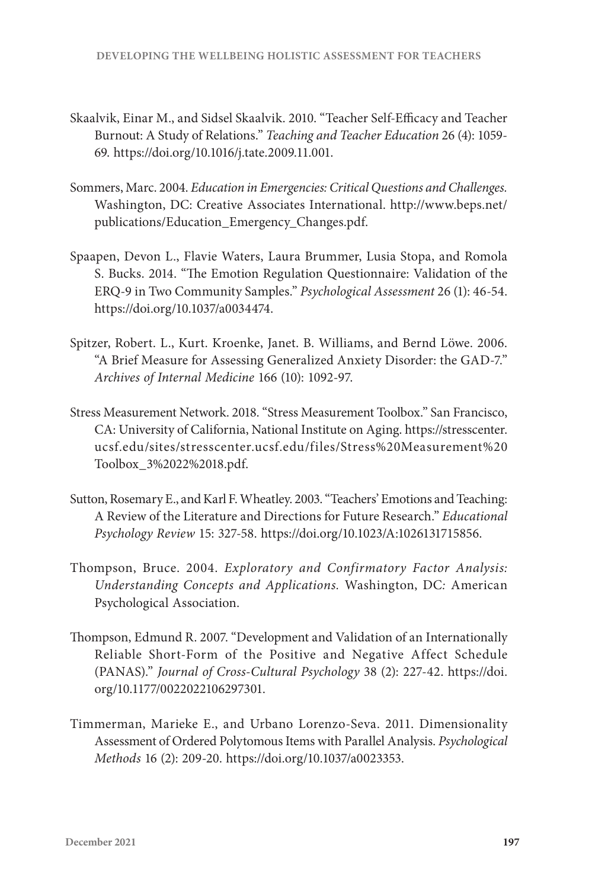Skaalvik, Einar M., and Sidsel Skaalvik. 2010. "Teacher Self-Efficacy and Teacher Burnout: A Study of Relations." *Teaching and Teacher Education* 26 (4): 1059-69. https://doi.org/10.1016/j.tate.2009.11.001.

Sommers, Marc. 2004. *Education in Emergencies: Critical Questions and Challenges.* Washington, DC: Creative Associates International. http://www.beps.net/publications/Education_Emergency_Changes.pdf.

Spaapen, Devon L., Flavie Waters, Laura Brummer, Lusia Stopa, and Romola S. Bucks. 2014. "The Emotion Regulation Questionnaire: Validation of the ERQ-9 in Two Community Samples." *Psychological Assessment* 26 (1): 46-54. https://doi.org/10.1037/a0034474.

Spitzer, Robert. L., Kurt. Kroenke, Janet. B. Williams, and Bernd Löwe. 2006. "A Brief Measure for Assessing Generalized Anxiety Disorder: the GAD-7." *Archives of Internal Medicine* 166 (10): 1092-97.

Stress Measurement Network. 2018. "Stress Measurement Toolbox." San Francisco, CA: University of California, National Institute on Aging. https://stresscenter.ucsf.edu/sites/stresscenter.ucsf.edu/files/Stress%20Measurement%20Toolbox_3%2022%2018.pdf.

Sutton, Rosemary E., and Karl F. Wheatley. 2003. "Teachers' Emotions and Teaching: A Review of the Literature and Directions for Future Research." *Educational Psychology Review* 15: 327-58. https://doi.org/10.1023/A:1026131715856.

Thompson, Bruce. 2004. *Exploratory and Confirmatory Factor Analysis: Understanding Concepts and Applications.* Washington, DC: American Psychological Association.

Thompson, Edmund R. 2007. "Development and Validation of an Internationally Reliable Short-Form of the Positive and Negative Affect Schedule (PANAS)." *Journal of Cross-Cultural Psychology* 38 (2): 227-42. https://doi.org/10.1177/0022022106297301.

Timmerman, Marieke E., and Urbano Lorenzo-Seva. 2011. Dimensionality Assessment of Ordered Polytomous Items with Parallel Analysis. *Psychological Methods* 16 (2): 209-20. https://doi.org/10.1037/a0023353.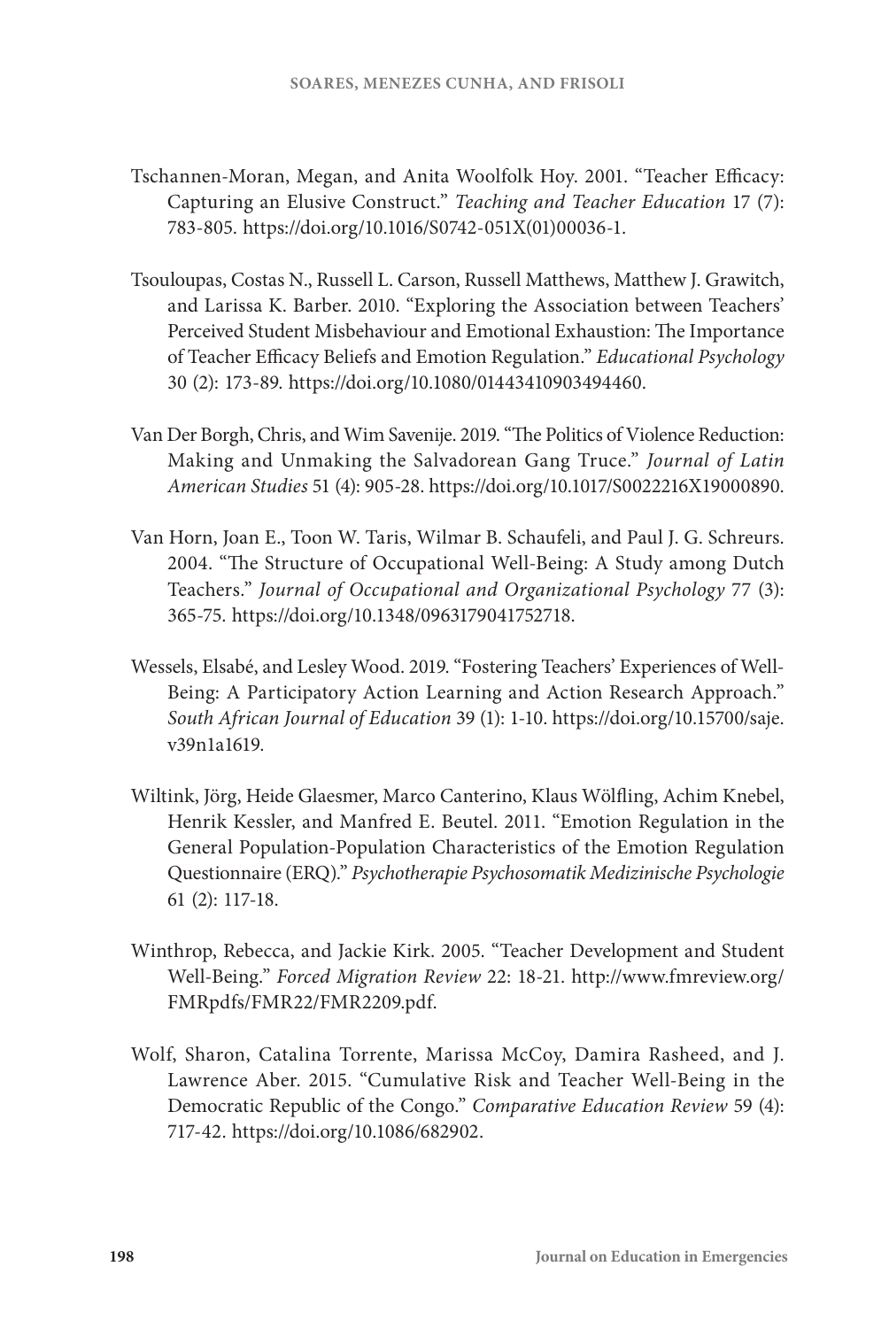Tschannen-Moran, Megan, and Anita Woolfolk Hoy. 2001. "Teacher Efficacy: Capturing an Elusive Construct." *Teaching and Teacher Education* 17 (7): 783-805. https://doi.org/10.1016/S0742-051X(01)00036-1.

Tsouloupas, Costas N., Russell L. Carson, Russell Matthews, Matthew J. Grawitch, and Larissa K. Barber. 2010. "Exploring the Association between Teachers' Perceived Student Misbehaviour and Emotional Exhaustion: The Importance of Teacher Efficacy Beliefs and Emotion Regulation." *Educational Psychology* 30 (2): 173-89. https://doi.org/10.1080/01443410903494460.

Van Der Borgh, Chris, and Wim Savenije. 2019. "The Politics of Violence Reduction: Making and Unmaking the Salvadorean Gang Truce." *Journal of Latin American Studies* 51 (4): 905-28. https://doi.org/10.1017/S0022216X19000890.

Van Horn, Joan E., Toon W. Taris, Wilmar B. Schaufeli, and Paul J. G. Schreurs. 2004. "The Structure of Occupational Well-Being: A Study among Dutch Teachers." *Journal of Occupational and Organizational Psychology* 77 (3): 365-75. https://doi.org/10.1348/0963179041752718.

Wessels, Elsabé, and Lesley Wood. 2019. "Fostering Teachers' Experiences of Well-Being: A Participatory Action Learning and Action Research Approach." *South African Journal of Education* 39 (1): 1-10. https://doi.org/10.15700/saje.v39n1a1619.

Wiltink, Jörg, Heide Glaesmer, Marco Canterino, Klaus Wölfling, Achim Knebel, Henrik Kessler, and Manfred E. Beutel. 2011. "Emotion Regulation in the General Population-Population Characteristics of the Emotion Regulation Questionnaire (ERQ)." *Psychotherapie Psychosomatik Medizinische Psychologie* 61 (2): 117-18.

Winthrop, Rebecca, and Jackie Kirk. 2005. "Teacher Development and Student Well-Being." *Forced Migration Review* 22: 18-21. http://www.fmreview.org/FMRpdfs/FMR22/FMR2209.pdf.

Wolf, Sharon, Catalina Torrente, Marissa McCoy, Damira Rasheed, and J. Lawrence Aber. 2015. "Cumulative Risk and Teacher Well-Being in the Democratic Republic of the Congo." *Comparative Education Review* 59 (4): 717-42. https://doi.org/10.1086/682902.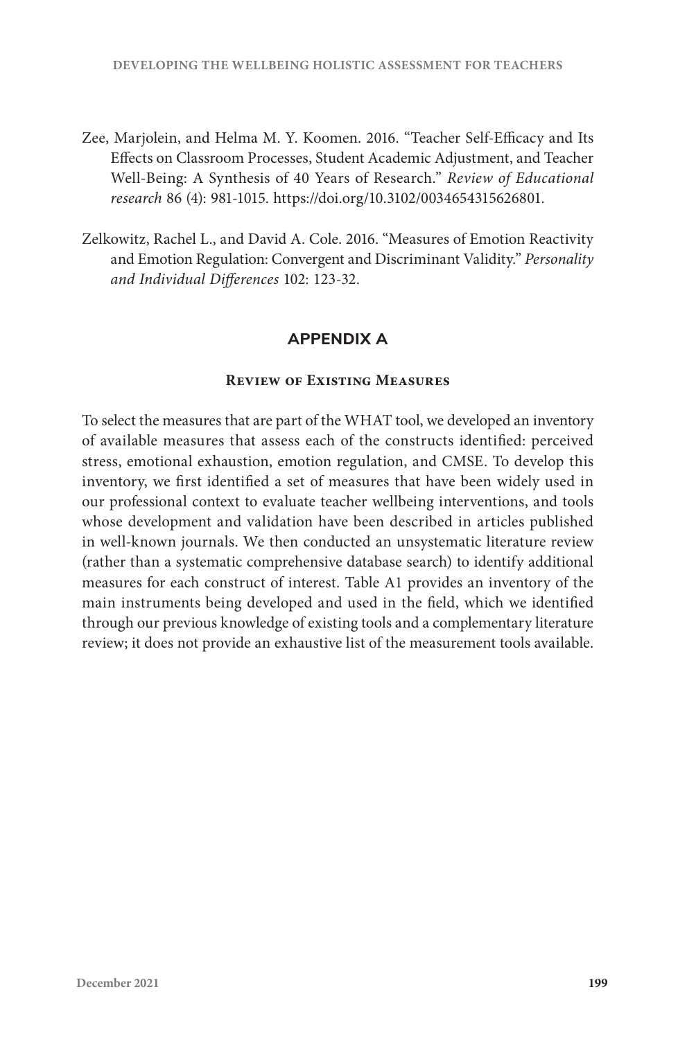Zee, Marjolein, and Helma M. Y. Koomen. 2016. "Teacher Self-Efficacy and Its Effects on Classroom Processes, Student Academic Adjustment, and Teacher Well-Being: A Synthesis of 40 Years of Research." *Review of Educational research* 86 (4): 981-1015. https://doi.org/10.3102/0034654315626801.

Zelkowitz, Rachel L., and David A. Cole. 2016. "Measures of Emotion Reactivity and Emotion Regulation: Convergent and Discriminant Validity." *Personality and Individual Differences* 102: 123-32.

## APPENDIX A

### Review of Existing Measures

To select the measures that are part of the WHAT tool, we developed an inventory of available measures that assess each of the constructs identified: perceived stress, emotional exhaustion, emotion regulation, and CMSE. To develop this inventory, we first identified a set of measures that have been widely used in our professional context to evaluate teacher wellbeing interventions, and tools whose development and validation have been described in articles published in well-known journals. We then conducted an unsystematic literature review (rather than a systematic comprehensive database search) to identify additional measures for each construct of interest. Table A1 provides an inventory of the main instruments being developed and used in the field, which we identified through our previous knowledge of existing tools and a complementary literature review; it does not provide an exhaustive list of the measurement tools available.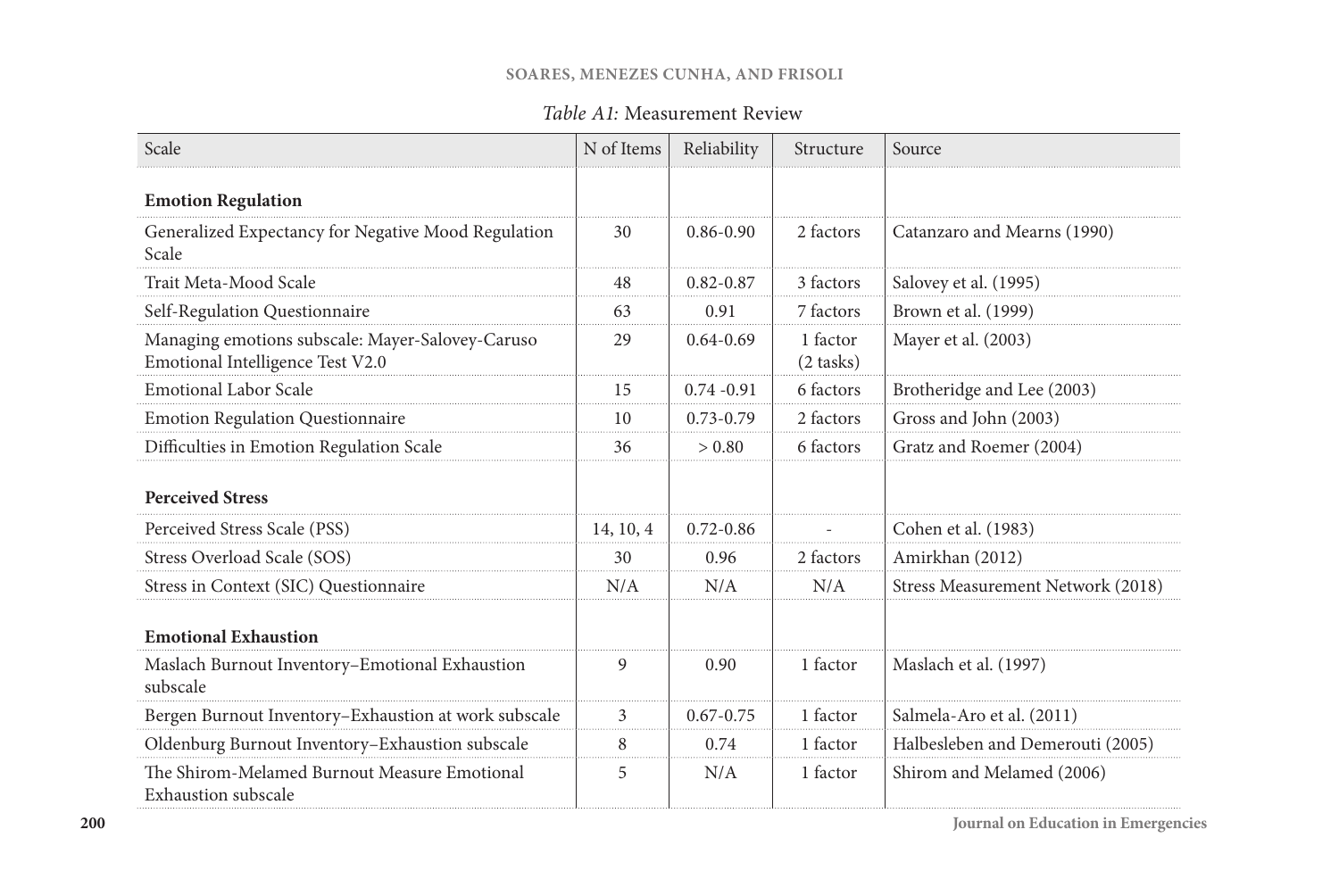*Table A1:* Measurement Review

| Scale | N of Items | Reliability | Structure | Source |
|---|---|---|---|---|
| **Emotion Regulation** | | | | |
| Generalized Expectancy for Negative Mood Regulation Scale | 30 | 0.86-0.90 | 2 factors | Catanzaro and Mearns (1990) |
| Trait Meta-Mood Scale | 48 | 0.82-0.87 | 3 factors | Salovey et al. (1995) |
| Self-Regulation Questionnaire | 63 | 0.91 | 7 factors | Brown et al. (1999) |
| Managing emotions subscale: Mayer-Salovey-Caruso Emotional Intelligence Test V2.0 | 29 | 0.64-0.69 | 1 factor (2 tasks) | Mayer et al. (2003) |
| Emotional Labor Scale | 15 | 0.74 -0.91 | 6 factors | Brotheridge and Lee (2003) |
| Emotion Regulation Questionnaire | 10 | 0.73-0.79 | 2 factors | Gross and John (2003) |
| Difficulties in Emotion Regulation Scale | 36 | > 0.80 | 6 factors | Gratz and Roemer (2004) |
| **Perceived Stress** | | | | |
| Perceived Stress Scale (PSS) | 14, 10, 4 | 0.72-0.86 | - | Cohen et al. (1983) |
| Stress Overload Scale (SOS) | 30 | 0.96 | 2 factors | Amirkhan (2012) |
| Stress in Context (SIC) Questionnaire | N/A | N/A | N/A | Stress Measurement Network (2018) |
| **Emotional Exhaustion** | | | | |
| Maslach Burnout Inventory–Emotional Exhaustion subscale | 9 | 0.90 | 1 factor | Maslach et al. (1997) |
| Bergen Burnout Inventory–Exhaustion at work subscale | 3 | 0.67-0.75 | 1 factor | Salmela-Aro et al. (2011) |
| Oldenburg Burnout Inventory–Exhaustion subscale | 8 | 0.74 | 1 factor | Halbesleben and Demerouti (2005) |
| The Shirom-Melamed Burnout Measure Emotional Exhaustion subscale | 5 | N/A | 1 factor | Shirom and Melamed (2006) |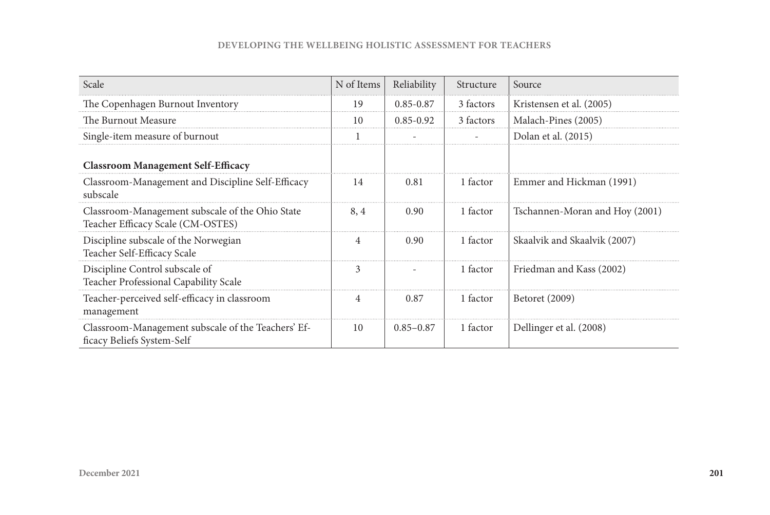| Scale | N of Items | Reliability | Structure | Source |
|---|---|---|---|---|
| The Copenhagen Burnout Inventory | 19 | 0.85-0.87 | 3 factors | Kristensen et al. (2005) |
| The Burnout Measure | 10 | 0.85-0.92 | 3 factors | Malach-Pines (2005) |
| Single-item measure of burnout | 1 | - | - | Dolan et al. (2015) |
| **Classroom Management Self-Efficacy** | | | | |
| Classroom-Management and Discipline Self-Efficacy subscale | 14 | 0.81 | 1 factor | Emmer and Hickman (1991) |
| Classroom-Management subscale of the Ohio State Teacher Efficacy Scale (CM-OSTES) | 8, 4 | 0.90 | 1 factor | Tschannen-Moran and Hoy (2001) |
| Discipline subscale of the Norwegian Teacher Self-Efficacy Scale | 4 | 0.90 | 1 factor | Skaalvik and Skaalvik (2007) |
| Discipline Control subscale of Teacher Professional Capability Scale | 3 | - | 1 factor | Friedman and Kass (2002) |
| Teacher-perceived self-efficacy in classroom management | 4 | 0.87 | 1 factor | Betoret (2009) |
| Classroom-Management subscale of the Teachers' Efficacy Beliefs System-Self | 10 | 0.85–0.87 | 1 factor | Dellinger et al. (2008) |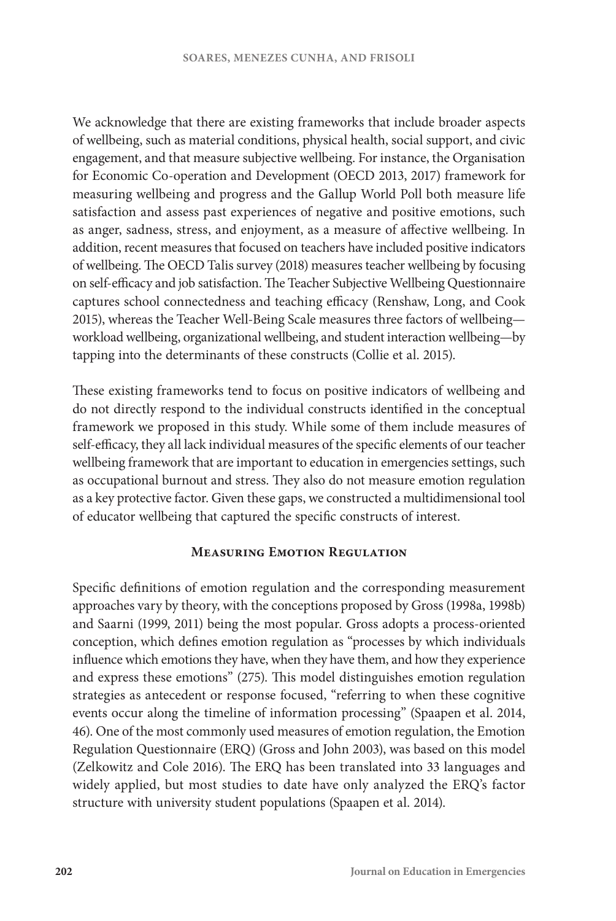We acknowledge that there are existing frameworks that include broader aspects of wellbeing, such as material conditions, physical health, social support, and civic engagement, and that measure subjective wellbeing. For instance, the Organisation for Economic Co-operation and Development (OECD 2013, 2017) framework for measuring wellbeing and progress and the Gallup World Poll both measure life satisfaction and assess past experiences of negative and positive emotions, such as anger, sadness, stress, and enjoyment, as a measure of affective wellbeing. In addition, recent measures that focused on teachers have included positive indicators of wellbeing. The OECD Talis survey (2018) measures teacher wellbeing by focusing on self-efficacy and job satisfaction. The Teacher Subjective Wellbeing Questionnaire captures school connectedness and teaching efficacy (Renshaw, Long, and Cook 2015), whereas the Teacher Well-Being Scale measures three factors of wellbeing—workload wellbeing, organizational wellbeing, and student interaction wellbeing—by tapping into the determinants of these constructs (Collie et al. 2015).

These existing frameworks tend to focus on positive indicators of wellbeing and do not directly respond to the individual constructs identified in the conceptual framework we proposed in this study. While some of them include measures of self-efficacy, they all lack individual measures of the specific elements of our teacher wellbeing framework that are important to education in emergencies settings, such as occupational burnout and stress. They also do not measure emotion regulation as a key protective factor. Given these gaps, we constructed a multidimensional tool of educator wellbeing that captured the specific constructs of interest.

### Measuring Emotion Regulation

Specific definitions of emotion regulation and the corresponding measurement approaches vary by theory, with the conceptions proposed by Gross (1998a, 1998b) and Saarni (1999, 2011) being the most popular. Gross adopts a process-oriented conception, which defines emotion regulation as "processes by which individuals influence which emotions they have, when they have them, and how they experience and express these emotions" (275). This model distinguishes emotion regulation strategies as antecedent or response focused, "referring to when these cognitive events occur along the timeline of information processing" (Spaapen et al. 2014, 46). One of the most commonly used measures of emotion regulation, the Emotion Regulation Questionnaire (ERQ) (Gross and John 2003), was based on this model (Zelkowitz and Cole 2016). The ERQ has been translated into 33 languages and widely applied, but most studies to date have only analyzed the ERQ's factor structure with university student populations (Spaapen et al. 2014).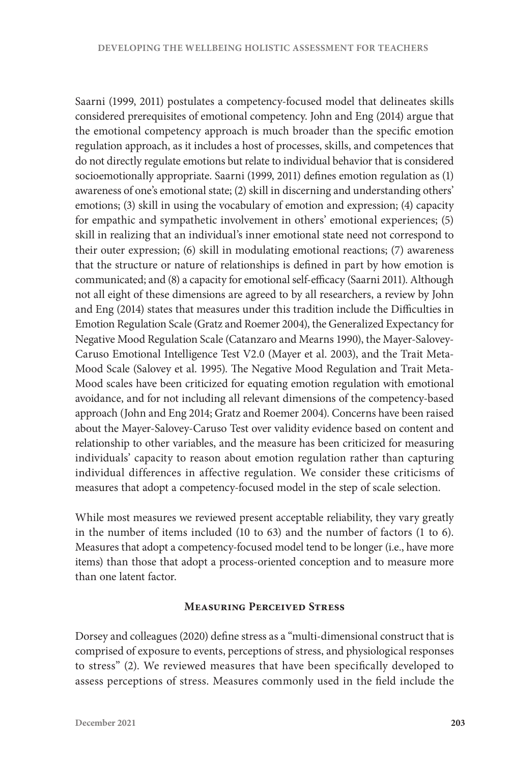Saarni (1999, 2011) postulates a competency-focused model that delineates skills considered prerequisites of emotional competency. John and Eng (2014) argue that the emotional competency approach is much broader than the specific emotion regulation approach, as it includes a host of processes, skills, and competences that do not directly regulate emotions but relate to individual behavior that is considered socioemotionally appropriate. Saarni (1999, 2011) defines emotion regulation as (1) awareness of one's emotional state; (2) skill in discerning and understanding others' emotions; (3) skill in using the vocabulary of emotion and expression; (4) capacity for empathic and sympathetic involvement in others' emotional experiences; (5) skill in realizing that an individual's inner emotional state need not correspond to their outer expression; (6) skill in modulating emotional reactions; (7) awareness that the structure or nature of relationships is defined in part by how emotion is communicated; and (8) a capacity for emotional self-efficacy (Saarni 2011). Although not all eight of these dimensions are agreed to by all researchers, a review by John and Eng (2014) states that measures under this tradition include the Difficulties in Emotion Regulation Scale (Gratz and Roemer 2004), the Generalized Expectancy for Negative Mood Regulation Scale (Catanzaro and Mearns 1990), the Mayer-Salovey-Caruso Emotional Intelligence Test V2.0 (Mayer et al. 2003), and the Trait Meta-Mood Scale (Salovey et al. 1995). The Negative Mood Regulation and Trait Meta-Mood scales have been criticized for equating emotion regulation with emotional avoidance, and for not including all relevant dimensions of the competency-based approach (John and Eng 2014; Gratz and Roemer 2004). Concerns have been raised about the Mayer-Salovey-Caruso Test over validity evidence based on content and relationship to other variables, and the measure has been criticized for measuring individuals' capacity to reason about emotion regulation rather than capturing individual differences in affective regulation. We consider these criticisms of measures that adopt a competency-focused model in the step of scale selection.

While most measures we reviewed present acceptable reliability, they vary greatly in the number of items included (10 to 63) and the number of factors (1 to 6). Measures that adopt a competency-focused model tend to be longer (i.e., have more items) than those that adopt a process-oriented conception and to measure more than one latent factor.

## Measuring Perceived Stress

Dorsey and colleagues (2020) define stress as a "multi-dimensional construct that is comprised of exposure to events, perceptions of stress, and physiological responses to stress" (2). We reviewed measures that have been specifically developed to assess perceptions of stress. Measures commonly used in the field include the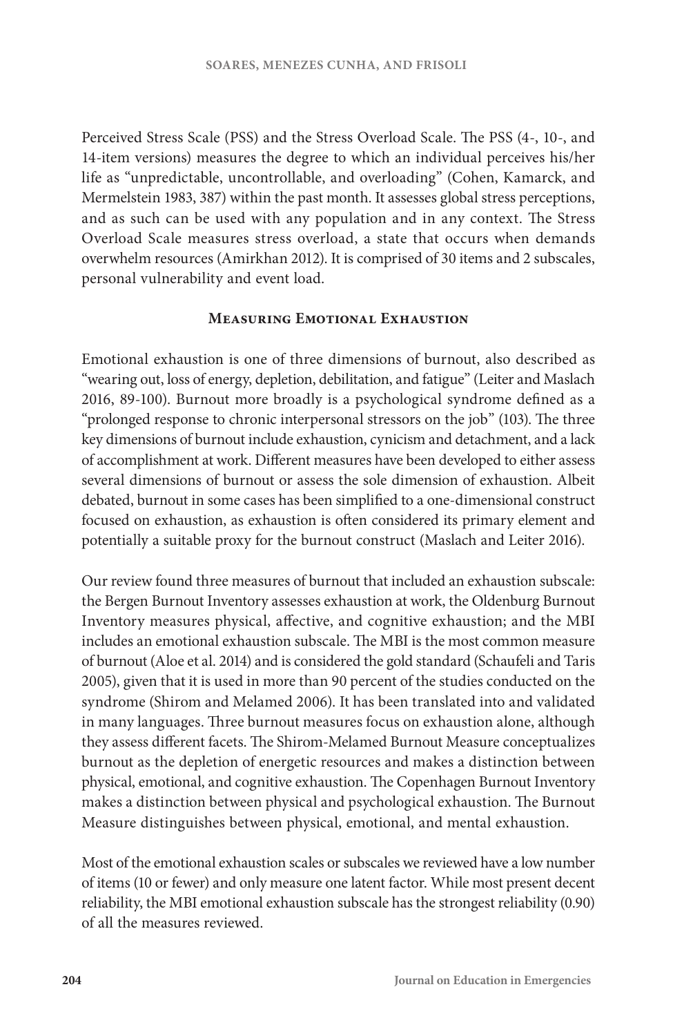Perceived Stress Scale (PSS) and the Stress Overload Scale. The PSS (4-, 10-, and 14-item versions) measures the degree to which an individual perceives his/her life as "unpredictable, uncontrollable, and overloading" (Cohen, Kamarck, and Mermelstein 1983, 387) within the past month. It assesses global stress perceptions, and as such can be used with any population and in any context. The Stress Overload Scale measures stress overload, a state that occurs when demands overwhelm resources (Amirkhan 2012). It is comprised of 30 items and 2 subscales, personal vulnerability and event load.

## Measuring Emotional Exhaustion

Emotional exhaustion is one of three dimensions of burnout, also described as "wearing out, loss of energy, depletion, debilitation, and fatigue" (Leiter and Maslach 2016, 89-100). Burnout more broadly is a psychological syndrome defined as a "prolonged response to chronic interpersonal stressors on the job" (103). The three key dimensions of burnout include exhaustion, cynicism and detachment, and a lack of accomplishment at work. Different measures have been developed to either assess several dimensions of burnout or assess the sole dimension of exhaustion. Albeit debated, burnout in some cases has been simplified to a one-dimensional construct focused on exhaustion, as exhaustion is often considered its primary element and potentially a suitable proxy for the burnout construct (Maslach and Leiter 2016).

Our review found three measures of burnout that included an exhaustion subscale: the Bergen Burnout Inventory assesses exhaustion at work, the Oldenburg Burnout Inventory measures physical, affective, and cognitive exhaustion; and the MBI includes an emotional exhaustion subscale. The MBI is the most common measure of burnout (Aloe et al. 2014) and is considered the gold standard (Schaufeli and Taris 2005), given that it is used in more than 90 percent of the studies conducted on the syndrome (Shirom and Melamed 2006). It has been translated into and validated in many languages. Three burnout measures focus on exhaustion alone, although they assess different facets. The Shirom-Melamed Burnout Measure conceptualizes burnout as the depletion of energetic resources and makes a distinction between physical, emotional, and cognitive exhaustion. The Copenhagen Burnout Inventory makes a distinction between physical and psychological exhaustion. The Burnout Measure distinguishes between physical, emotional, and mental exhaustion.

Most of the emotional exhaustion scales or subscales we reviewed have a low number of items (10 or fewer) and only measure one latent factor. While most present decent reliability, the MBI emotional exhaustion subscale has the strongest reliability (0.90) of all the measures reviewed.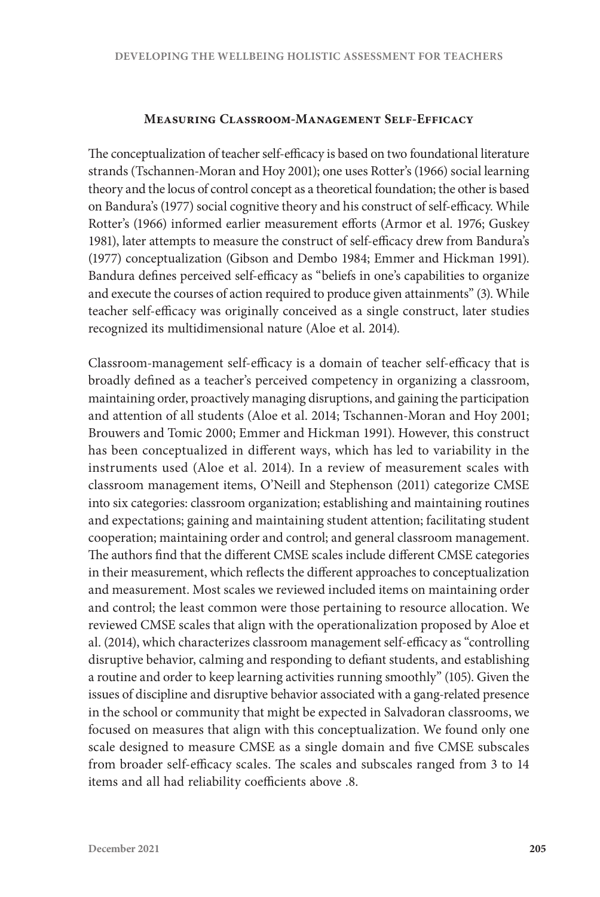## Measuring Classroom-Management Self-Efficacy

The conceptualization of teacher self-efficacy is based on two foundational literature strands (Tschannen-Moran and Hoy 2001); one uses Rotter's (1966) social learning theory and the locus of control concept as a theoretical foundation; the other is based on Bandura's (1977) social cognitive theory and his construct of self-efficacy. While Rotter's (1966) informed earlier measurement efforts (Armor et al. 1976; Guskey 1981), later attempts to measure the construct of self-efficacy drew from Bandura's (1977) conceptualization (Gibson and Dembo 1984; Emmer and Hickman 1991). Bandura defines perceived self-efficacy as "beliefs in one's capabilities to organize and execute the courses of action required to produce given attainments" (3). While teacher self-efficacy was originally conceived as a single construct, later studies recognized its multidimensional nature (Aloe et al. 2014).

Classroom-management self-efficacy is a domain of teacher self-efficacy that is broadly defined as a teacher's perceived competency in organizing a classroom, maintaining order, proactively managing disruptions, and gaining the participation and attention of all students (Aloe et al. 2014; Tschannen-Moran and Hoy 2001; Brouwers and Tomic 2000; Emmer and Hickman 1991). However, this construct has been conceptualized in different ways, which has led to variability in the instruments used (Aloe et al. 2014). In a review of measurement scales with classroom management items, O'Neill and Stephenson (2011) categorize CMSE into six categories: classroom organization; establishing and maintaining routines and expectations; gaining and maintaining student attention; facilitating student cooperation; maintaining order and control; and general classroom management. The authors find that the different CMSE scales include different CMSE categories in their measurement, which reflects the different approaches to conceptualization and measurement. Most scales we reviewed included items on maintaining order and control; the least common were those pertaining to resource allocation. We reviewed CMSE scales that align with the operationalization proposed by Aloe et al. (2014), which characterizes classroom management self-efficacy as "controlling disruptive behavior, calming and responding to defiant students, and establishing a routine and order to keep learning activities running smoothly" (105). Given the issues of discipline and disruptive behavior associated with a gang-related presence in the school or community that might be expected in Salvadoran classrooms, we focused on measures that align with this conceptualization. We found only one scale designed to measure CMSE as a single domain and five CMSE subscales from broader self-efficacy scales. The scales and subscales ranged from 3 to 14 items and all had reliability coefficients above .8.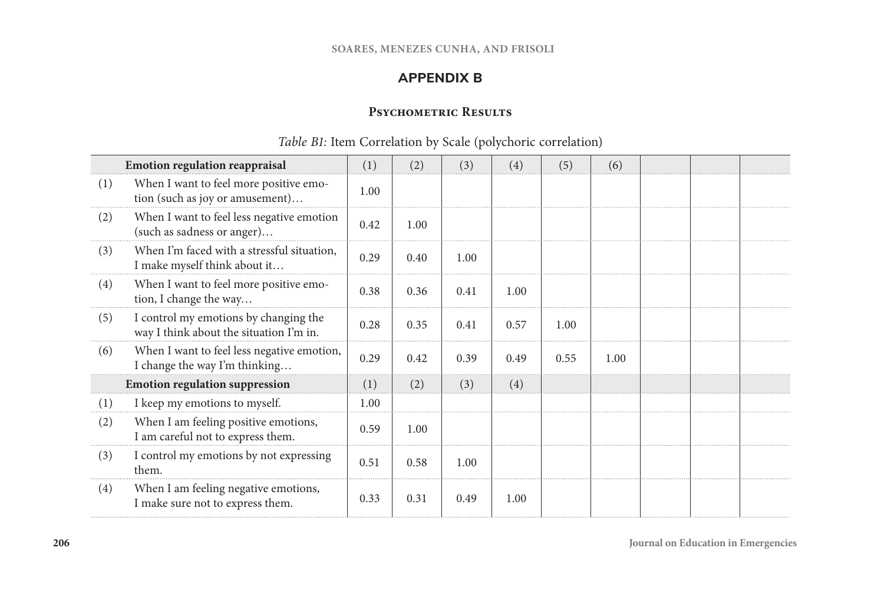## APPENDIX B

### Psychometric Results

*Table B1:* Item Correlation by Scale (polychoric correlation)

| | Emotion regulation reappraisal | (1) | (2) | (3) | (4) | (5) | (6) | | | |
|---|---|---|---|---|---|---|---|---|---|---|
| (1) | When I want to feel more positive emotion (such as joy or amusement)… | 1.00 | | | | | | | | |
| (2) | When I want to feel less negative emotion (such as sadness or anger)… | 0.42 | 1.00 | | | | | | | |
| (3) | When I'm faced with a stressful situation, I make myself think about it… | 0.29 | 0.40 | 1.00 | | | | | | |
| (4) | When I want to feel more positive emotion, I change the way… | 0.38 | 0.36 | 0.41 | 1.00 | | | | | |
| (5) | I control my emotions by changing the way I think about the situation I'm in. | 0.28 | 0.35 | 0.41 | 0.57 | 1.00 | | | | |
| (6) | When I want to feel less negative emotion, I change the way I'm thinking… | 0.29 | 0.42 | 0.39 | 0.49 | 0.55 | 1.00 | | | |
| | **Emotion regulation suppression** | (1) | (2) | (3) | (4) | | | | | |
| (1) | I keep my emotions to myself. | 1.00 | | | | | | | | |
| (2) | When I am feeling positive emotions, I am careful not to express them. | 0.59 | 1.00 | | | | | | | |
| (3) | I control my emotions by not expressing them. | 0.51 | 0.58 | 1.00 | | | | | | |
| (4) | When I am feeling negative emotions, I make sure not to express them. | 0.33 | 0.31 | 0.49 | 1.00 | | | | | |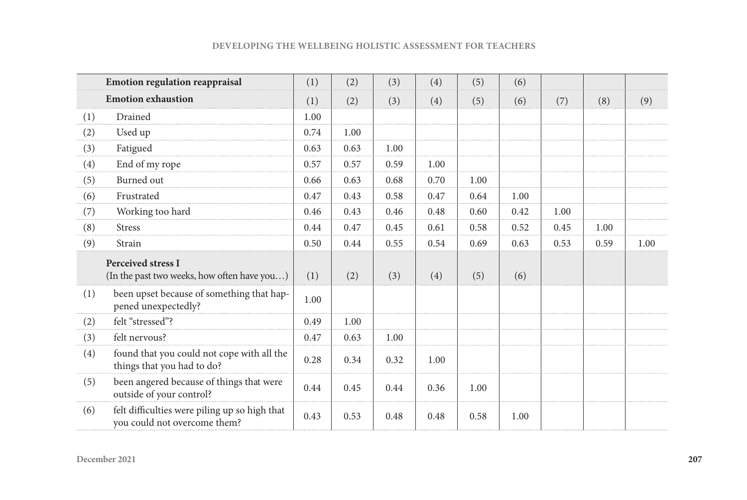| | Emotion regulation reappraisal | (1) | (2) | (3) | (4) | (5) | (6) | | | |
|---|---|---|---|---|---|---|---|---|---|---|
| | **Emotion exhaustion** | (1) | (2) | (3) | (4) | (5) | (6) | (7) | (8) | (9) |
| (1) | Drained | 1.00 | | | | | | | | |
| (2) | Used up | 0.74 | 1.00 | | | | | | | |
| (3) | Fatigued | 0.63 | 0.63 | 1.00 | | | | | | |
| (4) | End of my rope | 0.57 | 0.57 | 0.59 | 1.00 | | | | | |
| (5) | Burned out | 0.66 | 0.63 | 0.68 | 0.70 | 1.00 | | | | |
| (6) | Frustrated | 0.47 | 0.43 | 0.58 | 0.47 | 0.64 | 1.00 | | | |
| (7) | Working too hard | 0.46 | 0.43 | 0.46 | 0.48 | 0.60 | 0.42 | 1.00 | | |
| (8) | Stress | 0.44 | 0.47 | 0.45 | 0.61 | 0.58 | 0.52 | 0.45 | 1.00 | |
| (9) | Strain | 0.50 | 0.44 | 0.55 | 0.54 | 0.69 | 0.63 | 0.53 | 0.59 | 1.00 |
| | **Perceived stress I** (In the past two weeks, how often have you…) | (1) | (2) | (3) | (4) | (5) | (6) | | | |
| (1) | been upset because of something that happened unexpectedly? | 1.00 | | | | | | | | |
| (2) | felt "stressed"? | 0.49 | 1.00 | | | | | | | |
| (3) | felt nervous? | 0.47 | 0.63 | 1.00 | | | | | | |
| (4) | found that you could not cope with all the things that you had to do? | 0.28 | 0.34 | 0.32 | 1.00 | | | | | |
| (5) | been angered because of things that were outside of your control? | 0.44 | 0.45 | 0.44 | 0.36 | 1.00 | | | | |
| (6) | felt difficulties were piling up so high that you could not overcome them? | 0.43 | 0.53 | 0.48 | 0.48 | 0.58 | 1.00 | | | |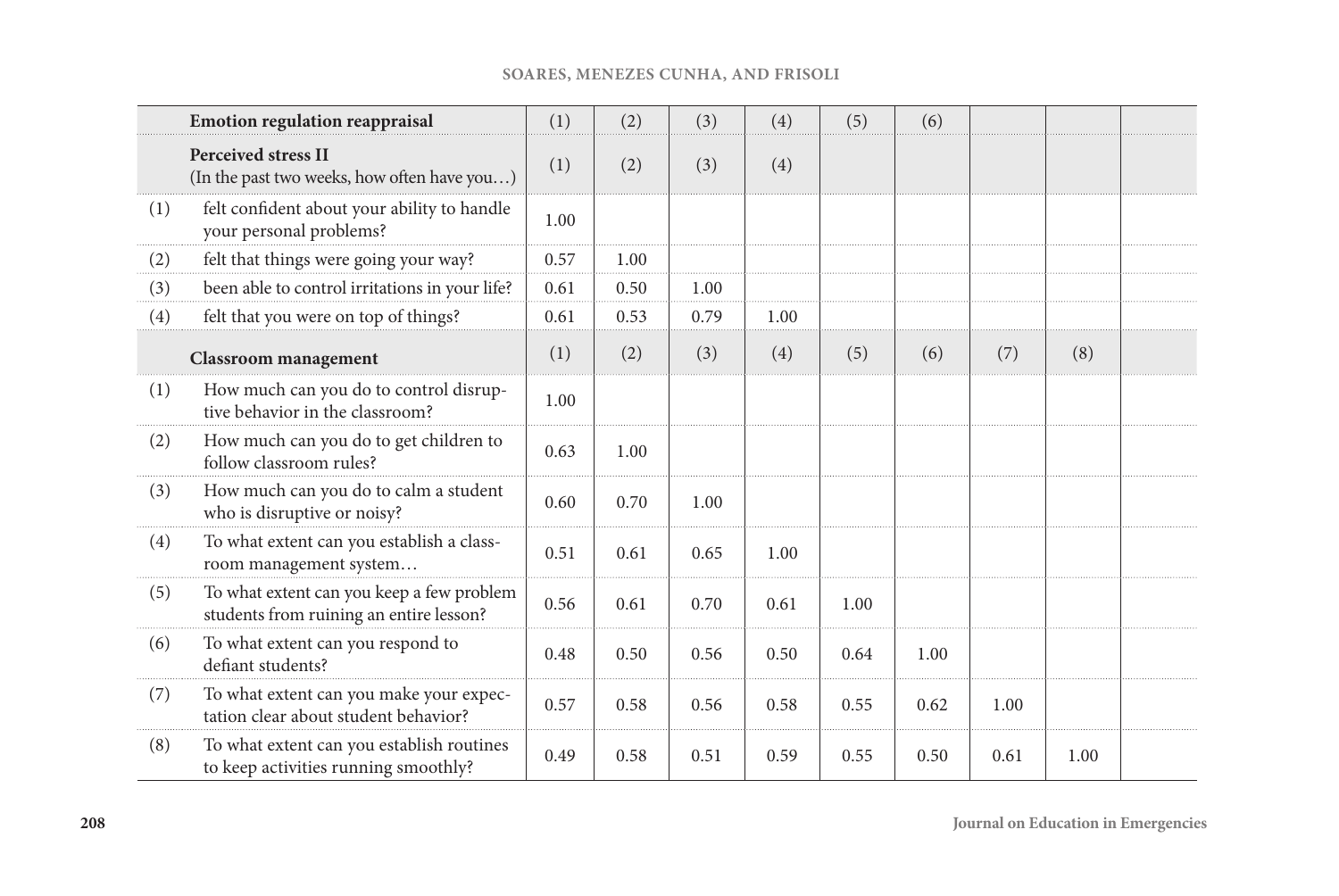| | Emotion regulation reappraisal | (1) | (2) | (3) | (4) | (5) | (6) | | | |
|---|---|---|---|---|---|---|---|---|---|---|
| | **Perceived stress II** (In the past two weeks, how often have you…) | (1) | (2) | (3) | (4) | | | | | |
| (1) | felt confident about your ability to handle your personal problems? | 1.00 | | | | | | | | |
| (2) | felt that things were going your way? | 0.57 | 1.00 | | | | | | | |
| (3) | been able to control irritations in your life? | 0.61 | 0.50 | 1.00 | | | | | | |
| (4) | felt that you were on top of things? | 0.61 | 0.53 | 0.79 | 1.00 | | | | | |
| | **Classroom management** | (1) | (2) | (3) | (4) | (5) | (6) | (7) | (8) | |
| (1) | How much can you do to control disruptive behavior in the classroom? | 1.00 | | | | | | | | |
| (2) | How much can you do to get children to follow classroom rules? | 0.63 | 1.00 | | | | | | | |
| (3) | How much can you do to calm a student who is disruptive or noisy? | 0.60 | 0.70 | 1.00 | | | | | | |
| (4) | To what extent can you establish a classroom management system… | 0.51 | 0.61 | 0.65 | 1.00 | | | | | |
| (5) | To what extent can you keep a few problem students from ruining an entire lesson? | 0.56 | 0.61 | 0.70 | 0.61 | 1.00 | | | | |
| (6) | To what extent can you respond to defiant students? | 0.48 | 0.50 | 0.56 | 0.50 | 0.64 | 1.00 | | | |
| (7) | To what extent can you make your expectation clear about student behavior? | 0.57 | 0.58 | 0.56 | 0.58 | 0.55 | 0.62 | 1.00 | | |
| (8) | To what extent can you establish routines to keep activities running smoothly? | 0.49 | 0.58 | 0.51 | 0.59 | 0.55 | 0.50 | 0.61 | 1.00 | |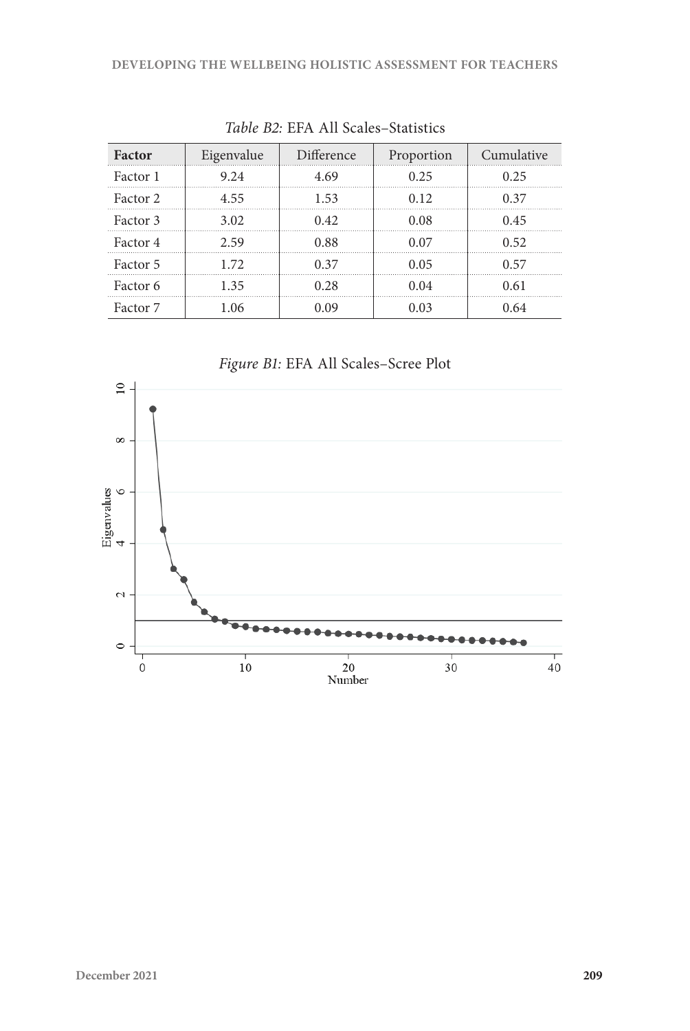*Table B2:* EFA All Scales–Statistics

| Factor | Eigenvalue | Difference | Proportion | Cumulative |
|---|---|---|---|---|
| Factor 1 | 9.24 | 4.69 | 0.25 | 0.25 |
| Factor 2 | 4.55 | 1.53 | 0.12 | 0.37 |
| Factor 3 | 3.02 | 0.42 | 0.08 | 0.45 |
| Factor 4 | 2.59 | 0.88 | 0.07 | 0.52 |
| Factor 5 | 1.72 | 0.37 | 0.05 | 0.57 |
| Factor 6 | 1.35 | 0.28 | 0.04 | 0.61 |
| Factor 7 | 1.06 | 0.09 | 0.03 | 0.64 |

*Figure B1:* EFA All Scales–Scree Plot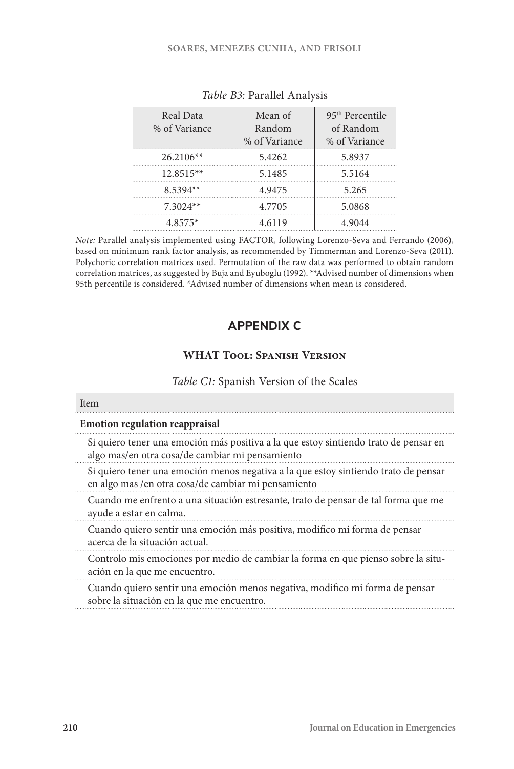*Table B3:* Parallel Analysis

| Real Data % of Variance | Mean of Random % of Variance | 95th Percentile of Random % of Variance |
|---|---|---|
| 26.2106** | 5.4262 | 5.8937 |
| 12.8515** | 5.1485 | 5.5164 |
| 8.5394** | 4.9475 | 5.265 |
| 7.3024** | 4.7705 | 5.0868 |
| 4.8575* | 4.6119 | 4.9044 |

*Note:* Parallel analysis implemented using FACTOR, following Lorenzo-Seva and Ferrando (2006), based on minimum rank factor analysis, as recommended by Timmerman and Lorenzo-Seva (2011). Polychoric correlation matrices used. Permutation of the raw data was performed to obtain random correlation matrices, as suggested by Buja and Eyuboglu (1992). **Advised number of dimensions when 95th percentile is considered. *Advised number of dimensions when mean is considered.

## APPENDIX C

### WHAT Tool: Spanish Version

*Table C1:* Spanish Version of the Scales

| Item |
|---|
| **Emotion regulation reappraisal** |
| Si quiero tener una emoción más positiva a la que estoy sintiendo trato de pensar en algo mas/en otra cosa/de cambiar mi pensamiento |
| Si quiero tener una emoción menos negativa a la que estoy sintiendo trato de pensar en algo mas /en otra cosa/de cambiar mi pensamiento |
| Cuando me enfrento a una situación estresante, trato de pensar de tal forma que me ayude a estar en calma. |
| Cuando quiero sentir una emoción más positiva, modifico mi forma de pensar acerca de la situación actual. |
| Controlo mis emociones por medio de cambiar la forma en que pienso sobre la situación en la que me encuentro. |
| Cuando quiero sentir una emoción menos negativa, modifico mi forma de pensar sobre la situación en la que me encuentro. |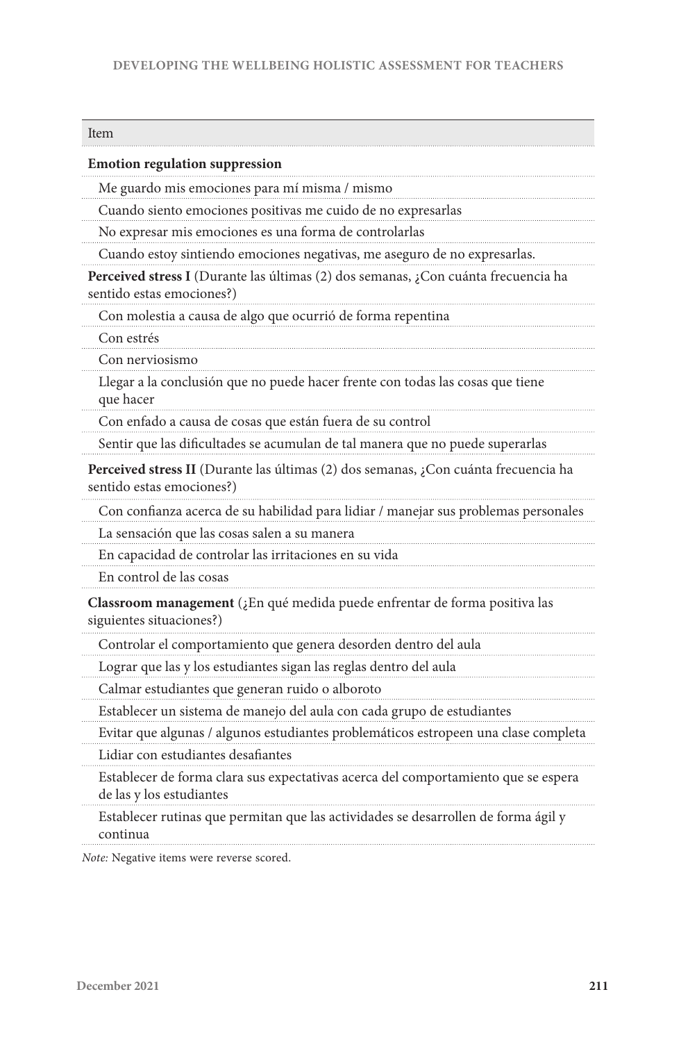| Item |
|---|
| **Emotion regulation suppression** |
| Me guardo mis emociones para mí misma / mismo |
| Cuando siento emociones positivas me cuido de no expresarlas |
| No expresar mis emociones es una forma de controlarlas |
| Cuando estoy sintiendo emociones negativas, me aseguro de no expresarlas. |
| **Perceived stress I** (Durante las últimas (2) dos semanas, ¿Con cuánta frecuencia ha sentido estas emociones?) |
| Con molestia a causa de algo que ocurrió de forma repentina |
| Con estrés |
| Con nerviosismo |
| Llegar a la conclusión que no puede hacer frente con todas las cosas que tiene que hacer |
| Con enfado a causa de cosas que están fuera de su control |
| Sentir que las dificultades se acumulan de tal manera que no puede superarlas |
| **Perceived stress II** (Durante las últimas (2) dos semanas, ¿Con cuánta frecuencia ha sentido estas emociones?) |
| Con confianza acerca de su habilidad para lidiar / manejar sus problemas personales |
| La sensación que las cosas salen a su manera |
| En capacidad de controlar las irritaciones en su vida |
| En control de las cosas |
| **Classroom management** (¿En qué medida puede enfrentar de forma positiva las siguientes situaciones?) |
| Controlar el comportamiento que genera desorden dentro del aula |
| Lograr que las y los estudiantes sigan las reglas dentro del aula |
| Calmar estudiantes que generan ruido o alboroto |
| Establecer un sistema de manejo del aula con cada grupo de estudiantes |
| Evitar que algunas / algunos estudiantes problemáticos estropeen una clase completa |
| Lidiar con estudiantes desafiantes |
| Establecer de forma clara sus expectativas acerca del comportamiento que se espera de las y los estudiantes |
| Establecer rutinas que permitan que las actividades se desarrollen de forma ágil y continua |

*Note:* Negative items were reverse scored.